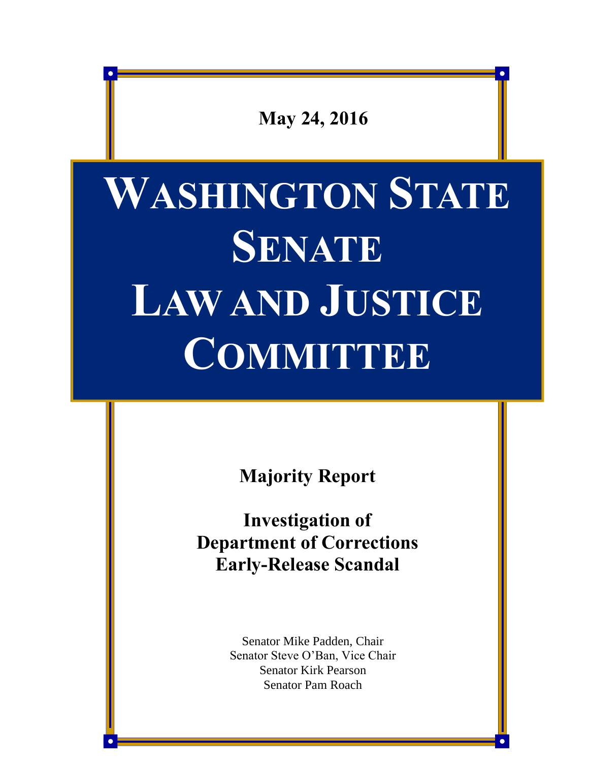**May 24, 2016**

# Washington State Senate Law and Justice Committee

## Majority Report

## Investigation of Department of Corrections Early-Release Scandal

Senator Mike Padden, Chair
Senator Steve O'Ban, Vice Chair
Senator Kirk Pearson
Senator Pam Roach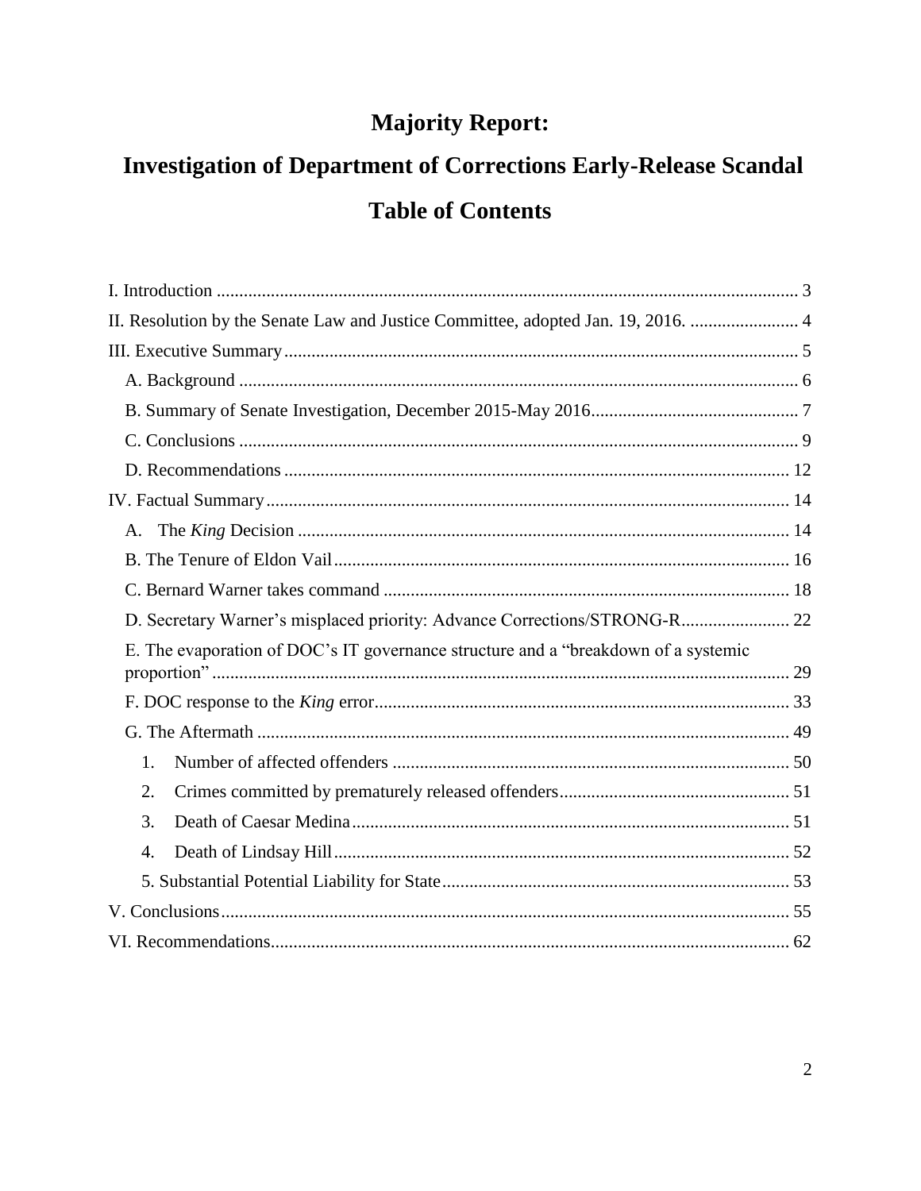# Majority Report:

# Investigation of Department of Corrections Early-Release Scandal

# Table of Contents

I. Introduction ... 3

II. Resolution by the Senate Law and Justice Committee, adopted Jan. 19, 2016. ... 4

III. Executive Summary ... 5

- A. Background ... 6
- B. Summary of Senate Investigation, December 2015-May 2016 ... 7
- C. Conclusions ... 9
- D. Recommendations ... 12

IV. Factual Summary ... 14

- A. The *King* Decision ... 14
- B. The Tenure of Eldon Vail ... 16
- C. Bernard Warner takes command ... 18
- D. Secretary Warner's misplaced priority: Advance Corrections/STRONG-R ... 22
- E. The evaporation of DOC's IT governance structure and a "breakdown of a systemic proportion" ... 29
- F. DOC response to the *King* error ... 33
- G. The Aftermath ... 49
  1. Number of affected offenders ... 50
  2. Crimes committed by prematurely released offenders ... 51
  3. Death of Caesar Medina ... 51
  4. Death of Lindsay Hill ... 52
  5. Substantial Potential Liability for State ... 53

V. Conclusions ... 55

VI. Recommendations ... 62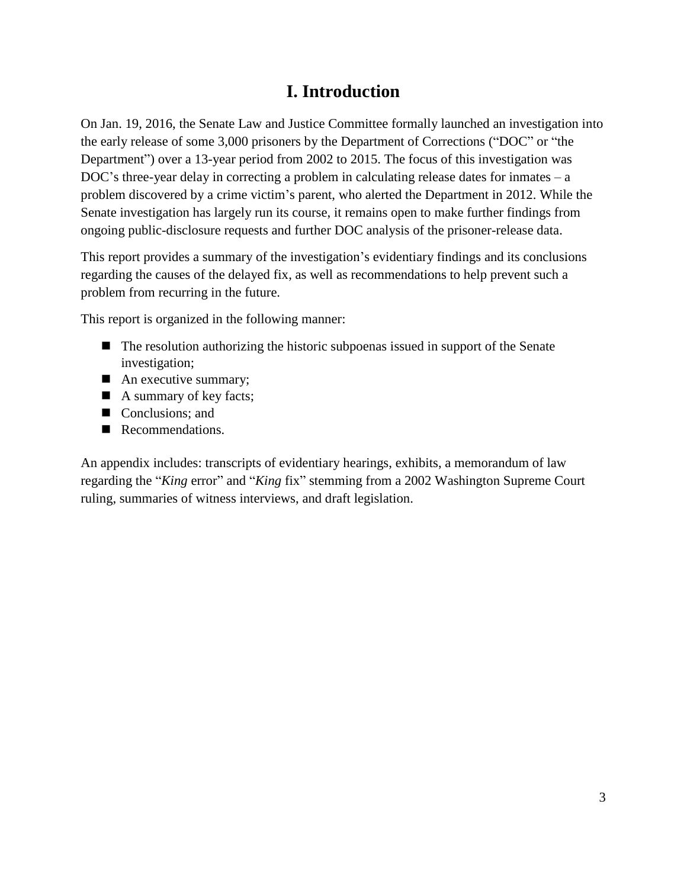# I. Introduction

On Jan. 19, 2016, the Senate Law and Justice Committee formally launched an investigation into the early release of some 3,000 prisoners by the Department of Corrections ("DOC" or "the Department") over a 13-year period from 2002 to 2015. The focus of this investigation was DOC's three-year delay in correcting a problem in calculating release dates for inmates – a problem discovered by a crime victim's parent, who alerted the Department in 2012. While the Senate investigation has largely run its course, it remains open to make further findings from ongoing public-disclosure requests and further DOC analysis of the prisoner-release data.

This report provides a summary of the investigation's evidentiary findings and its conclusions regarding the causes of the delayed fix, as well as recommendations to help prevent such a problem from recurring in the future.

This report is organized in the following manner:

- The resolution authorizing the historic subpoenas issued in support of the Senate investigation;
- An executive summary;
- A summary of key facts;
- Conclusions; and
- Recommendations.

An appendix includes: transcripts of evidentiary hearings, exhibits, a memorandum of law regarding the "*King* error" and "*King* fix" stemming from a 2002 Washington Supreme Court ruling, summaries of witness interviews, and draft legislation.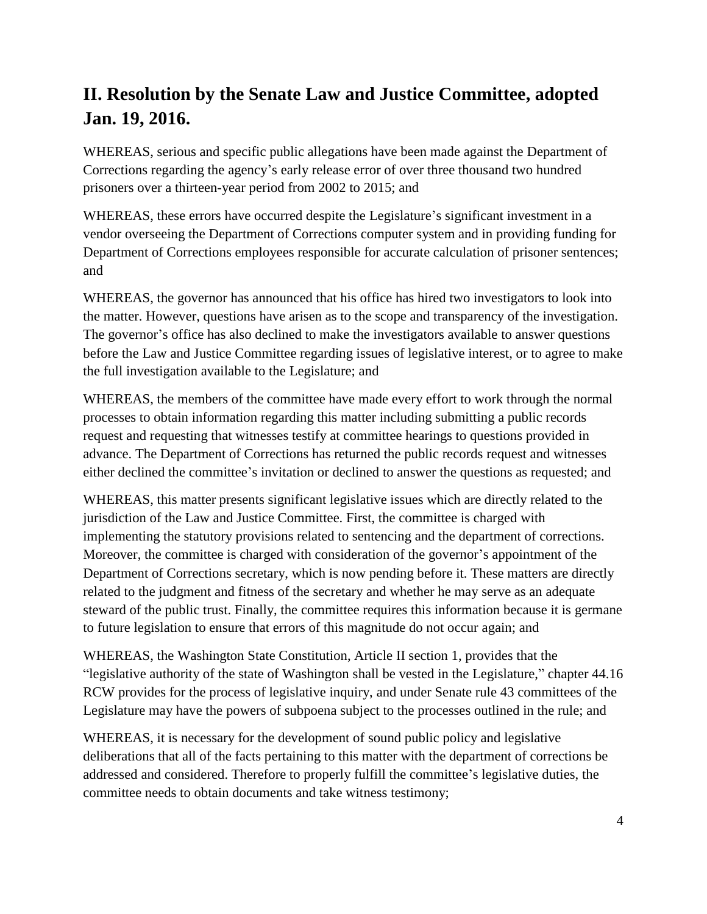## II. Resolution by the Senate Law and Justice Committee, adopted Jan. 19, 2016.

WHEREAS, serious and specific public allegations have been made against the Department of Corrections regarding the agency's early release error of over three thousand two hundred prisoners over a thirteen-year period from 2002 to 2015; and

WHEREAS, these errors have occurred despite the Legislature's significant investment in a vendor overseeing the Department of Corrections computer system and in providing funding for Department of Corrections employees responsible for accurate calculation of prisoner sentences; and

WHEREAS, the governor has announced that his office has hired two investigators to look into the matter. However, questions have arisen as to the scope and transparency of the investigation. The governor's office has also declined to make the investigators available to answer questions before the Law and Justice Committee regarding issues of legislative interest, or to agree to make the full investigation available to the Legislature; and

WHEREAS, the members of the committee have made every effort to work through the normal processes to obtain information regarding this matter including submitting a public records request and requesting that witnesses testify at committee hearings to questions provided in advance. The Department of Corrections has returned the public records request and witnesses either declined the committee's invitation or declined to answer the questions as requested; and

WHEREAS, this matter presents significant legislative issues which are directly related to the jurisdiction of the Law and Justice Committee. First, the committee is charged with implementing the statutory provisions related to sentencing and the department of corrections. Moreover, the committee is charged with consideration of the governor's appointment of the Department of Corrections secretary, which is now pending before it. These matters are directly related to the judgment and fitness of the secretary and whether he may serve as an adequate steward of the public trust. Finally, the committee requires this information because it is germane to future legislation to ensure that errors of this magnitude do not occur again; and

WHEREAS, the Washington State Constitution, Article II section 1, provides that the "legislative authority of the state of Washington shall be vested in the Legislature," chapter 44.16 RCW provides for the process of legislative inquiry, and under Senate rule 43 committees of the Legislature may have the powers of subpoena subject to the processes outlined in the rule; and

WHEREAS, it is necessary for the development of sound public policy and legislative deliberations that all of the facts pertaining to this matter with the department of corrections be addressed and considered. Therefore to properly fulfill the committee's legislative duties, the committee needs to obtain documents and take witness testimony;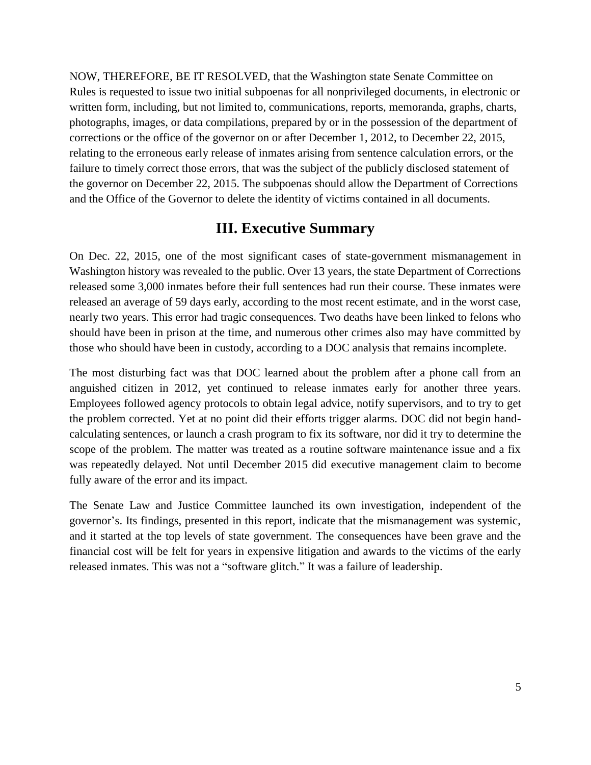NOW, THEREFORE, BE IT RESOLVED, that the Washington state Senate Committee on Rules is requested to issue two initial subpoenas for all nonprivileged documents, in electronic or written form, including, but not limited to, communications, reports, memoranda, graphs, charts, photographs, images, or data compilations, prepared by or in the possession of the department of corrections or the office of the governor on or after December 1, 2012, to December 22, 2015, relating to the erroneous early release of inmates arising from sentence calculation errors, or the failure to timely correct those errors, that was the subject of the publicly disclosed statement of the governor on December 22, 2015. The subpoenas should allow the Department of Corrections and the Office of the Governor to delete the identity of victims contained in all documents.

## III. Executive Summary

On Dec. 22, 2015, one of the most significant cases of state-government mismanagement in Washington history was revealed to the public. Over 13 years, the state Department of Corrections released some 3,000 inmates before their full sentences had run their course. These inmates were released an average of 59 days early, according to the most recent estimate, and in the worst case, nearly two years. This error had tragic consequences. Two deaths have been linked to felons who should have been in prison at the time, and numerous other crimes also may have committed by those who should have been in custody, according to a DOC analysis that remains incomplete.

The most disturbing fact was that DOC learned about the problem after a phone call from an anguished citizen in 2012, yet continued to release inmates early for another three years. Employees followed agency protocols to obtain legal advice, notify supervisors, and to try to get the problem corrected. Yet at no point did their efforts trigger alarms. DOC did not begin hand-calculating sentences, or launch a crash program to fix its software, nor did it try to determine the scope of the problem. The matter was treated as a routine software maintenance issue and a fix was repeatedly delayed. Not until December 2015 did executive management claim to become fully aware of the error and its impact.

The Senate Law and Justice Committee launched its own investigation, independent of the governor's. Its findings, presented in this report, indicate that the mismanagement was systemic, and it started at the top levels of state government. The consequences have been grave and the financial cost will be felt for years in expensive litigation and awards to the victims of the early released inmates. This was not a "software glitch." It was a failure of leadership.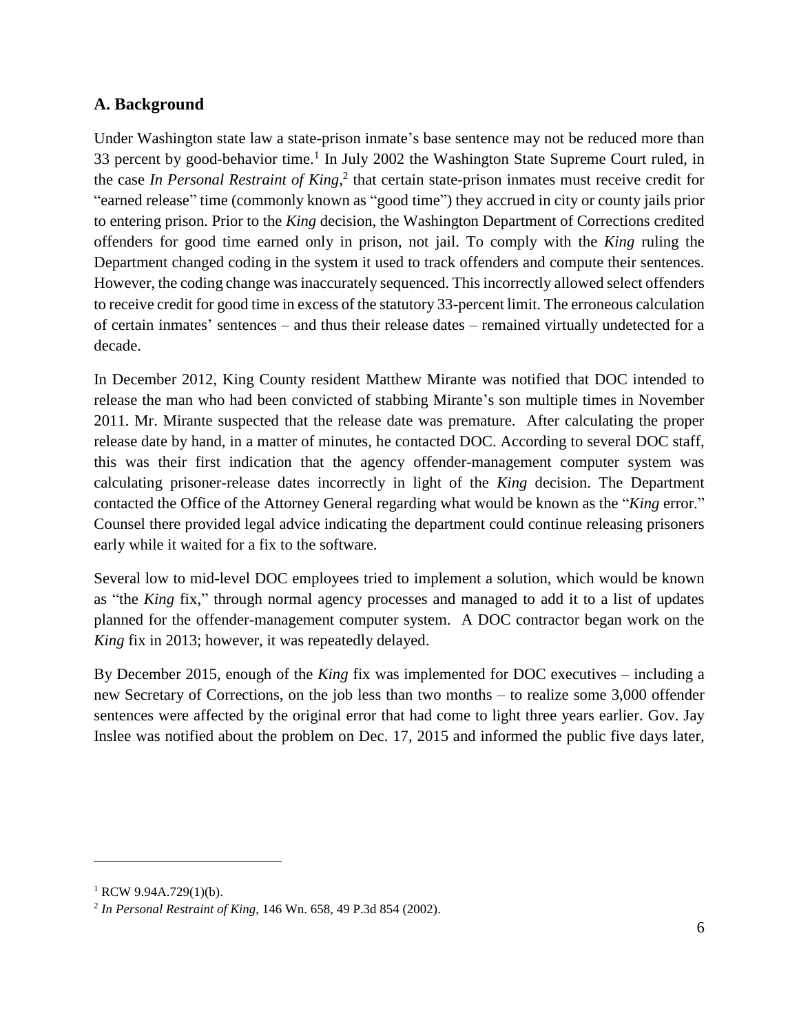## A. Background

Under Washington state law a state-prison inmate's base sentence may not be reduced more than 33 percent by good-behavior time.[1] In July 2002 the Washington State Supreme Court ruled, in the case *In Personal Restraint of King*,[2] that certain state-prison inmates must receive credit for "earned release" time (commonly known as "good time") they accrued in city or county jails prior to entering prison. Prior to the *King* decision, the Washington Department of Corrections credited offenders for good time earned only in prison, not jail. To comply with the *King* ruling the Department changed coding in the system it used to track offenders and compute their sentences. However, the coding change was inaccurately sequenced. This incorrectly allowed select offenders to receive credit for good time in excess of the statutory 33-percent limit. The erroneous calculation of certain inmates' sentences – and thus their release dates – remained virtually undetected for a decade.

In December 2012, King County resident Matthew Mirante was notified that DOC intended to release the man who had been convicted of stabbing Mirante's son multiple times in November 2011. Mr. Mirante suspected that the release date was premature. After calculating the proper release date by hand, in a matter of minutes, he contacted DOC. According to several DOC staff, this was their first indication that the agency offender-management computer system was calculating prisoner-release dates incorrectly in light of the *King* decision. The Department contacted the Office of the Attorney General regarding what would be known as the "*King* error." Counsel there provided legal advice indicating the department could continue releasing prisoners early while it waited for a fix to the software.

Several low to mid-level DOC employees tried to implement a solution, which would be known as "the *King* fix," through normal agency processes and managed to add it to a list of updates planned for the offender-management computer system. A DOC contractor began work on the *King* fix in 2013; however, it was repeatedly delayed.

By December 2015, enough of the *King* fix was implemented for DOC executives – including a new Secretary of Corrections, on the job less than two months – to realize some 3,000 offender sentences were affected by the original error that had come to light three years earlier. Gov. Jay Inslee was notified about the problem on Dec. 17, 2015 and informed the public five days later,

---

[1] RCW 9.94A.729(1)(b).

[2] *In Personal Restraint of King*, 146 Wn. 658, 49 P.3d 854 (2002).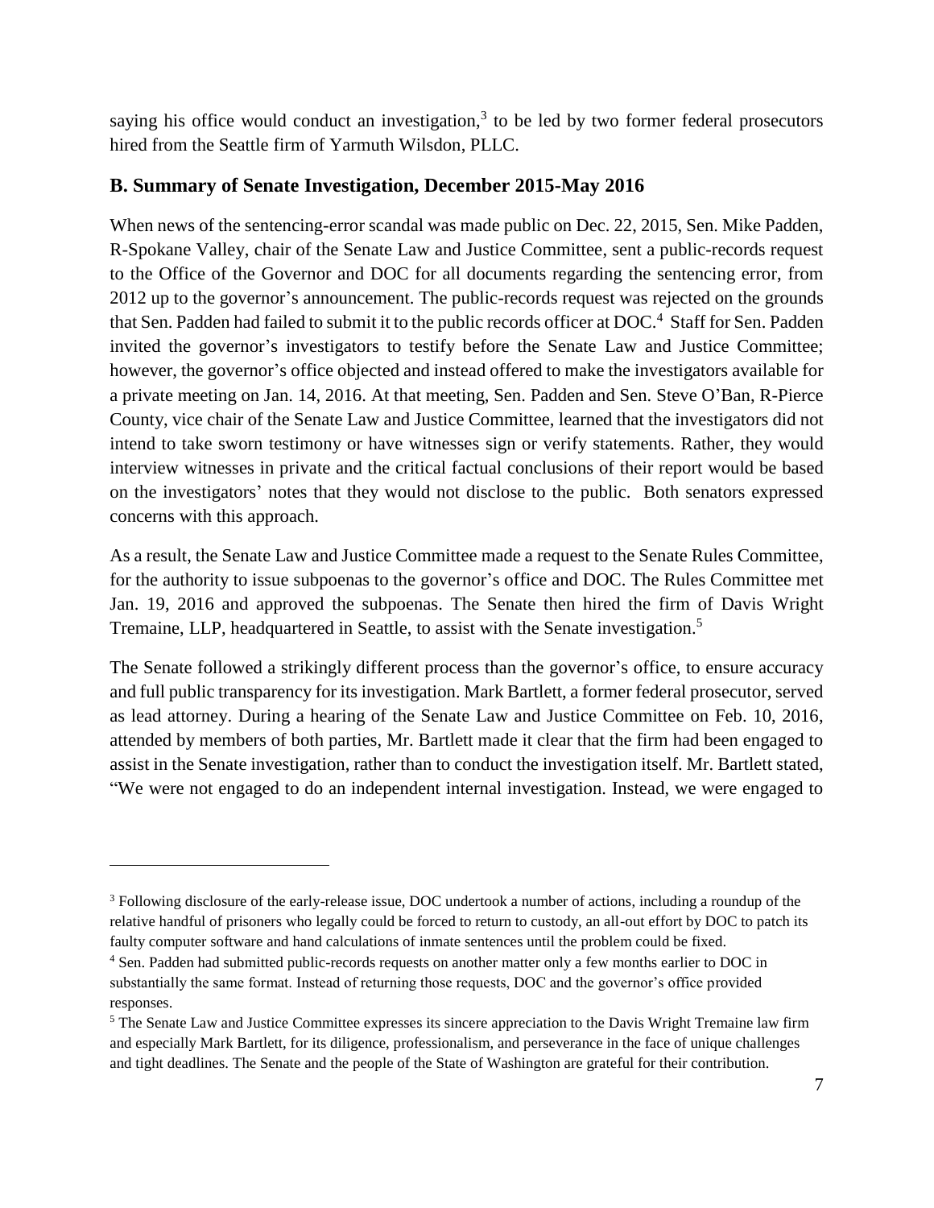saying his office would conduct an investigation,[3] to be led by two former federal prosecutors hired from the Seattle firm of Yarmuth Wilsdon, PLLC.

## B. Summary of Senate Investigation, December 2015-May 2016

When news of the sentencing-error scandal was made public on Dec. 22, 2015, Sen. Mike Padden, R-Spokane Valley, chair of the Senate Law and Justice Committee, sent a public-records request to the Office of the Governor and DOC for all documents regarding the sentencing error, from 2012 up to the governor's announcement. The public-records request was rejected on the grounds that Sen. Padden had failed to submit it to the public records officer at DOC.[4] Staff for Sen. Padden invited the governor's investigators to testify before the Senate Law and Justice Committee; however, the governor's office objected and instead offered to make the investigators available for a private meeting on Jan. 14, 2016. At that meeting, Sen. Padden and Sen. Steve O'Ban, R-Pierce County, vice chair of the Senate Law and Justice Committee, learned that the investigators did not intend to take sworn testimony or have witnesses sign or verify statements. Rather, they would interview witnesses in private and the critical factual conclusions of their report would be based on the investigators' notes that they would not disclose to the public. Both senators expressed concerns with this approach.

As a result, the Senate Law and Justice Committee made a request to the Senate Rules Committee, for the authority to issue subpoenas to the governor's office and DOC. The Rules Committee met Jan. 19, 2016 and approved the subpoenas. The Senate then hired the firm of Davis Wright Tremaine, LLP, headquartered in Seattle, to assist with the Senate investigation.[5]

The Senate followed a strikingly different process than the governor's office, to ensure accuracy and full public transparency for its investigation. Mark Bartlett, a former federal prosecutor, served as lead attorney. During a hearing of the Senate Law and Justice Committee on Feb. 10, 2016, attended by members of both parties, Mr. Bartlett made it clear that the firm had been engaged to assist in the Senate investigation, rather than to conduct the investigation itself. Mr. Bartlett stated, "We were not engaged to do an independent internal investigation. Instead, we were engaged to

---

[3] Following disclosure of the early-release issue, DOC undertook a number of actions, including a roundup of the relative handful of prisoners who legally could be forced to return to custody, an all-out effort by DOC to patch its faulty computer software and hand calculations of inmate sentences until the problem could be fixed.

[4] Sen. Padden had submitted public-records requests on another matter only a few months earlier to DOC in substantially the same format. Instead of returning those requests, DOC and the governor's office provided responses.

[5] The Senate Law and Justice Committee expresses its sincere appreciation to the Davis Wright Tremaine law firm and especially Mark Bartlett, for its diligence, professionalism, and perseverance in the face of unique challenges and tight deadlines. The Senate and the people of the State of Washington are grateful for their contribution.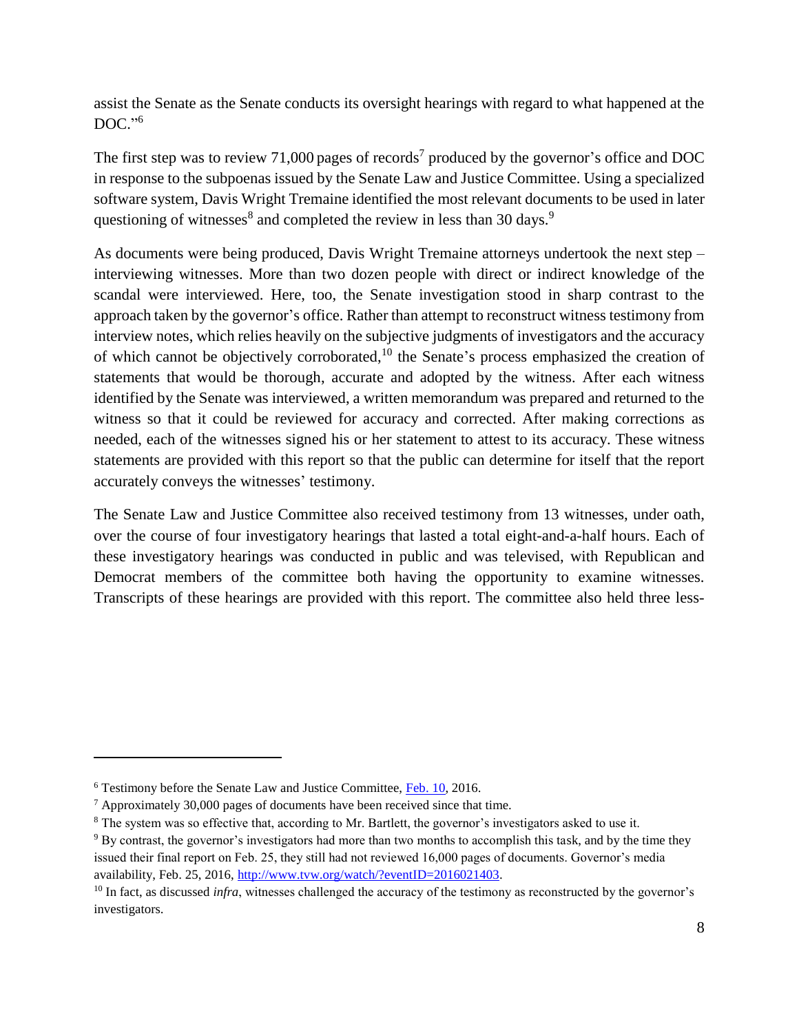assist the Senate as the Senate conducts its oversight hearings with regard to what happened at the DOC."[6]

The first step was to review 71,000 pages of records[7] produced by the governor's office and DOC in response to the subpoenas issued by the Senate Law and Justice Committee. Using a specialized software system, Davis Wright Tremaine identified the most relevant documents to be used in later questioning of witnesses[8] and completed the review in less than 30 days.[9]

As documents were being produced, Davis Wright Tremaine attorneys undertook the next step – interviewing witnesses. More than two dozen people with direct or indirect knowledge of the scandal were interviewed. Here, too, the Senate investigation stood in sharp contrast to the approach taken by the governor's office. Rather than attempt to reconstruct witness testimony from interview notes, which relies heavily on the subjective judgments of investigators and the accuracy of which cannot be objectively corroborated,[10] the Senate's process emphasized the creation of statements that would be thorough, accurate and adopted by the witness. After each witness identified by the Senate was interviewed, a written memorandum was prepared and returned to the witness so that it could be reviewed for accuracy and corrected. After making corrections as needed, each of the witnesses signed his or her statement to attest to its accuracy. These witness statements are provided with this report so that the public can determine for itself that the report accurately conveys the witnesses' testimony.

The Senate Law and Justice Committee also received testimony from 13 witnesses, under oath, over the course of four investigatory hearings that lasted a total eight-and-a-half hours. Each of these investigatory hearings was conducted in public and was televised, with Republican and Democrat members of the committee both having the opportunity to examine witnesses. Transcripts of these hearings are provided with this report. The committee also held three less-

---

[6] Testimony before the Senate Law and Justice Committee, Feb. 10, 2016.

[7] Approximately 30,000 pages of documents have been received since that time.

[8] The system was so effective that, according to Mr. Bartlett, the governor's investigators asked to use it.

[9] By contrast, the governor's investigators had more than two months to accomplish this task, and by the time they issued their final report on Feb. 25, they still had not reviewed 16,000 pages of documents. Governor's media availability, Feb. 25, 2016, http://www.tvw.org/watch/?eventID=2016021403.

[10] In fact, as discussed *infra*, witnesses challenged the accuracy of the testimony as reconstructed by the governor's investigators.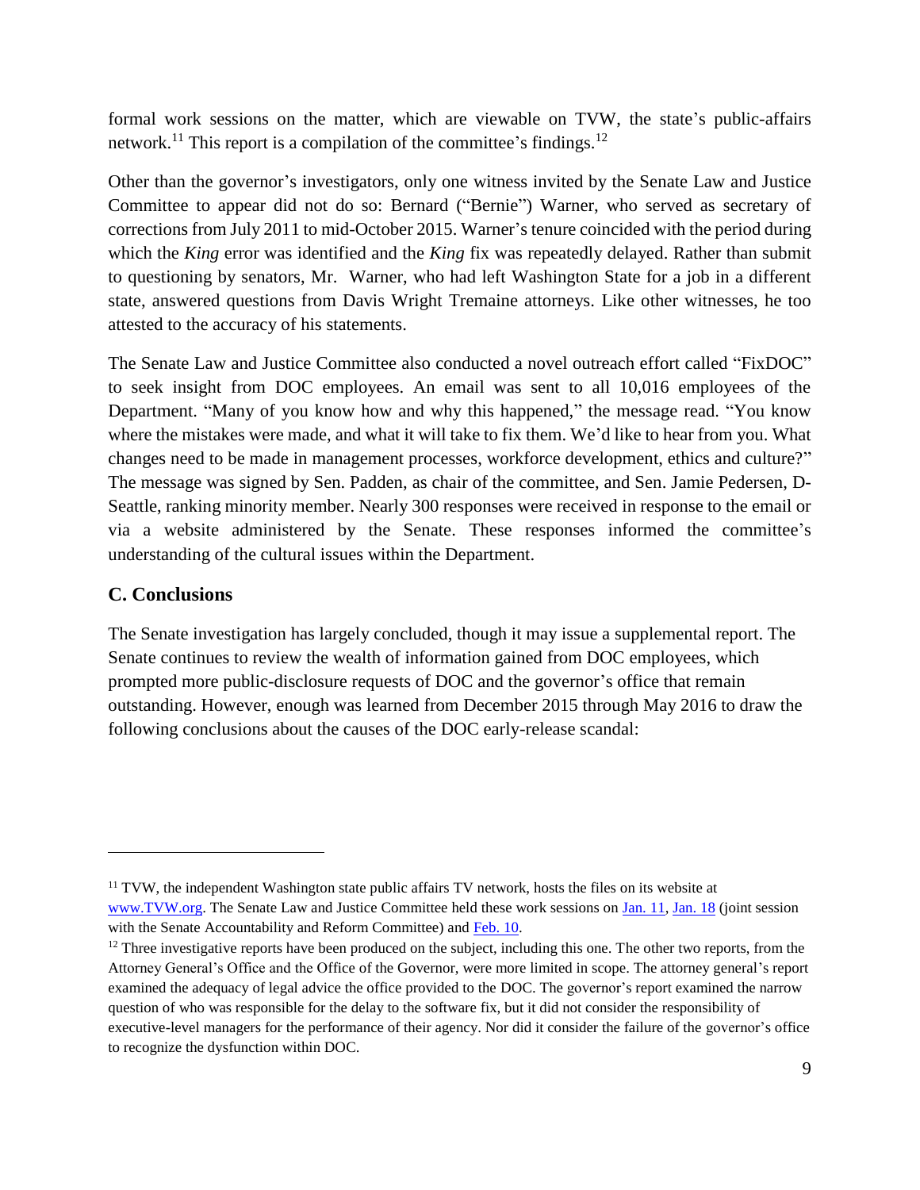formal work sessions on the matter, which are viewable on TVW, the state's public-affairs network.[11] This report is a compilation of the committee's findings.[12]

Other than the governor's investigators, only one witness invited by the Senate Law and Justice Committee to appear did not do so: Bernard ("Bernie") Warner, who served as secretary of corrections from July 2011 to mid-October 2015. Warner's tenure coincided with the period during which the *King* error was identified and the *King* fix was repeatedly delayed. Rather than submit to questioning by senators, Mr. Warner, who had left Washington State for a job in a different state, answered questions from Davis Wright Tremaine attorneys. Like other witnesses, he too attested to the accuracy of his statements.

The Senate Law and Justice Committee also conducted a novel outreach effort called "FixDOC" to seek insight from DOC employees. An email was sent to all 10,016 employees of the Department. "Many of you know how and why this happened," the message read. "You know where the mistakes were made, and what it will take to fix them. We'd like to hear from you. What changes need to be made in management processes, workforce development, ethics and culture?" The message was signed by Sen. Padden, as chair of the committee, and Sen. Jamie Pedersen, D-Seattle, ranking minority member. Nearly 300 responses were received in response to the email or via a website administered by the Senate. These responses informed the committee's understanding of the cultural issues within the Department.

### C. Conclusions

The Senate investigation has largely concluded, though it may issue a supplemental report. The Senate continues to review the wealth of information gained from DOC employees, which prompted more public-disclosure requests of DOC and the governor's office that remain outstanding. However, enough was learned from December 2015 through May 2016 to draw the following conclusions about the causes of the DOC early-release scandal:

---

[11] TVW, the independent Washington state public affairs TV network, hosts the files on its website at www.TVW.org. The Senate Law and Justice Committee held these work sessions on Jan. 11, Jan. 18 (joint session with the Senate Accountability and Reform Committee) and Feb. 10.

[12] Three investigative reports have been produced on the subject, including this one. The other two reports, from the Attorney General's Office and the Office of the Governor, were more limited in scope. The attorney general's report examined the adequacy of legal advice the office provided to the DOC. The governor's report examined the narrow question of who was responsible for the delay to the software fix, but it did not consider the responsibility of executive-level managers for the performance of their agency. Nor did it consider the failure of the governor's office to recognize the dysfunction within DOC.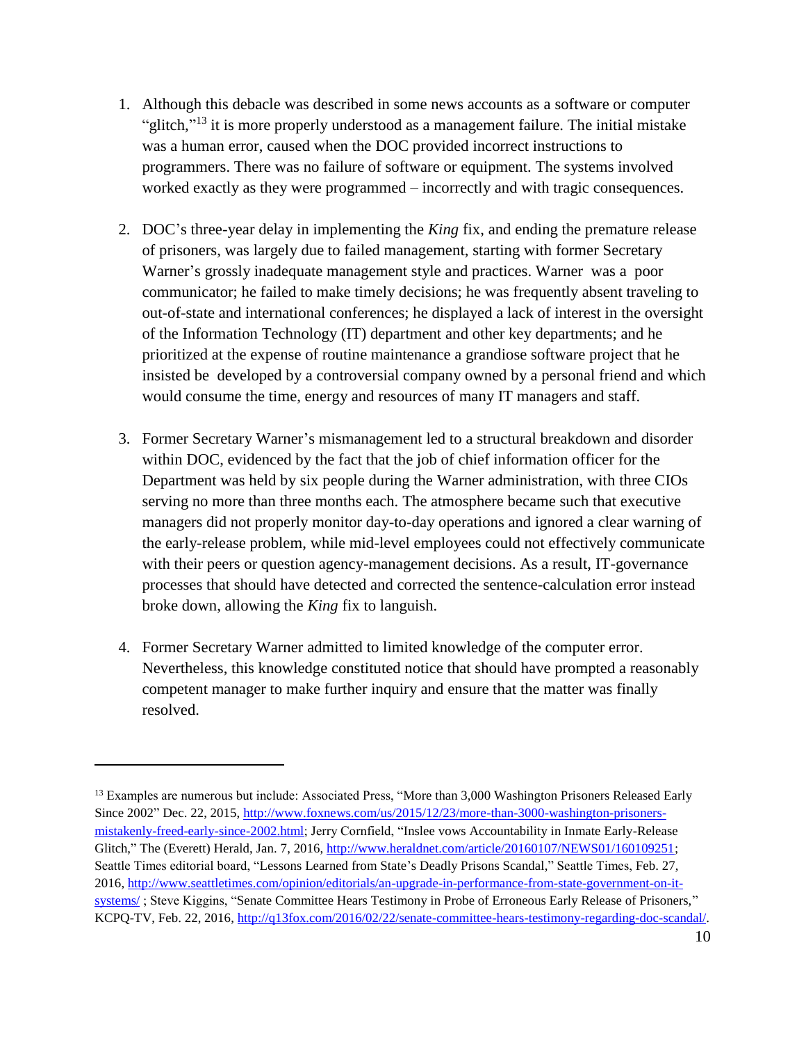1. Although this debacle was described in some news accounts as a software or computer "glitch,"[13] it is more properly understood as a management failure. The initial mistake was a human error, caused when the DOC provided incorrect instructions to programmers. There was no failure of software or equipment. The systems involved worked exactly as they were programmed – incorrectly and with tragic consequences.

2. DOC's three-year delay in implementing the *King* fix, and ending the premature release of prisoners, was largely due to failed management, starting with former Secretary Warner's grossly inadequate management style and practices. Warner was a poor communicator; he failed to make timely decisions; he was frequently absent traveling to out-of-state and international conferences; he displayed a lack of interest in the oversight of the Information Technology (IT) department and other key departments; and he prioritized at the expense of routine maintenance a grandiose software project that he insisted be developed by a controversial company owned by a personal friend and which would consume the time, energy and resources of many IT managers and staff.

3. Former Secretary Warner's mismanagement led to a structural breakdown and disorder within DOC, evidenced by the fact that the job of chief information officer for the Department was held by six people during the Warner administration, with three CIOs serving no more than three months each. The atmosphere became such that executive managers did not properly monitor day-to-day operations and ignored a clear warning of the early-release problem, while mid-level employees could not effectively communicate with their peers or question agency-management decisions. As a result, IT-governance processes that should have detected and corrected the sentence-calculation error instead broke down, allowing the *King* fix to languish.

4. Former Secretary Warner admitted to limited knowledge of the computer error. Nevertheless, this knowledge constituted notice that should have prompted a reasonably competent manager to make further inquiry and ensure that the matter was finally resolved.

---

[13] Examples are numerous but include: Associated Press, "More than 3,000 Washington Prisoners Released Early Since 2002" Dec. 22, 2015, http://www.foxnews.com/us/2015/12/23/more-than-3000-washington-prisoners-mistakenly-freed-early-since-2002.html; Jerry Cornfield, "Inslee vows Accountability in Inmate Early-Release Glitch," The (Everett) Herald, Jan. 7, 2016, http://www.heraldnet.com/article/20160107/NEWS01/160109251; Seattle Times editorial board, "Lessons Learned from State's Deadly Prisons Scandal," Seattle Times, Feb. 27, 2016, http://www.seattletimes.com/opinion/editorials/an-upgrade-in-performance-from-state-government-on-it-systems/ ; Steve Kiggins, "Senate Committee Hears Testimony in Probe of Erroneous Early Release of Prisoners," KCPQ-TV, Feb. 22, 2016, http://q13fox.com/2016/02/22/senate-committee-hears-testimony-regarding-doc-scandal/.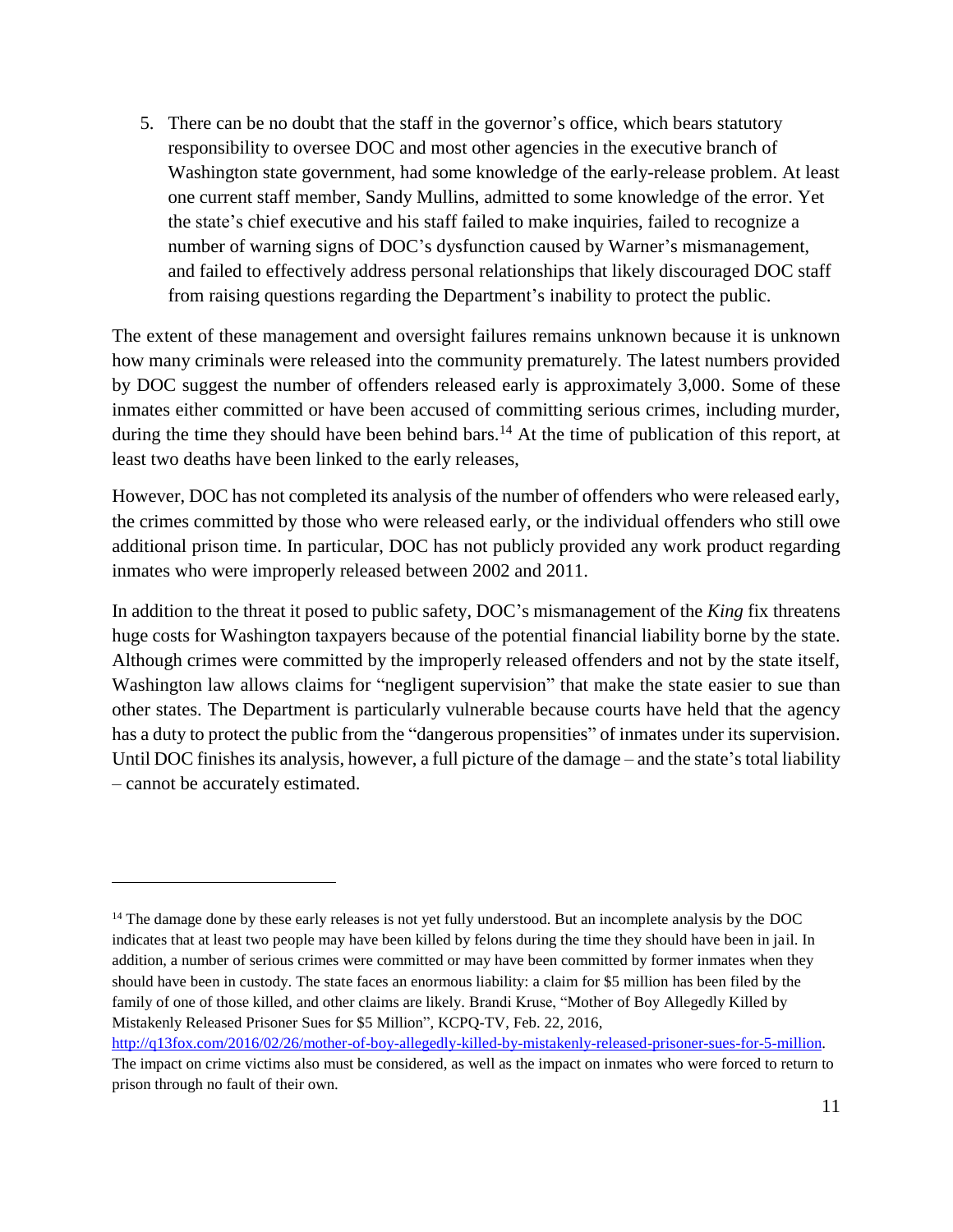5. There can be no doubt that the staff in the governor's office, which bears statutory responsibility to oversee DOC and most other agencies in the executive branch of Washington state government, had some knowledge of the early-release problem. At least one current staff member, Sandy Mullins, admitted to some knowledge of the error. Yet the state's chief executive and his staff failed to make inquiries, failed to recognize a number of warning signs of DOC's dysfunction caused by Warner's mismanagement, and failed to effectively address personal relationships that likely discouraged DOC staff from raising questions regarding the Department's inability to protect the public.

The extent of these management and oversight failures remains unknown because it is unknown how many criminals were released into the community prematurely. The latest numbers provided by DOC suggest the number of offenders released early is approximately 3,000. Some of these inmates either committed or have been accused of committing serious crimes, including murder, during the time they should have been behind bars.[14] At the time of publication of this report, at least two deaths have been linked to the early releases,

However, DOC has not completed its analysis of the number of offenders who were released early, the crimes committed by those who were released early, or the individual offenders who still owe additional prison time. In particular, DOC has not publicly provided any work product regarding inmates who were improperly released between 2002 and 2011.

In addition to the threat it posed to public safety, DOC's mismanagement of the *King* fix threatens huge costs for Washington taxpayers because of the potential financial liability borne by the state. Although crimes were committed by the improperly released offenders and not by the state itself, Washington law allows claims for "negligent supervision" that make the state easier to sue than other states. The Department is particularly vulnerable because courts have held that the agency has a duty to protect the public from the "dangerous propensities" of inmates under its supervision. Until DOC finishes its analysis, however, a full picture of the damage – and the state's total liability – cannot be accurately estimated.

---

[14] The damage done by these early releases is not yet fully understood. But an incomplete analysis by the DOC indicates that at least two people may have been killed by felons during the time they should have been in jail. In addition, a number of serious crimes were committed or may have been committed by former inmates when they should have been in custody. The state faces an enormous liability: a claim for $5 million has been filed by the family of one of those killed, and other claims are likely. Brandi Kruse, "Mother of Boy Allegedly Killed by Mistakenly Released Prisoner Sues for $5 Million", KCPQ-TV, Feb. 22, 2016, http://q13fox.com/2016/02/26/mother-of-boy-allegedly-killed-by-mistakenly-released-prisoner-sues-for-5-million. The impact on crime victims also must be considered, as well as the impact on inmates who were forced to return to prison through no fault of their own.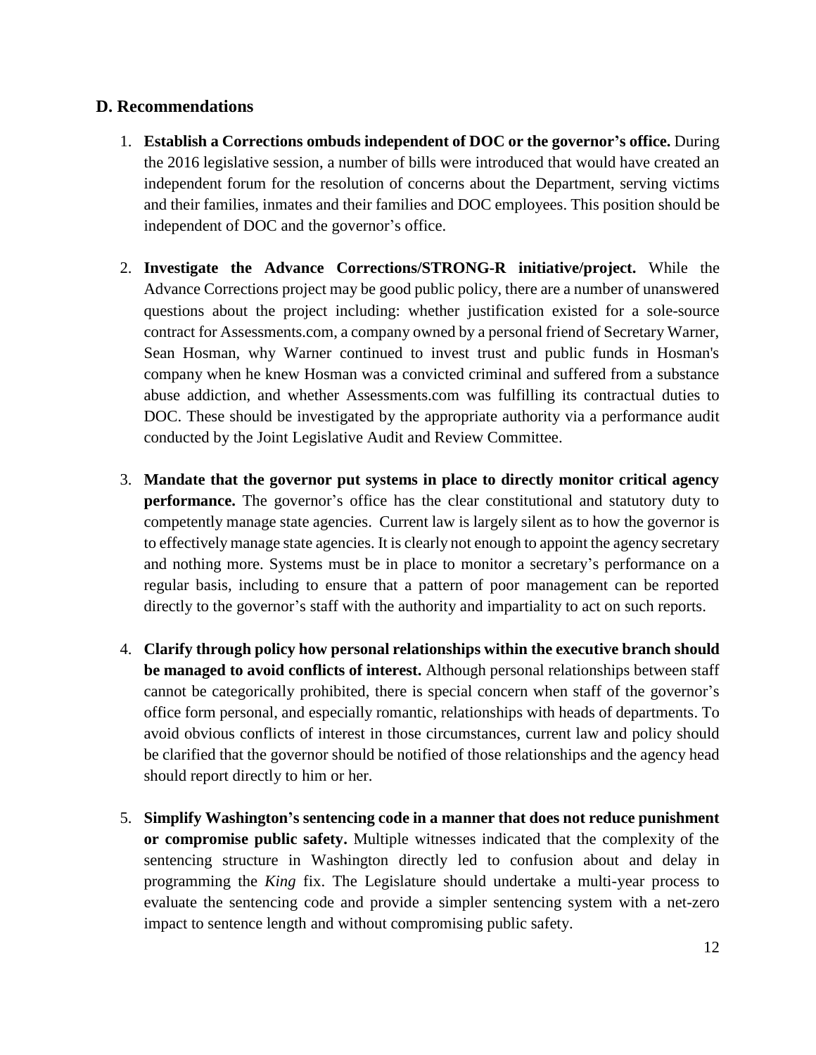## D. Recommendations

1. **Establish a Corrections ombuds independent of DOC or the governor's office.** During the 2016 legislative session, a number of bills were introduced that would have created an independent forum for the resolution of concerns about the Department, serving victims and their families, inmates and their families and DOC employees. This position should be independent of DOC and the governor's office.

2. **Investigate the Advance Corrections/STRONG-R initiative/project.** While the Advance Corrections project may be good public policy, there are a number of unanswered questions about the project including: whether justification existed for a sole-source contract for Assessments.com, a company owned by a personal friend of Secretary Warner, Sean Hosman, why Warner continued to invest trust and public funds in Hosman's company when he knew Hosman was a convicted criminal and suffered from a substance abuse addiction, and whether Assessments.com was fulfilling its contractual duties to DOC. These should be investigated by the appropriate authority via a performance audit conducted by the Joint Legislative Audit and Review Committee.

3. **Mandate that the governor put systems in place to directly monitor critical agency performance.** The governor's office has the clear constitutional and statutory duty to competently manage state agencies. Current law is largely silent as to how the governor is to effectively manage state agencies. It is clearly not enough to appoint the agency secretary and nothing more. Systems must be in place to monitor a secretary's performance on a regular basis, including to ensure that a pattern of poor management can be reported directly to the governor's staff with the authority and impartiality to act on such reports.

4. **Clarify through policy how personal relationships within the executive branch should be managed to avoid conflicts of interest.** Although personal relationships between staff cannot be categorically prohibited, there is special concern when staff of the governor's office form personal, and especially romantic, relationships with heads of departments. To avoid obvious conflicts of interest in those circumstances, current law and policy should be clarified that the governor should be notified of those relationships and the agency head should report directly to him or her.

5. **Simplify Washington's sentencing code in a manner that does not reduce punishment or compromise public safety.** Multiple witnesses indicated that the complexity of the sentencing structure in Washington directly led to confusion about and delay in programming the *King* fix. The Legislature should undertake a multi-year process to evaluate the sentencing code and provide a simpler sentencing system with a net-zero impact to sentence length and without compromising public safety.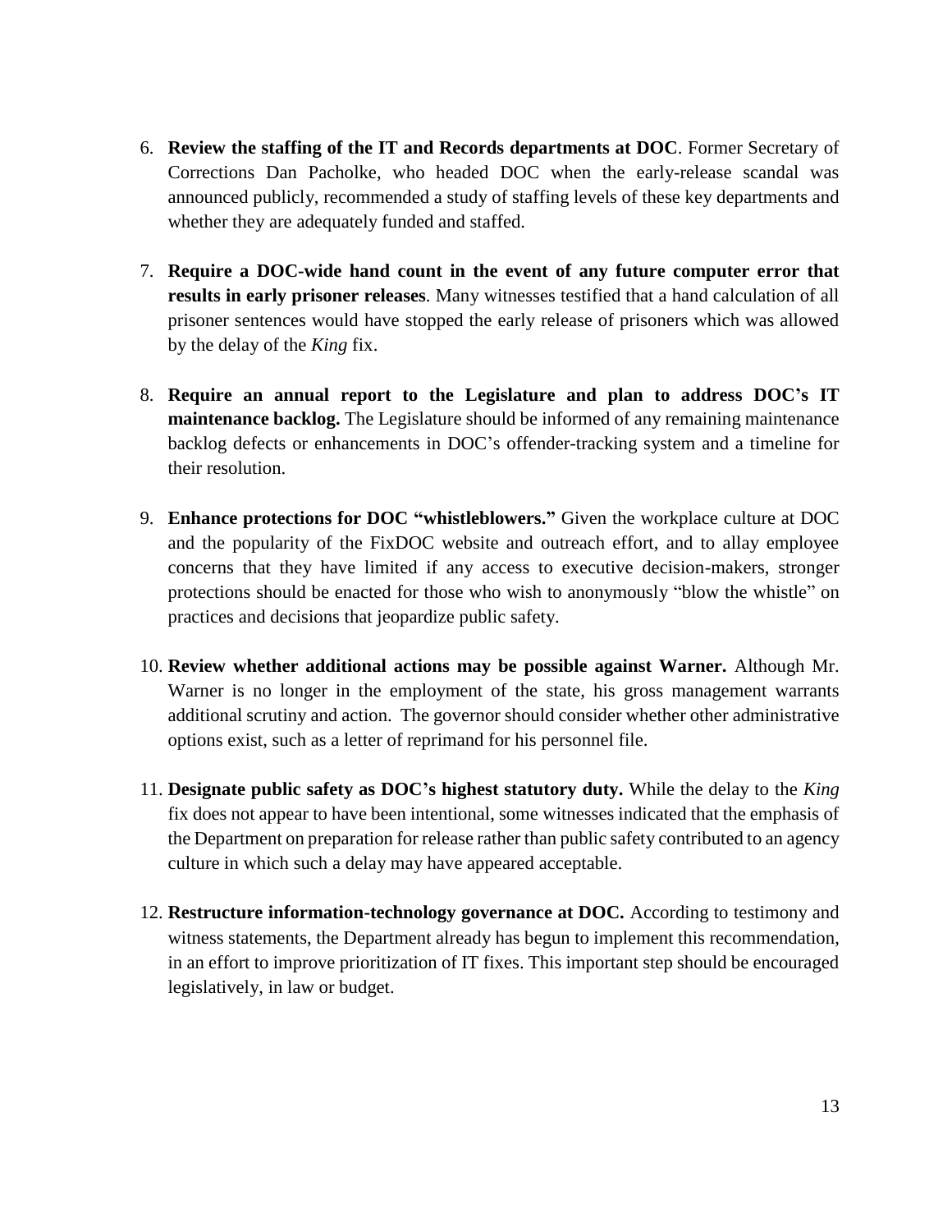6. **Review the staffing of the IT and Records departments at DOC**. Former Secretary of Corrections Dan Pacholke, who headed DOC when the early-release scandal was announced publicly, recommended a study of staffing levels of these key departments and whether they are adequately funded and staffed.

7. **Require a DOC-wide hand count in the event of any future computer error that results in early prisoner releases**. Many witnesses testified that a hand calculation of all prisoner sentences would have stopped the early release of prisoners which was allowed by the delay of the *King* fix.

8. **Require an annual report to the Legislature and plan to address DOC's IT maintenance backlog.** The Legislature should be informed of any remaining maintenance backlog defects or enhancements in DOC's offender-tracking system and a timeline for their resolution.

9. **Enhance protections for DOC "whistleblowers."** Given the workplace culture at DOC and the popularity of the FixDOC website and outreach effort, and to allay employee concerns that they have limited if any access to executive decision-makers, stronger protections should be enacted for those who wish to anonymously "blow the whistle" on practices and decisions that jeopardize public safety.

10. **Review whether additional actions may be possible against Warner.** Although Mr. Warner is no longer in the employment of the state, his gross management warrants additional scrutiny and action. The governor should consider whether other administrative options exist, such as a letter of reprimand for his personnel file.

11. **Designate public safety as DOC's highest statutory duty.** While the delay to the *King* fix does not appear to have been intentional, some witnesses indicated that the emphasis of the Department on preparation for release rather than public safety contributed to an agency culture in which such a delay may have appeared acceptable.

12. **Restructure information-technology governance at DOC.** According to testimony and witness statements, the Department already has begun to implement this recommendation, in an effort to improve prioritization of IT fixes. This important step should be encouraged legislatively, in law or budget.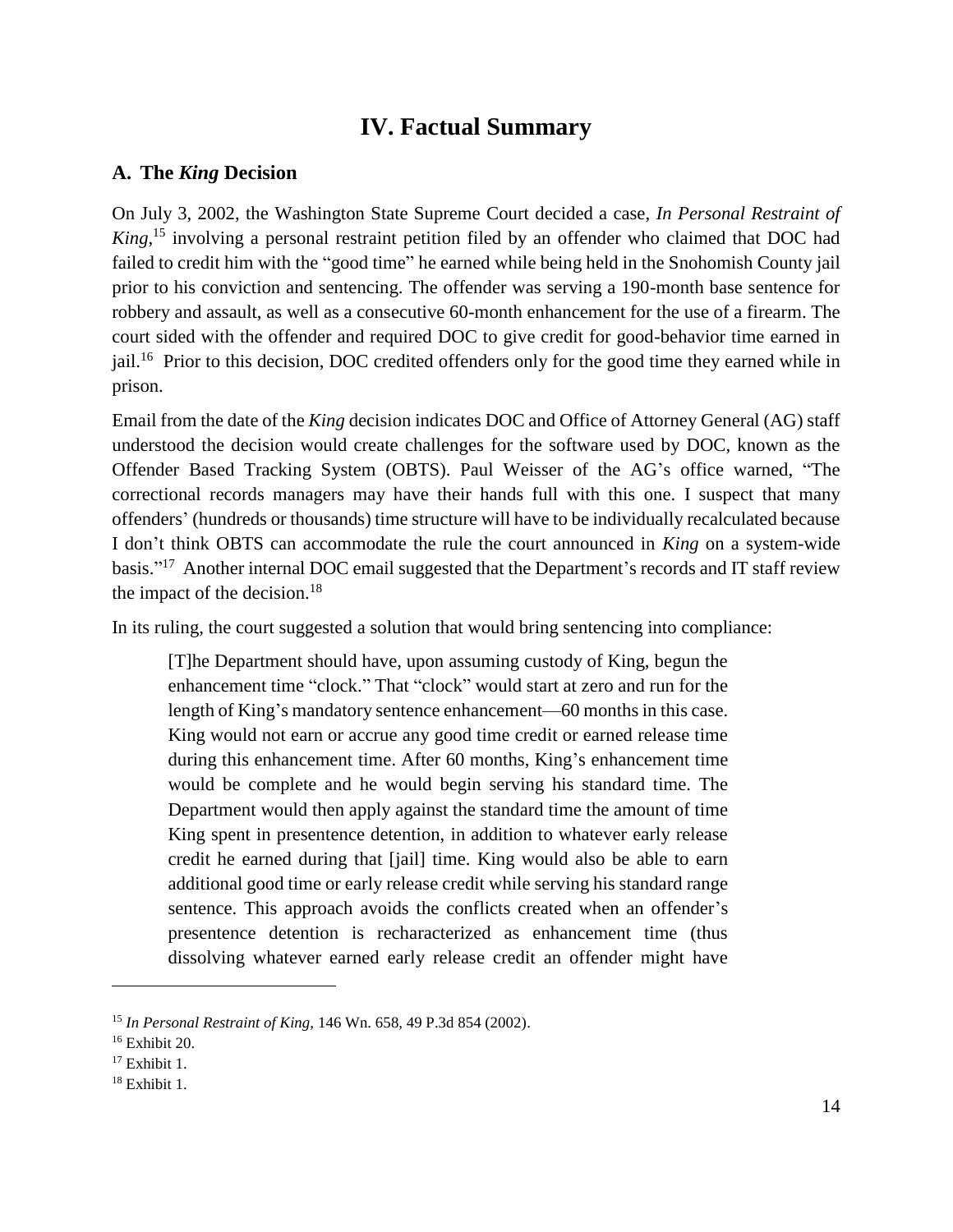# IV. Factual Summary

## A. The *King* Decision

On July 3, 2002, the Washington State Supreme Court decided a case, *In Personal Restraint of King*,[15] involving a personal restraint petition filed by an offender who claimed that DOC had failed to credit him with the "good time" he earned while being held in the Snohomish County jail prior to his conviction and sentencing. The offender was serving a 190-month base sentence for robbery and assault, as well as a consecutive 60-month enhancement for the use of a firearm. The court sided with the offender and required DOC to give credit for good-behavior time earned in jail.[16] Prior to this decision, DOC credited offenders only for the good time they earned while in prison.

Email from the date of the *King* decision indicates DOC and Office of Attorney General (AG) staff understood the decision would create challenges for the software used by DOC, known as the Offender Based Tracking System (OBTS). Paul Weisser of the AG's office warned, "The correctional records managers may have their hands full with this one. I suspect that many offenders' (hundreds or thousands) time structure will have to be individually recalculated because I don't think OBTS can accommodate the rule the court announced in *King* on a system-wide basis."[17] Another internal DOC email suggested that the Department's records and IT staff review the impact of the decision.[18]

In its ruling, the court suggested a solution that would bring sentencing into compliance:

> [T]he Department should have, upon assuming custody of King, begun the enhancement time "clock." That "clock" would start at zero and run for the length of King's mandatory sentence enhancement—60 months in this case. King would not earn or accrue any good time credit or earned release time during this enhancement time. After 60 months, King's enhancement time would be complete and he would begin serving his standard time. The Department would then apply against the standard time the amount of time King spent in presentence detention, in addition to whatever early release credit he earned during that [jail] time. King would also be able to earn additional good time or early release credit while serving his standard range sentence. This approach avoids the conflicts created when an offender's presentence detention is recharacterized as enhancement time (thus dissolving whatever earned early release credit an offender might have

---

[15] *In Personal Restraint of King,* 146 Wn. 658, 49 P.3d 854 (2002).

[16] Exhibit 20.

[17] Exhibit 1.

[18] Exhibit 1.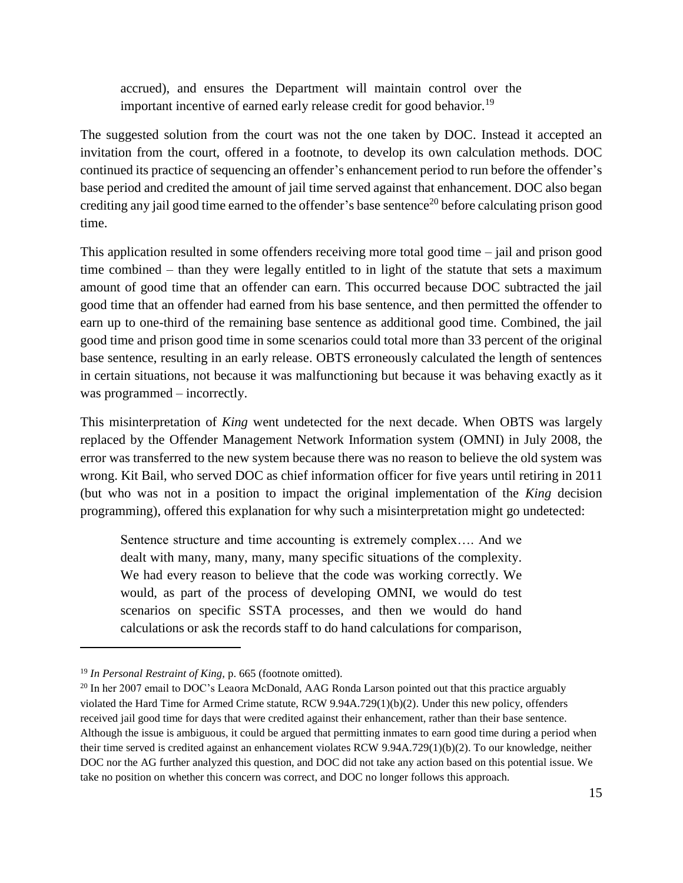> accrued), and ensures the Department will maintain control over the important incentive of earned early release credit for good behavior.[19]

The suggested solution from the court was not the one taken by DOC. Instead it accepted an invitation from the court, offered in a footnote, to develop its own calculation methods. DOC continued its practice of sequencing an offender's enhancement period to run before the offender's base period and credited the amount of jail time served against that enhancement. DOC also began crediting any jail good time earned to the offender's base sentence[20] before calculating prison good time.

This application resulted in some offenders receiving more total good time – jail and prison good time combined – than they were legally entitled to in light of the statute that sets a maximum amount of good time that an offender can earn. This occurred because DOC subtracted the jail good time that an offender had earned from his base sentence, and then permitted the offender to earn up to one-third of the remaining base sentence as additional good time. Combined, the jail good time and prison good time in some scenarios could total more than 33 percent of the original base sentence, resulting in an early release. OBTS erroneously calculated the length of sentences in certain situations, not because it was malfunctioning but because it was behaving exactly as it was programmed – incorrectly.

This misinterpretation of *King* went undetected for the next decade. When OBTS was largely replaced by the Offender Management Network Information system (OMNI) in July 2008, the error was transferred to the new system because there was no reason to believe the old system was wrong. Kit Bail, who served DOC as chief information officer for five years until retiring in 2011 (but who was not in a position to impact the original implementation of the *King* decision programming), offered this explanation for why such a misinterpretation might go undetected:

> Sentence structure and time accounting is extremely complex…. And we dealt with many, many, many, many specific situations of the complexity. We had every reason to believe that the code was working correctly. We would, as part of the process of developing OMNI, we would do test scenarios on specific SSTA processes, and then we would do hand calculations or ask the records staff to do hand calculations for comparison,

---

[19] *In Personal Restraint of King*, p. 665 (footnote omitted).

[20] In her 2007 email to DOC's Leaora McDonald, AAG Ronda Larson pointed out that this practice arguably violated the Hard Time for Armed Crime statute, RCW 9.94A.729(1)(b)(2). Under this new policy, offenders received jail good time for days that were credited against their enhancement, rather than their base sentence. Although the issue is ambiguous, it could be argued that permitting inmates to earn good time during a period when their time served is credited against an enhancement violates RCW 9.94A.729(1)(b)(2). To our knowledge, neither DOC nor the AG further analyzed this question, and DOC did not take any action based on this potential issue. We take no position on whether this concern was correct, and DOC no longer follows this approach.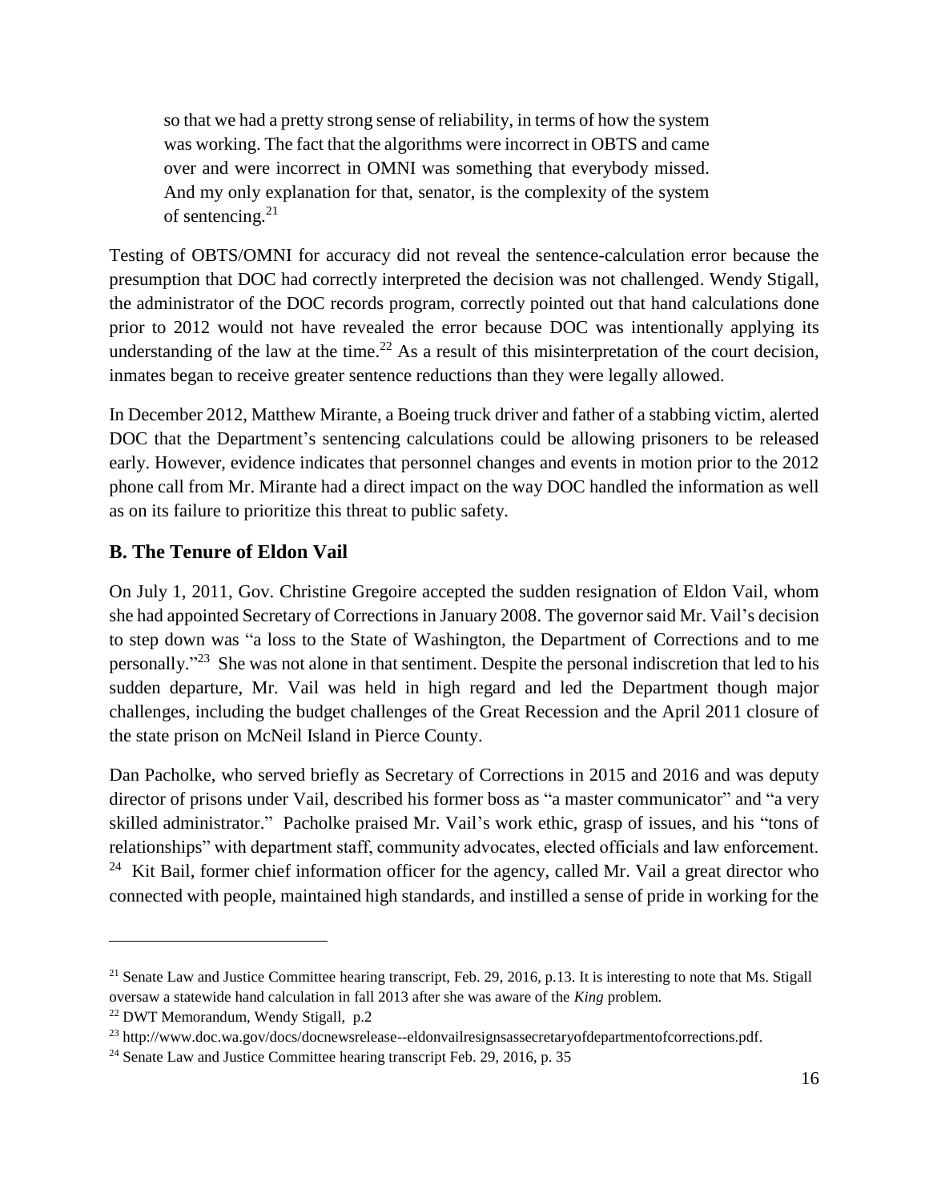> so that we had a pretty strong sense of reliability, in terms of how the system was working. The fact that the algorithms were incorrect in OBTS and came over and were incorrect in OMNI was something that everybody missed. And my only explanation for that, senator, is the complexity of the system of sentencing.[21]

Testing of OBTS/OMNI for accuracy did not reveal the sentence-calculation error because the presumption that DOC had correctly interpreted the decision was not challenged. Wendy Stigall, the administrator of the DOC records program, correctly pointed out that hand calculations done prior to 2012 would not have revealed the error because DOC was intentionally applying its understanding of the law at the time.[22] As a result of this misinterpretation of the court decision, inmates began to receive greater sentence reductions than they were legally allowed.

In December 2012, Matthew Mirante, a Boeing truck driver and father of a stabbing victim, alerted DOC that the Department's sentencing calculations could be allowing prisoners to be released early. However, evidence indicates that personnel changes and events in motion prior to the 2012 phone call from Mr. Mirante had a direct impact on the way DOC handled the information as well as on its failure to prioritize this threat to public safety.

## B. The Tenure of Eldon Vail

On July 1, 2011, Gov. Christine Gregoire accepted the sudden resignation of Eldon Vail, whom she had appointed Secretary of Corrections in January 2008. The governor said Mr. Vail's decision to step down was "a loss to the State of Washington, the Department of Corrections and to me personally."[23] She was not alone in that sentiment. Despite the personal indiscretion that led to his sudden departure, Mr. Vail was held in high regard and led the Department though major challenges, including the budget challenges of the Great Recession and the April 2011 closure of the state prison on McNeil Island in Pierce County.

Dan Pacholke, who served briefly as Secretary of Corrections in 2015 and 2016 and was deputy director of prisons under Vail, described his former boss as "a master communicator" and "a very skilled administrator." Pacholke praised Mr. Vail's work ethic, grasp of issues, and his "tons of relationships" with department staff, community advocates, elected officials and law enforcement.[24] Kit Bail, former chief information officer for the agency, called Mr. Vail a great director who connected with people, maintained high standards, and instilled a sense of pride in working for the

---

[21] Senate Law and Justice Committee hearing transcript, Feb. 29, 2016, p.13. It is interesting to note that Ms. Stigall oversaw a statewide hand calculation in fall 2013 after she was aware of the *King* problem.

[22] DWT Memorandum, Wendy Stigall, p.2

[23] http://www.doc.wa.gov/docs/docnewsrelease--eldonvailresignsassecretaryofdepartmentofcorrections.pdf.

[24] Senate Law and Justice Committee hearing transcript Feb. 29, 2016, p. 35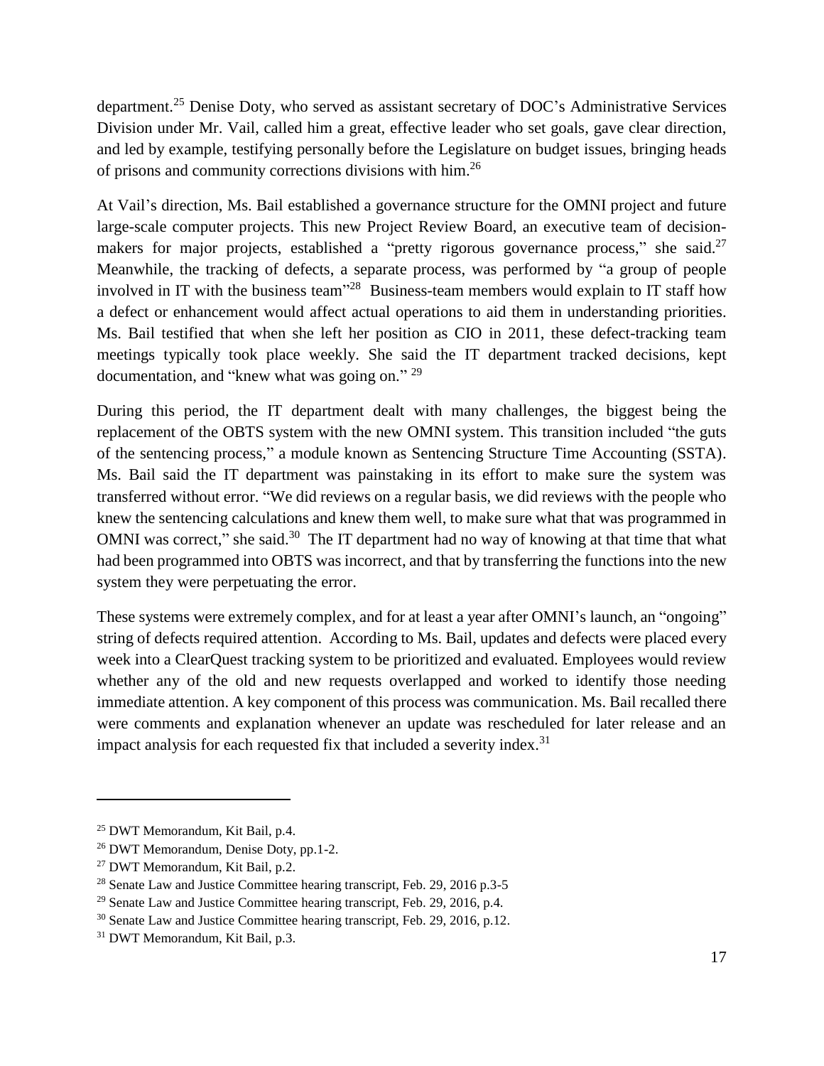department.[25] Denise Doty, who served as assistant secretary of DOC's Administrative Services Division under Mr. Vail, called him a great, effective leader who set goals, gave clear direction, and led by example, testifying personally before the Legislature on budget issues, bringing heads of prisons and community corrections divisions with him.[26]

At Vail's direction, Ms. Bail established a governance structure for the OMNI project and future large-scale computer projects. This new Project Review Board, an executive team of decision-makers for major projects, established a "pretty rigorous governance process," she said.[27] Meanwhile, the tracking of defects, a separate process, was performed by "a group of people involved in IT with the business team"[28] Business-team members would explain to IT staff how a defect or enhancement would affect actual operations to aid them in understanding priorities. Ms. Bail testified that when she left her position as CIO in 2011, these defect-tracking team meetings typically took place weekly. She said the IT department tracked decisions, kept documentation, and "knew what was going on." [29]

During this period, the IT department dealt with many challenges, the biggest being the replacement of the OBTS system with the new OMNI system. This transition included "the guts of the sentencing process," a module known as Sentencing Structure Time Accounting (SSTA). Ms. Bail said the IT department was painstaking in its effort to make sure the system was transferred without error. "We did reviews on a regular basis, we did reviews with the people who knew the sentencing calculations and knew them well, to make sure what that was programmed in OMNI was correct," she said.[30] The IT department had no way of knowing at that time that what had been programmed into OBTS was incorrect, and that by transferring the functions into the new system they were perpetuating the error.

These systems were extremely complex, and for at least a year after OMNI's launch, an "ongoing" string of defects required attention. According to Ms. Bail, updates and defects were placed every week into a ClearQuest tracking system to be prioritized and evaluated. Employees would review whether any of the old and new requests overlapped and worked to identify those needing immediate attention. A key component of this process was communication. Ms. Bail recalled there were comments and explanation whenever an update was rescheduled for later release and an impact analysis for each requested fix that included a severity index.[31]

---

[25] DWT Memorandum, Kit Bail, p.4.

[26] DWT Memorandum, Denise Doty, pp.1-2.

[27] DWT Memorandum, Kit Bail, p.2.

[28] Senate Law and Justice Committee hearing transcript, Feb. 29, 2016 p.3-5

[29] Senate Law and Justice Committee hearing transcript, Feb. 29, 2016, p.4.

[30] Senate Law and Justice Committee hearing transcript, Feb. 29, 2016, p.12.

[31] DWT Memorandum, Kit Bail, p.3.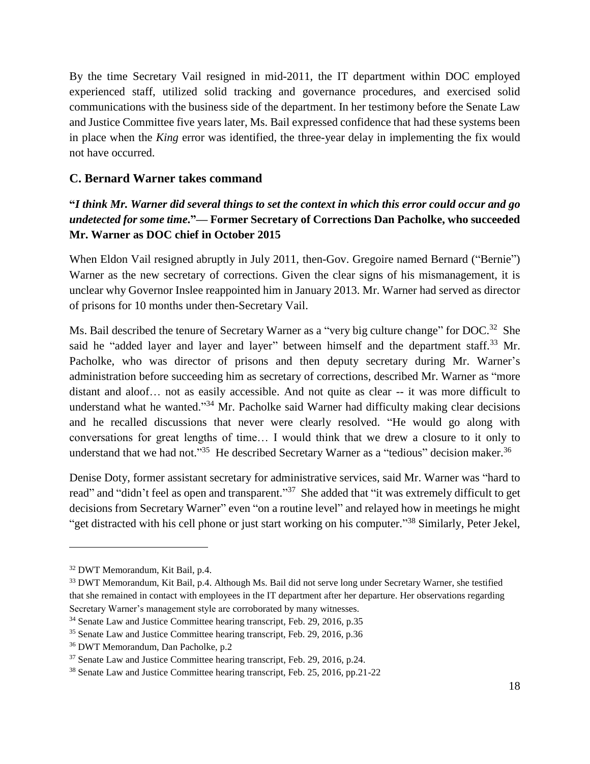By the time Secretary Vail resigned in mid-2011, the IT department within DOC employed experienced staff, utilized solid tracking and governance procedures, and exercised solid communications with the business side of the department. In her testimony before the Senate Law and Justice Committee five years later, Ms. Bail expressed confidence that had these systems been in place when the *King* error was identified, the three-year delay in implementing the fix would not have occurred.

## C. Bernard Warner takes command

**"*I think Mr. Warner did several things to set the context in which this error could occur and go undetected for some time.*"— Former Secretary of Corrections Dan Pacholke, who succeeded Mr. Warner as DOC chief in October 2015**

When Eldon Vail resigned abruptly in July 2011, then-Gov. Gregoire named Bernard ("Bernie") Warner as the new secretary of corrections. Given the clear signs of his mismanagement, it is unclear why Governor Inslee reappointed him in January 2013. Mr. Warner had served as director of prisons for 10 months under then-Secretary Vail.

Ms. Bail described the tenure of Secretary Warner as a "very big culture change" for DOC.[32] She said he "added layer and layer and layer" between himself and the department staff.[33] Mr. Pacholke, who was director of prisons and then deputy secretary during Mr. Warner's administration before succeeding him as secretary of corrections, described Mr. Warner as "more distant and aloof… not as easily accessible. And not quite as clear -- it was more difficult to understand what he wanted."[34] Mr. Pacholke said Warner had difficulty making clear decisions and he recalled discussions that never were clearly resolved. "He would go along with conversations for great lengths of time… I would think that we drew a closure to it only to understand that we had not."[35] He described Secretary Warner as a "tedious" decision maker.[36]

Denise Doty, former assistant secretary for administrative services, said Mr. Warner was "hard to read" and "didn't feel as open and transparent."[37] She added that "it was extremely difficult to get decisions from Secretary Warner" even "on a routine level" and relayed how in meetings he might "get distracted with his cell phone or just start working on his computer."[38] Similarly, Peter Jekel,

---

[32] DWT Memorandum, Kit Bail, p.4.

[33] DWT Memorandum, Kit Bail, p.4. Although Ms. Bail did not serve long under Secretary Warner, she testified that she remained in contact with employees in the IT department after her departure. Her observations regarding Secretary Warner's management style are corroborated by many witnesses.

[34] Senate Law and Justice Committee hearing transcript, Feb. 29, 2016, p.35

[35] Senate Law and Justice Committee hearing transcript, Feb. 29, 2016, p.36

[36] DWT Memorandum, Dan Pacholke, p.2

[37] Senate Law and Justice Committee hearing transcript, Feb. 29, 2016, p.24.

[38] Senate Law and Justice Committee hearing transcript, Feb. 25, 2016, pp.21-22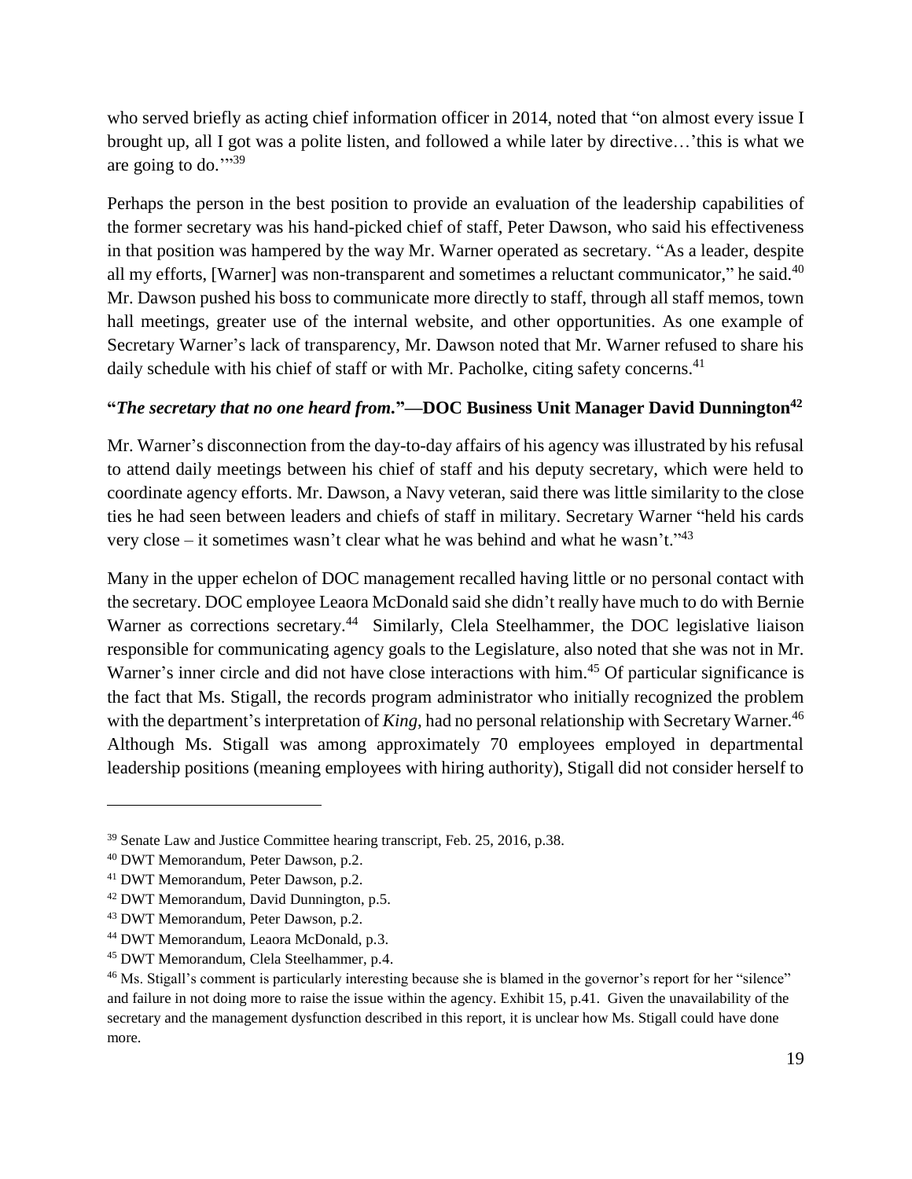who served briefly as acting chief information officer in 2014, noted that "on almost every issue I brought up, all I got was a polite listen, and followed a while later by directive…'this is what we are going to do.'"[39]

Perhaps the person in the best position to provide an evaluation of the leadership capabilities of the former secretary was his hand-picked chief of staff, Peter Dawson, who said his effectiveness in that position was hampered by the way Mr. Warner operated as secretary. "As a leader, despite all my efforts, [Warner] was non-transparent and sometimes a reluctant communicator," he said.[40] Mr. Dawson pushed his boss to communicate more directly to staff, through all staff memos, town hall meetings, greater use of the internal website, and other opportunities. As one example of Secretary Warner's lack of transparency, Mr. Dawson noted that Mr. Warner refused to share his daily schedule with his chief of staff or with Mr. Pacholke, citing safety concerns.[41]

**"*The secretary that no one heard from.*"—DOC Business Unit Manager David Dunnington[42]**

Mr. Warner's disconnection from the day-to-day affairs of his agency was illustrated by his refusal to attend daily meetings between his chief of staff and his deputy secretary, which were held to coordinate agency efforts. Mr. Dawson, a Navy veteran, said there was little similarity to the close ties he had seen between leaders and chiefs of staff in military. Secretary Warner "held his cards very close – it sometimes wasn't clear what he was behind and what he wasn't."[43]

Many in the upper echelon of DOC management recalled having little or no personal contact with the secretary. DOC employee Leaora McDonald said she didn't really have much to do with Bernie Warner as corrections secretary.[44] Similarly, Clela Steelhammer, the DOC legislative liaison responsible for communicating agency goals to the Legislature, also noted that she was not in Mr. Warner's inner circle and did not have close interactions with him.[45] Of particular significance is the fact that Ms. Stigall, the records program administrator who initially recognized the problem with the department's interpretation of *King*, had no personal relationship with Secretary Warner.[46] Although Ms. Stigall was among approximately 70 employees employed in departmental leadership positions (meaning employees with hiring authority), Stigall did not consider herself to

---

[39] Senate Law and Justice Committee hearing transcript, Feb. 25, 2016, p.38.

[40] DWT Memorandum, Peter Dawson, p.2.

[41] DWT Memorandum, Peter Dawson, p.2.

[42] DWT Memorandum, David Dunnington, p.5.

[43] DWT Memorandum, Peter Dawson, p.2.

[44] DWT Memorandum, Leaora McDonald, p.3.

[45] DWT Memorandum, Clela Steelhammer, p.4.

[46] Ms. Stigall's comment is particularly interesting because she is blamed in the governor's report for her "silence" and failure in not doing more to raise the issue within the agency. Exhibit 15, p.41. Given the unavailability of the secretary and the management dysfunction described in this report, it is unclear how Ms. Stigall could have done more.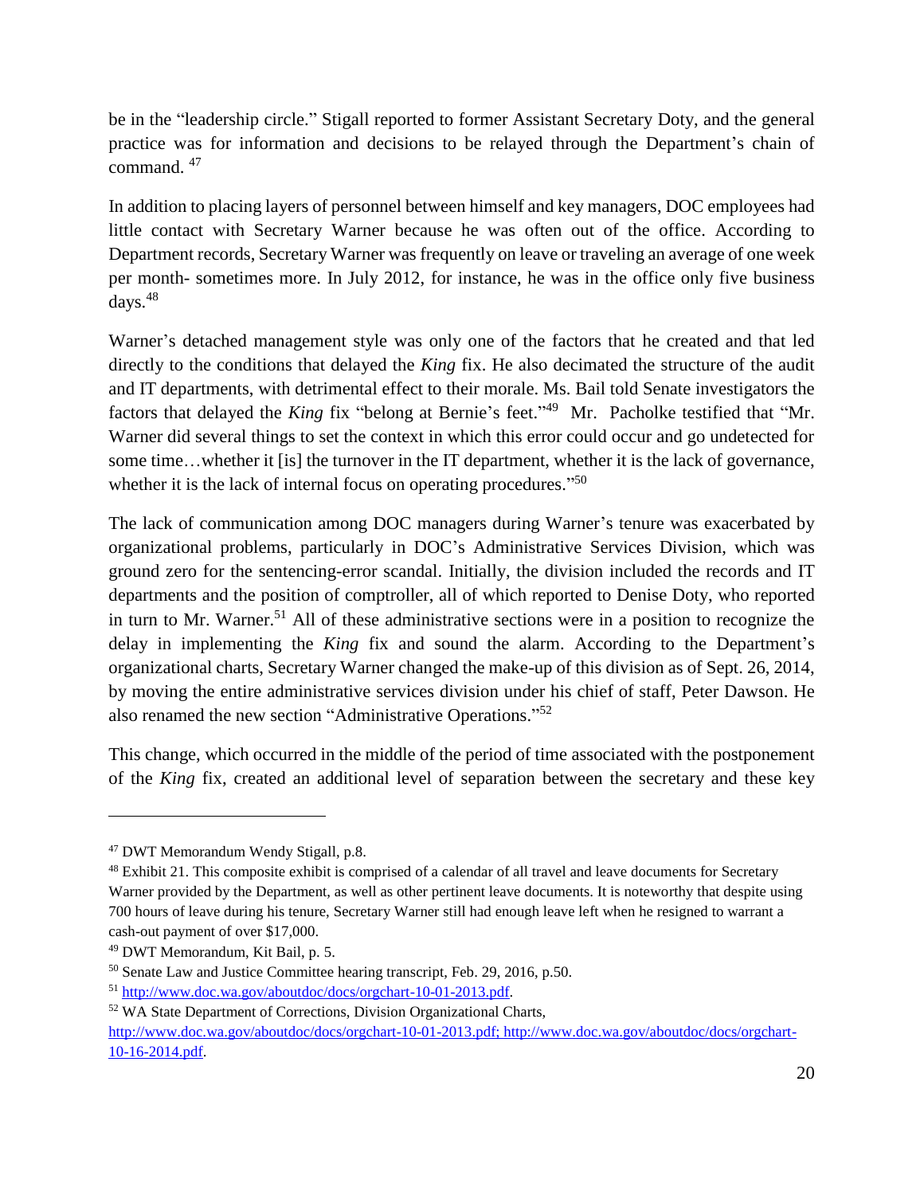be in the "leadership circle." Stigall reported to former Assistant Secretary Doty, and the general practice was for information and decisions to be relayed through the Department's chain of command. [47]

In addition to placing layers of personnel between himself and key managers, DOC employees had little contact with Secretary Warner because he was often out of the office. According to Department records, Secretary Warner was frequently on leave or traveling an average of one week per month- sometimes more. In July 2012, for instance, he was in the office only five business days.[48]

Warner's detached management style was only one of the factors that he created and that led directly to the conditions that delayed the *King* fix. He also decimated the structure of the audit and IT departments, with detrimental effect to their morale. Ms. Bail told Senate investigators the factors that delayed the *King* fix "belong at Bernie's feet."[49] Mr. Pacholke testified that "Mr. Warner did several things to set the context in which this error could occur and go undetected for some time…whether it [is] the turnover in the IT department, whether it is the lack of governance, whether it is the lack of internal focus on operating procedures."[50]

The lack of communication among DOC managers during Warner's tenure was exacerbated by organizational problems, particularly in DOC's Administrative Services Division, which was ground zero for the sentencing-error scandal. Initially, the division included the records and IT departments and the position of comptroller, all of which reported to Denise Doty, who reported in turn to Mr. Warner.[51] All of these administrative sections were in a position to recognize the delay in implementing the *King* fix and sound the alarm. According to the Department's organizational charts, Secretary Warner changed the make-up of this division as of Sept. 26, 2014, by moving the entire administrative services division under his chief of staff, Peter Dawson. He also renamed the new section "Administrative Operations."[52]

This change, which occurred in the middle of the period of time associated with the postponement of the *King* fix, created an additional level of separation between the secretary and these key

---

[47] DWT Memorandum Wendy Stigall, p.8.

[48] Exhibit 21. This composite exhibit is comprised of a calendar of all travel and leave documents for Secretary Warner provided by the Department, as well as other pertinent leave documents. It is noteworthy that despite using 700 hours of leave during his tenure, Secretary Warner still had enough leave left when he resigned to warrant a cash-out payment of over $17,000.

[49] DWT Memorandum, Kit Bail, p. 5.

[50] Senate Law and Justice Committee hearing transcript, Feb. 29, 2016, p.50.

[51] http://www.doc.wa.gov/aboutdoc/docs/orgchart-10-01-2013.pdf.

[52] WA State Department of Corrections, Division Organizational Charts, http://www.doc.wa.gov/aboutdoc/docs/orgchart-10-01-2013.pdf; http://www.doc.wa.gov/aboutdoc/docs/orgchart-10-16-2014.pdf.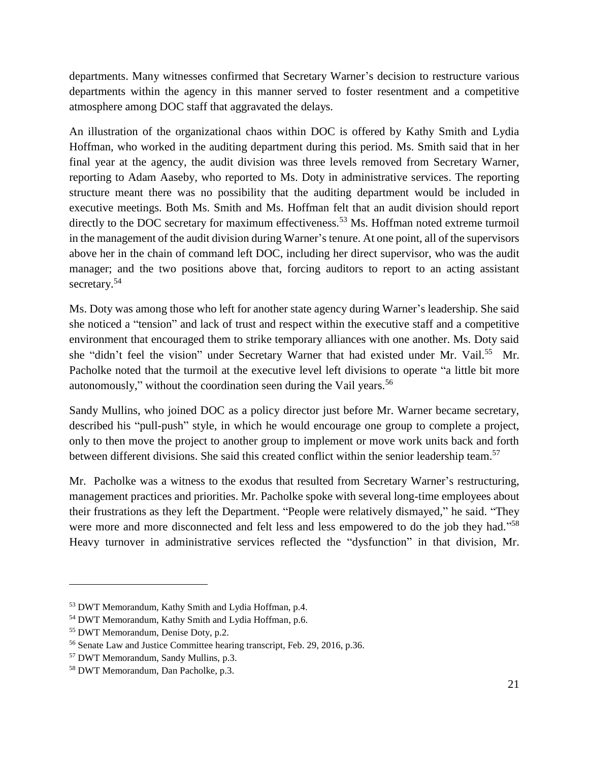departments. Many witnesses confirmed that Secretary Warner's decision to restructure various departments within the agency in this manner served to foster resentment and a competitive atmosphere among DOC staff that aggravated the delays.

An illustration of the organizational chaos within DOC is offered by Kathy Smith and Lydia Hoffman, who worked in the auditing department during this period. Ms. Smith said that in her final year at the agency, the audit division was three levels removed from Secretary Warner, reporting to Adam Aaseby, who reported to Ms. Doty in administrative services. The reporting structure meant there was no possibility that the auditing department would be included in executive meetings. Both Ms. Smith and Ms. Hoffman felt that an audit division should report directly to the DOC secretary for maximum effectiveness.[53] Ms. Hoffman noted extreme turmoil in the management of the audit division during Warner's tenure. At one point, all of the supervisors above her in the chain of command left DOC, including her direct supervisor, who was the audit manager; and the two positions above that, forcing auditors to report to an acting assistant secretary.[54]

Ms. Doty was among those who left for another state agency during Warner's leadership. She said she noticed a "tension" and lack of trust and respect within the executive staff and a competitive environment that encouraged them to strike temporary alliances with one another. Ms. Doty said she "didn't feel the vision" under Secretary Warner that had existed under Mr. Vail.[55] Mr. Pacholke noted that the turmoil at the executive level left divisions to operate "a little bit more autonomously," without the coordination seen during the Vail years.[56]

Sandy Mullins, who joined DOC as a policy director just before Mr. Warner became secretary, described his "pull-push" style, in which he would encourage one group to complete a project, only to then move the project to another group to implement or move work units back and forth between different divisions. She said this created conflict within the senior leadership team.[57]

Mr. Pacholke was a witness to the exodus that resulted from Secretary Warner's restructuring, management practices and priorities. Mr. Pacholke spoke with several long-time employees about their frustrations as they left the Department. "People were relatively dismayed," he said. "They were more and more disconnected and felt less and less empowered to do the job they had."[58] Heavy turnover in administrative services reflected the "dysfunction" in that division, Mr.

---

[53] DWT Memorandum, Kathy Smith and Lydia Hoffman, p.4.

[54] DWT Memorandum, Kathy Smith and Lydia Hoffman, p.6.

[55] DWT Memorandum, Denise Doty, p.2.

[56] Senate Law and Justice Committee hearing transcript, Feb. 29, 2016, p.36.

[57] DWT Memorandum, Sandy Mullins, p.3.

[58] DWT Memorandum, Dan Pacholke, p.3.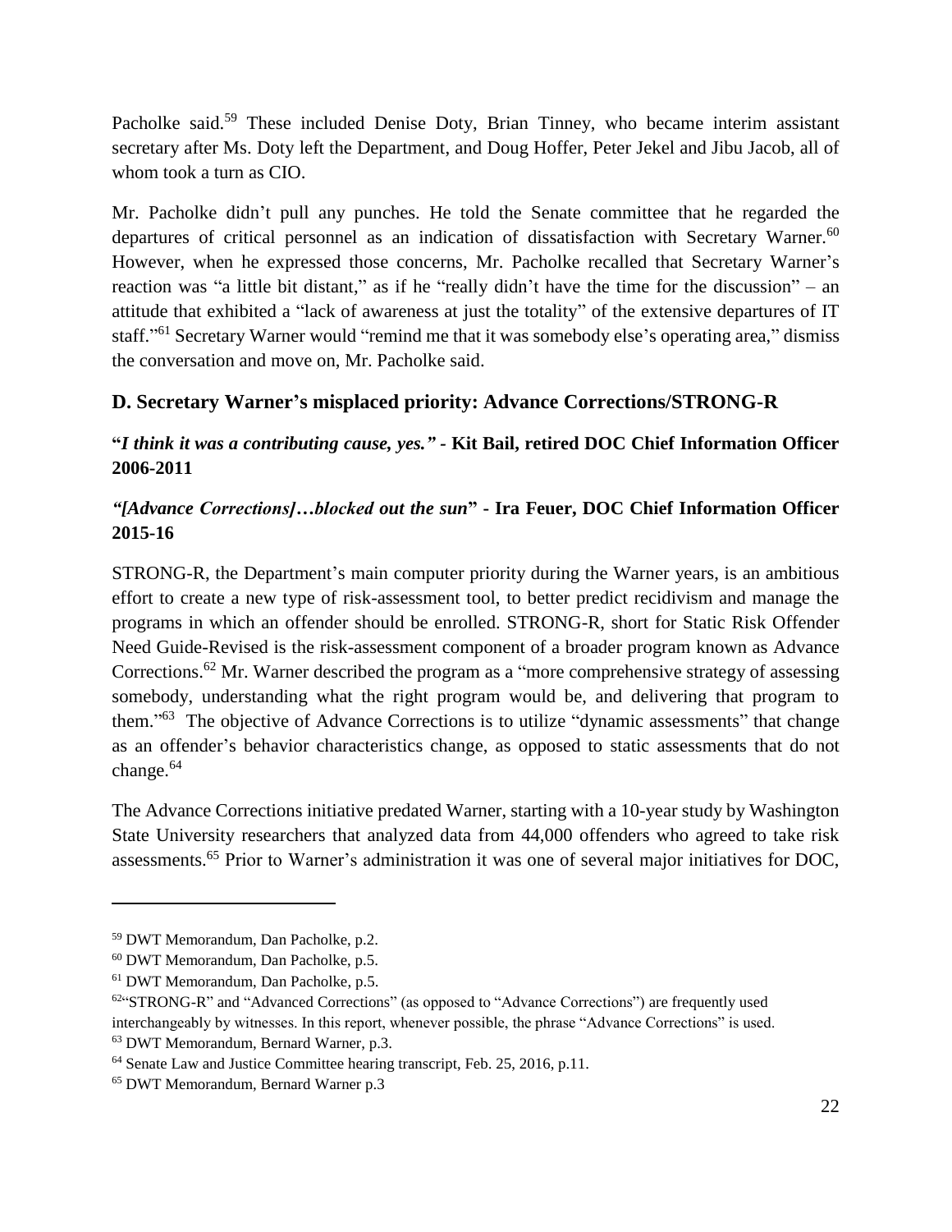Pacholke said.[59] These included Denise Doty, Brian Tinney, who became interim assistant secretary after Ms. Doty left the Department, and Doug Hoffer, Peter Jekel and Jibu Jacob, all of whom took a turn as CIO.

Mr. Pacholke didn't pull any punches. He told the Senate committee that he regarded the departures of critical personnel as an indication of dissatisfaction with Secretary Warner.[60] However, when he expressed those concerns, Mr. Pacholke recalled that Secretary Warner's reaction was "a little bit distant," as if he "really didn't have the time for the discussion" – an attitude that exhibited a "lack of awareness at just the totality" of the extensive departures of IT staff."[61] Secretary Warner would "remind me that it was somebody else's operating area," dismiss the conversation and move on, Mr. Pacholke said.

## D. Secretary Warner's misplaced priority: Advance Corrections/STRONG-R

**"*I think it was a contributing cause, yes."* - Kit Bail, retired DOC Chief Information Officer 2006-2011**

***"[Advance Corrections]…blocked out the sun*" - Ira Feuer, DOC Chief Information Officer 2015-16**

STRONG-R, the Department's main computer priority during the Warner years, is an ambitious effort to create a new type of risk-assessment tool, to better predict recidivism and manage the programs in which an offender should be enrolled. STRONG-R, short for Static Risk Offender Need Guide-Revised is the risk-assessment component of a broader program known as Advance Corrections.[62] Mr. Warner described the program as a "more comprehensive strategy of assessing somebody, understanding what the right program would be, and delivering that program to them."[63] The objective of Advance Corrections is to utilize "dynamic assessments" that change as an offender's behavior characteristics change, as opposed to static assessments that do not change.[64]

The Advance Corrections initiative predated Warner, starting with a 10-year study by Washington State University researchers that analyzed data from 44,000 offenders who agreed to take risk assessments.[65] Prior to Warner's administration it was one of several major initiatives for DOC,

---

[59] DWT Memorandum, Dan Pacholke, p.2.

[60] DWT Memorandum, Dan Pacholke, p.5.

[61] DWT Memorandum, Dan Pacholke, p.5.

[62] "STRONG-R" and "Advanced Corrections" (as opposed to "Advance Corrections") are frequently used interchangeably by witnesses. In this report, whenever possible, the phrase "Advance Corrections" is used.

[63] DWT Memorandum, Bernard Warner, p.3.

[64] Senate Law and Justice Committee hearing transcript, Feb. 25, 2016, p.11.

[65] DWT Memorandum, Bernard Warner p.3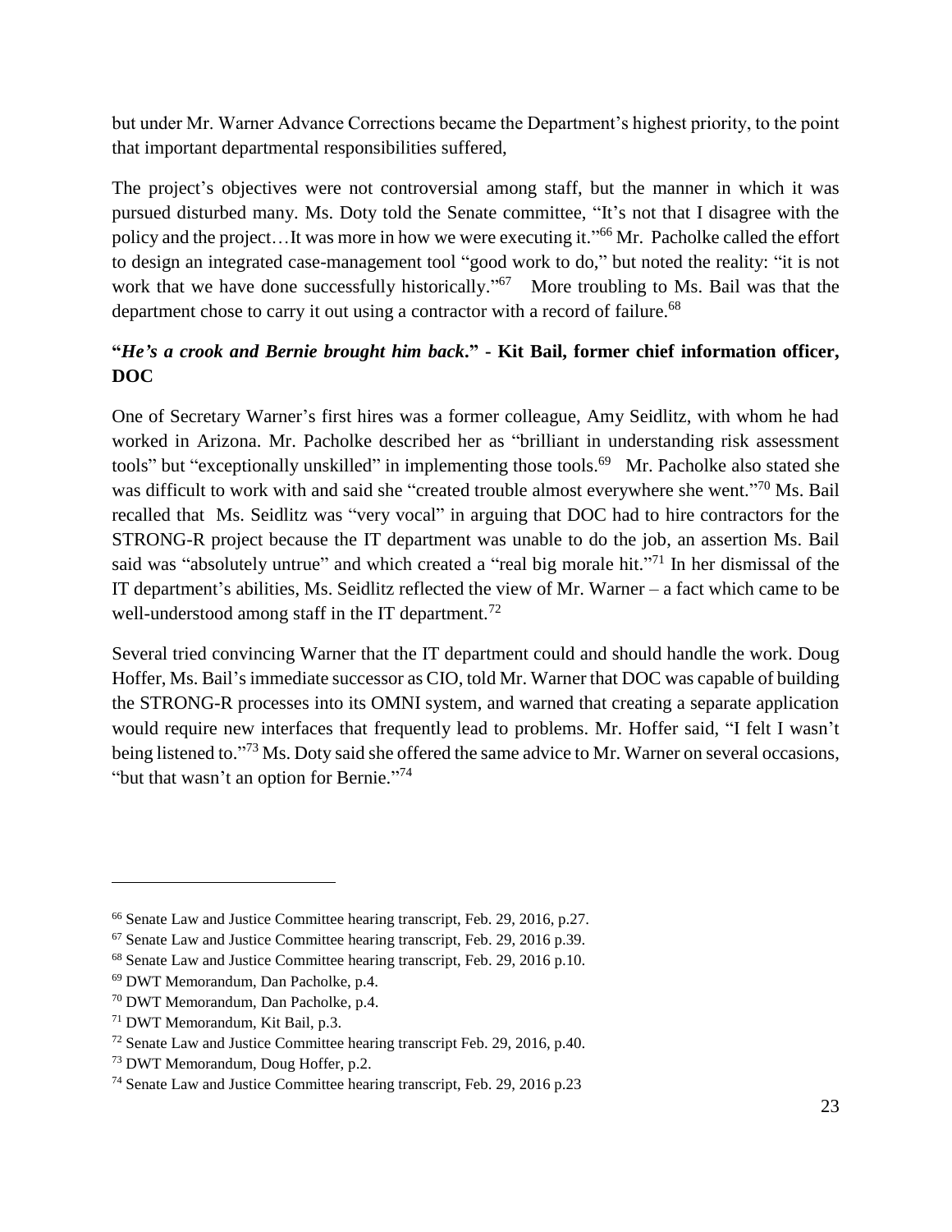but under Mr. Warner Advance Corrections became the Department's highest priority, to the point that important departmental responsibilities suffered,

The project's objectives were not controversial among staff, but the manner in which it was pursued disturbed many. Ms. Doty told the Senate committee, "It's not that I disagree with the policy and the project…It was more in how we were executing it."[66] Mr. Pacholke called the effort to design an integrated case-management tool "good work to do," but noted the reality: "it is not work that we have done successfully historically."[67] More troubling to Ms. Bail was that the department chose to carry it out using a contractor with a record of failure.[68]

**"*He's a crook and Bernie brought him back*." - Kit Bail, former chief information officer, DOC**

One of Secretary Warner's first hires was a former colleague, Amy Seidlitz, with whom he had worked in Arizona. Mr. Pacholke described her as "brilliant in understanding risk assessment tools" but "exceptionally unskilled" in implementing those tools.[69] Mr. Pacholke also stated she was difficult to work with and said she "created trouble almost everywhere she went."[70] Ms. Bail recalled that Ms. Seidlitz was "very vocal" in arguing that DOC had to hire contractors for the STRONG-R project because the IT department was unable to do the job, an assertion Ms. Bail said was "absolutely untrue" and which created a "real big morale hit."[71] In her dismissal of the IT department's abilities, Ms. Seidlitz reflected the view of Mr. Warner – a fact which came to be well-understood among staff in the IT department.[72]

Several tried convincing Warner that the IT department could and should handle the work. Doug Hoffer, Ms. Bail's immediate successor as CIO, told Mr. Warner that DOC was capable of building the STRONG-R processes into its OMNI system, and warned that creating a separate application would require new interfaces that frequently lead to problems. Mr. Hoffer said, "I felt I wasn't being listened to."[73] Ms. Doty said she offered the same advice to Mr. Warner on several occasions, "but that wasn't an option for Bernie."[74]

---

[66] Senate Law and Justice Committee hearing transcript, Feb. 29, 2016, p.27.

[67] Senate Law and Justice Committee hearing transcript, Feb. 29, 2016 p.39.

[68] Senate Law and Justice Committee hearing transcript, Feb. 29, 2016 p.10.

[69] DWT Memorandum, Dan Pacholke, p.4.

[70] DWT Memorandum, Dan Pacholke, p.4.

[71] DWT Memorandum, Kit Bail, p.3.

[72] Senate Law and Justice Committee hearing transcript Feb. 29, 2016, p.40.

[73] DWT Memorandum, Doug Hoffer, p.2.

[74] Senate Law and Justice Committee hearing transcript, Feb. 29, 2016 p.23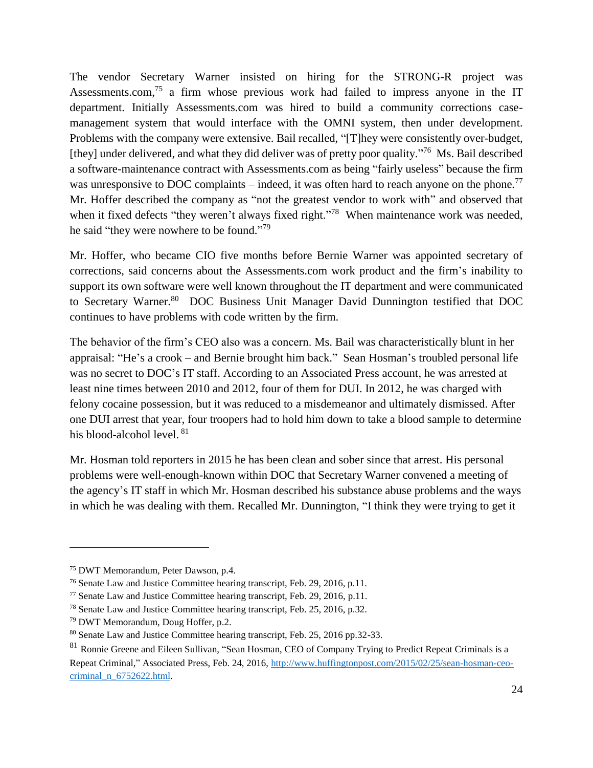The vendor Secretary Warner insisted on hiring for the STRONG-R project was Assessments.com,[75] a firm whose previous work had failed to impress anyone in the IT department. Initially Assessments.com was hired to build a community corrections case-management system that would interface with the OMNI system, then under development. Problems with the company were extensive. Bail recalled, "[T]hey were consistently over-budget, [they] under delivered, and what they did deliver was of pretty poor quality."[76] Ms. Bail described a software-maintenance contract with Assessments.com as being "fairly useless" because the firm was unresponsive to DOC complaints – indeed, it was often hard to reach anyone on the phone.[77] Mr. Hoffer described the company as "not the greatest vendor to work with" and observed that when it fixed defects "they weren't always fixed right."[78] When maintenance work was needed, he said "they were nowhere to be found."[79]

Mr. Hoffer, who became CIO five months before Bernie Warner was appointed secretary of corrections, said concerns about the Assessments.com work product and the firm's inability to support its own software were well known throughout the IT department and were communicated to Secretary Warner.[80] DOC Business Unit Manager David Dunnington testified that DOC continues to have problems with code written by the firm.

The behavior of the firm's CEO also was a concern. Ms. Bail was characteristically blunt in her appraisal: "He's a crook – and Bernie brought him back." Sean Hosman's troubled personal life was no secret to DOC's IT staff. According to an Associated Press account, he was arrested at least nine times between 2010 and 2012, four of them for DUI. In 2012, he was charged with felony cocaine possession, but it was reduced to a misdemeanor and ultimately dismissed. After one DUI arrest that year, four troopers had to hold him down to take a blood sample to determine his blood-alcohol level. [81]

Mr. Hosman told reporters in 2015 he has been clean and sober since that arrest. His personal problems were well-enough-known within DOC that Secretary Warner convened a meeting of the agency's IT staff in which Mr. Hosman described his substance abuse problems and the ways in which he was dealing with them. Recalled Mr. Dunnington, "I think they were trying to get it

---

[75] DWT Memorandum, Peter Dawson, p.4.

[76] Senate Law and Justice Committee hearing transcript, Feb. 29, 2016, p.11.

[77] Senate Law and Justice Committee hearing transcript, Feb. 29, 2016, p.11.

[78] Senate Law and Justice Committee hearing transcript, Feb. 25, 2016, p.32.

[79] DWT Memorandum, Doug Hoffer, p.2.

[80] Senate Law and Justice Committee hearing transcript, Feb. 25, 2016 pp.32-33.

[81] Ronnie Greene and Eileen Sullivan, "Sean Hosman, CEO of Company Trying to Predict Repeat Criminals is a Repeat Criminal," Associated Press, Feb. 24, 2016, http://www.huffingtonpost.com/2015/02/25/sean-hosman-ceo-criminal_n_6752622.html.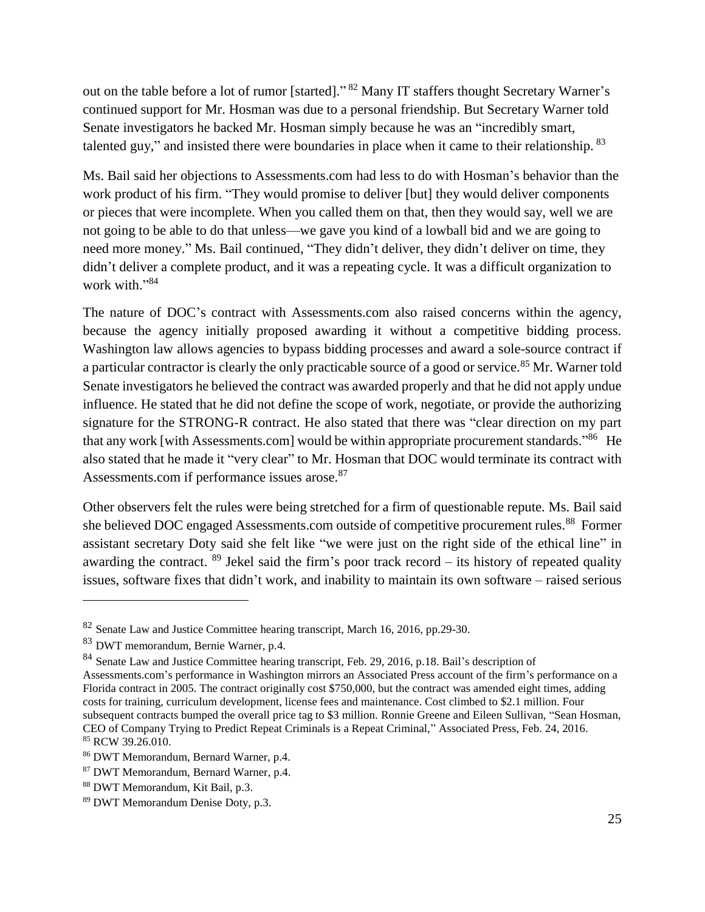out on the table before a lot of rumor [started]."[82] Many IT staffers thought Secretary Warner's continued support for Mr. Hosman was due to a personal friendship. But Secretary Warner told Senate investigators he backed Mr. Hosman simply because he was an "incredibly smart, talented guy," and insisted there were boundaries in place when it came to their relationship.[83]

Ms. Bail said her objections to Assessments.com had less to do with Hosman's behavior than the work product of his firm. "They would promise to deliver [but] they would deliver components or pieces that were incomplete. When you called them on that, then they would say, well we are not going to be able to do that unless—we gave you kind of a lowball bid and we are going to need more money." Ms. Bail continued, "They didn't deliver, they didn't deliver on time, they didn't deliver a complete product, and it was a repeating cycle. It was a difficult organization to work with."[84]

The nature of DOC's contract with Assessments.com also raised concerns within the agency, because the agency initially proposed awarding it without a competitive bidding process. Washington law allows agencies to bypass bidding processes and award a sole-source contract if a particular contractor is clearly the only practicable source of a good or service.[85] Mr. Warner told Senate investigators he believed the contract was awarded properly and that he did not apply undue influence. He stated that he did not define the scope of work, negotiate, or provide the authorizing signature for the STRONG-R contract. He also stated that there was "clear direction on my part that any work [with Assessments.com] would be within appropriate procurement standards."[86] He also stated that he made it "very clear" to Mr. Hosman that DOC would terminate its contract with Assessments.com if performance issues arose.[87]

Other observers felt the rules were being stretched for a firm of questionable repute. Ms. Bail said she believed DOC engaged Assessments.com outside of competitive procurement rules.[88] Former assistant secretary Doty said she felt like "we were just on the right side of the ethical line" in awarding the contract.[89] Jekel said the firm's poor track record – its history of repeated quality issues, software fixes that didn't work, and inability to maintain its own software – raised serious

---

[82] Senate Law and Justice Committee hearing transcript, March 16, 2016, pp.29-30.

[83] DWT memorandum, Bernie Warner, p.4.

[84] Senate Law and Justice Committee hearing transcript, Feb. 29, 2016, p.18. Bail's description of Assessments.com's performance in Washington mirrors an Associated Press account of the firm's performance on a Florida contract in 2005. The contract originally cost $750,000, but the contract was amended eight times, adding costs for training, curriculum development, license fees and maintenance. Cost climbed to $2.1 million. Four subsequent contracts bumped the overall price tag to $3 million. Ronnie Greene and Eileen Sullivan, "Sean Hosman, CEO of Company Trying to Predict Repeat Criminals is a Repeat Criminal," Associated Press, Feb. 24, 2016.

[85] RCW 39.26.010.

[86] DWT Memorandum, Bernard Warner, p.4.

[87] DWT Memorandum, Bernard Warner, p.4.

[88] DWT Memorandum, Kit Bail, p.3.

[89] DWT Memorandum Denise Doty, p.3.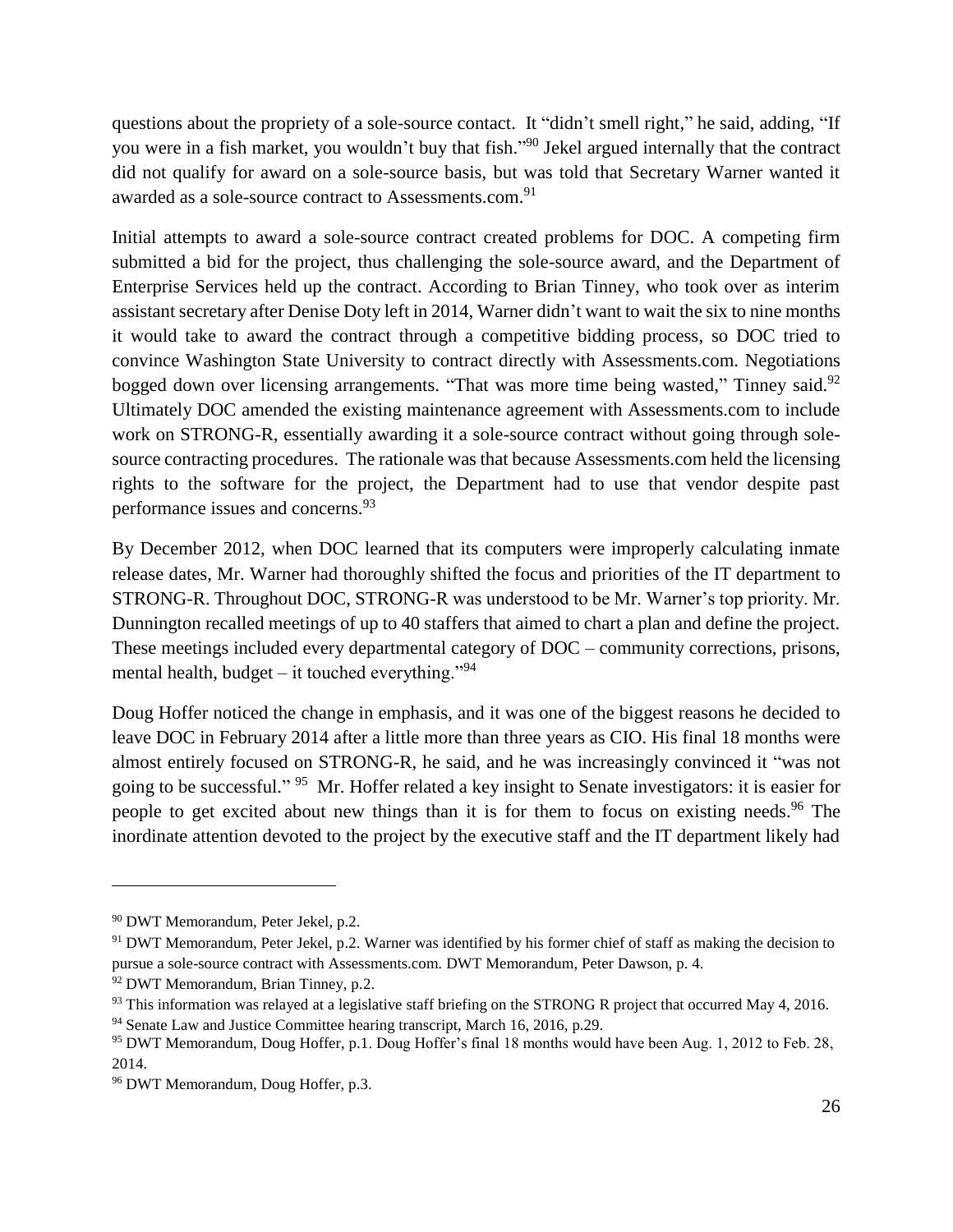questions about the propriety of a sole-source contact. It "didn't smell right," he said, adding, "If you were in a fish market, you wouldn't buy that fish."[90] Jekel argued internally that the contract did not qualify for award on a sole-source basis, but was told that Secretary Warner wanted it awarded as a sole-source contract to Assessments.com.[91]

Initial attempts to award a sole-source contract created problems for DOC. A competing firm submitted a bid for the project, thus challenging the sole-source award, and the Department of Enterprise Services held up the contract. According to Brian Tinney, who took over as interim assistant secretary after Denise Doty left in 2014, Warner didn't want to wait the six to nine months it would take to award the contract through a competitive bidding process, so DOC tried to convince Washington State University to contract directly with Assessments.com. Negotiations bogged down over licensing arrangements. "That was more time being wasted," Tinney said.[92] Ultimately DOC amended the existing maintenance agreement with Assessments.com to include work on STRONG-R, essentially awarding it a sole-source contract without going through sole-source contracting procedures. The rationale was that because Assessments.com held the licensing rights to the software for the project, the Department had to use that vendor despite past performance issues and concerns.[93]

By December 2012, when DOC learned that its computers were improperly calculating inmate release dates, Mr. Warner had thoroughly shifted the focus and priorities of the IT department to STRONG-R. Throughout DOC, STRONG-R was understood to be Mr. Warner's top priority. Mr. Dunnington recalled meetings of up to 40 staffers that aimed to chart a plan and define the project. These meetings included every departmental category of DOC – community corrections, prisons, mental health, budget – it touched everything."[94]

Doug Hoffer noticed the change in emphasis, and it was one of the biggest reasons he decided to leave DOC in February 2014 after a little more than three years as CIO. His final 18 months were almost entirely focused on STRONG-R, he said, and he was increasingly convinced it "was not going to be successful."[95] Mr. Hoffer related a key insight to Senate investigators: it is easier for people to get excited about new things than it is for them to focus on existing needs.[96] The inordinate attention devoted to the project by the executive staff and the IT department likely had

---

[90] DWT Memorandum, Peter Jekel, p.2.

[91] DWT Memorandum, Peter Jekel, p.2. Warner was identified by his former chief of staff as making the decision to pursue a sole-source contract with Assessments.com. DWT Memorandum, Peter Dawson, p. 4.

[92] DWT Memorandum, Brian Tinney, p.2.

[93] This information was relayed at a legislative staff briefing on the STRONG R project that occurred May 4, 2016.

[94] Senate Law and Justice Committee hearing transcript, March 16, 2016, p.29.

[95] DWT Memorandum, Doug Hoffer, p.1. Doug Hoffer's final 18 months would have been Aug. 1, 2012 to Feb. 28, 2014.

[96] DWT Memorandum, Doug Hoffer, p.3.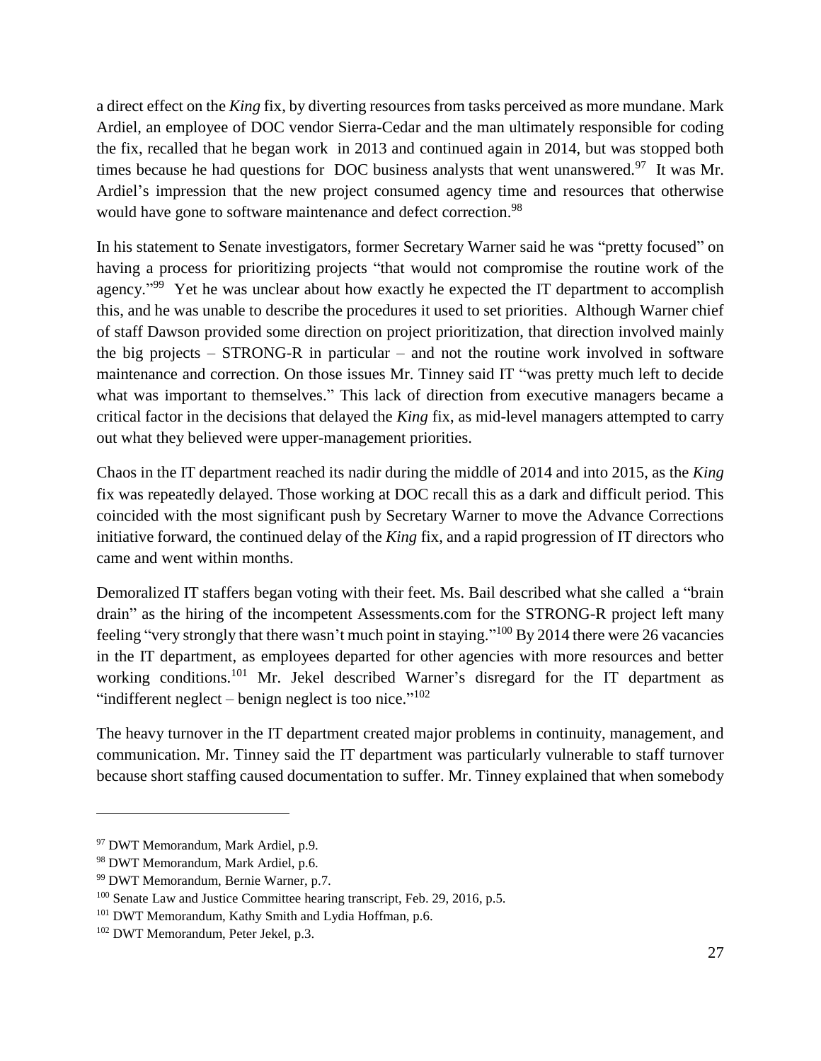a direct effect on the *King* fix, by diverting resources from tasks perceived as more mundane. Mark Ardiel, an employee of DOC vendor Sierra-Cedar and the man ultimately responsible for coding the fix, recalled that he began work in 2013 and continued again in 2014, but was stopped both times because he had questions for DOC business analysts that went unanswered.[97] It was Mr. Ardiel's impression that the new project consumed agency time and resources that otherwise would have gone to software maintenance and defect correction.[98]

In his statement to Senate investigators, former Secretary Warner said he was "pretty focused" on having a process for prioritizing projects "that would not compromise the routine work of the agency."[99] Yet he was unclear about how exactly he expected the IT department to accomplish this, and he was unable to describe the procedures it used to set priorities. Although Warner chief of staff Dawson provided some direction on project prioritization, that direction involved mainly the big projects – STRONG-R in particular – and not the routine work involved in software maintenance and correction. On those issues Mr. Tinney said IT "was pretty much left to decide what was important to themselves." This lack of direction from executive managers became a critical factor in the decisions that delayed the *King* fix, as mid-level managers attempted to carry out what they believed were upper-management priorities.

Chaos in the IT department reached its nadir during the middle of 2014 and into 2015, as the *King* fix was repeatedly delayed. Those working at DOC recall this as a dark and difficult period. This coincided with the most significant push by Secretary Warner to move the Advance Corrections initiative forward, the continued delay of the *King* fix, and a rapid progression of IT directors who came and went within months.

Demoralized IT staffers began voting with their feet. Ms. Bail described what she called a "brain drain" as the hiring of the incompetent Assessments.com for the STRONG-R project left many feeling "very strongly that there wasn't much point in staying."[100] By 2014 there were 26 vacancies in the IT department, as employees departed for other agencies with more resources and better working conditions.[101] Mr. Jekel described Warner's disregard for the IT department as "indifferent neglect – benign neglect is too nice."[102]

The heavy turnover in the IT department created major problems in continuity, management, and communication. Mr. Tinney said the IT department was particularly vulnerable to staff turnover because short staffing caused documentation to suffer. Mr. Tinney explained that when somebody

---

[97] DWT Memorandum, Mark Ardiel, p.9.

[98] DWT Memorandum, Mark Ardiel, p.6.

[99] DWT Memorandum, Bernie Warner, p.7.

[100] Senate Law and Justice Committee hearing transcript, Feb. 29, 2016, p.5.

[101] DWT Memorandum, Kathy Smith and Lydia Hoffman, p.6.

[102] DWT Memorandum, Peter Jekel, p.3.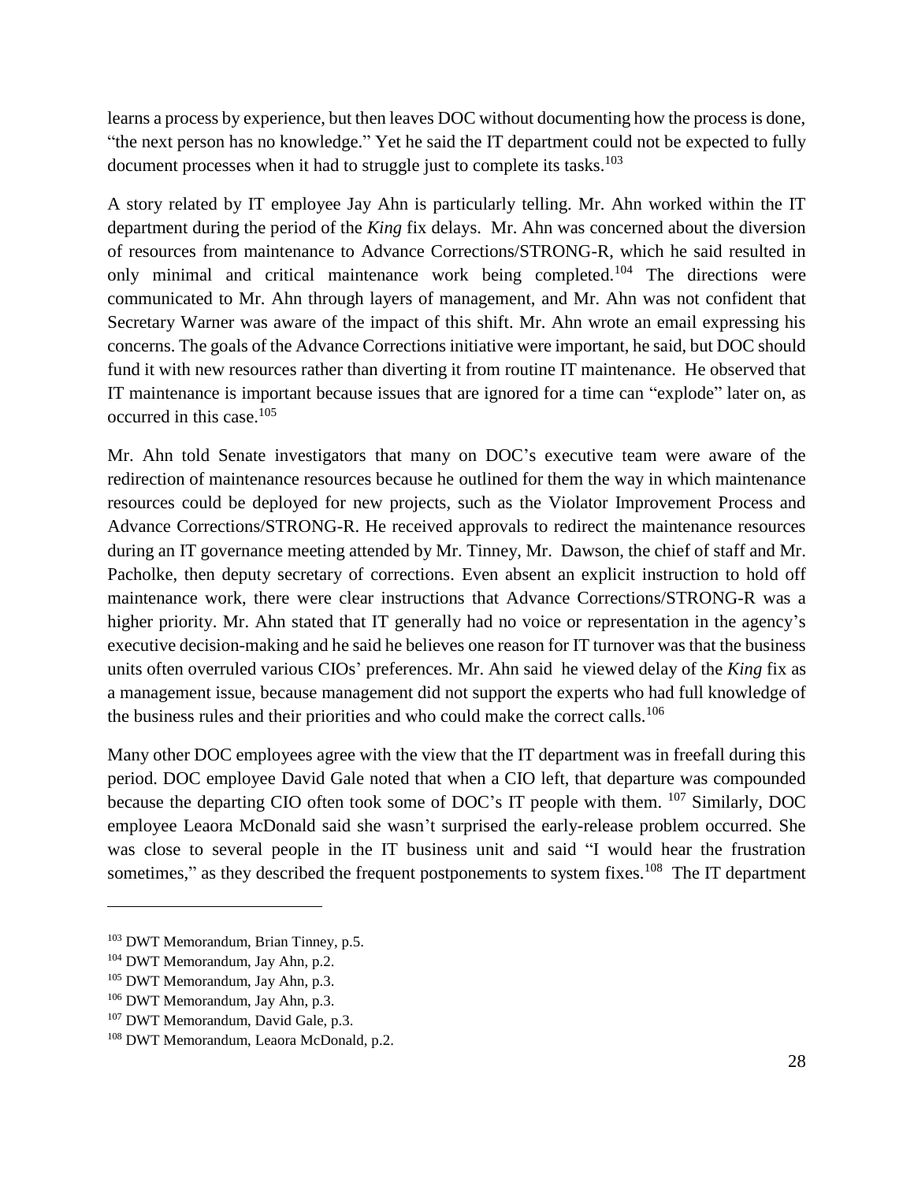learns a process by experience, but then leaves DOC without documenting how the process is done, "the next person has no knowledge." Yet he said the IT department could not be expected to fully document processes when it had to struggle just to complete its tasks.[103]

A story related by IT employee Jay Ahn is particularly telling. Mr. Ahn worked within the IT department during the period of the *King* fix delays. Mr. Ahn was concerned about the diversion of resources from maintenance to Advance Corrections/STRONG-R, which he said resulted in only minimal and critical maintenance work being completed.[104] The directions were communicated to Mr. Ahn through layers of management, and Mr. Ahn was not confident that Secretary Warner was aware of the impact of this shift. Mr. Ahn wrote an email expressing his concerns. The goals of the Advance Corrections initiative were important, he said, but DOC should fund it with new resources rather than diverting it from routine IT maintenance. He observed that IT maintenance is important because issues that are ignored for a time can "explode" later on, as occurred in this case.[105]

Mr. Ahn told Senate investigators that many on DOC's executive team were aware of the redirection of maintenance resources because he outlined for them the way in which maintenance resources could be deployed for new projects, such as the Violator Improvement Process and Advance Corrections/STRONG-R. He received approvals to redirect the maintenance resources during an IT governance meeting attended by Mr. Tinney, Mr. Dawson, the chief of staff and Mr. Pacholke, then deputy secretary of corrections. Even absent an explicit instruction to hold off maintenance work, there were clear instructions that Advance Corrections/STRONG-R was a higher priority. Mr. Ahn stated that IT generally had no voice or representation in the agency's executive decision-making and he said he believes one reason for IT turnover was that the business units often overruled various CIOs' preferences. Mr. Ahn said he viewed delay of the *King* fix as a management issue, because management did not support the experts who had full knowledge of the business rules and their priorities and who could make the correct calls.[106]

Many other DOC employees agree with the view that the IT department was in freefall during this period. DOC employee David Gale noted that when a CIO left, that departure was compounded because the departing CIO often took some of DOC's IT people with them.[107] Similarly, DOC employee Leaora McDonald said she wasn't surprised the early-release problem occurred. She was close to several people in the IT business unit and said "I would hear the frustration sometimes," as they described the frequent postponements to system fixes.[108] The IT department

---

[103] DWT Memorandum, Brian Tinney, p.5.

[104] DWT Memorandum, Jay Ahn, p.2.

[105] DWT Memorandum, Jay Ahn, p.3.

[106] DWT Memorandum, Jay Ahn, p.3.

[107] DWT Memorandum, David Gale, p.3.

[108] DWT Memorandum, Leaora McDonald, p.2.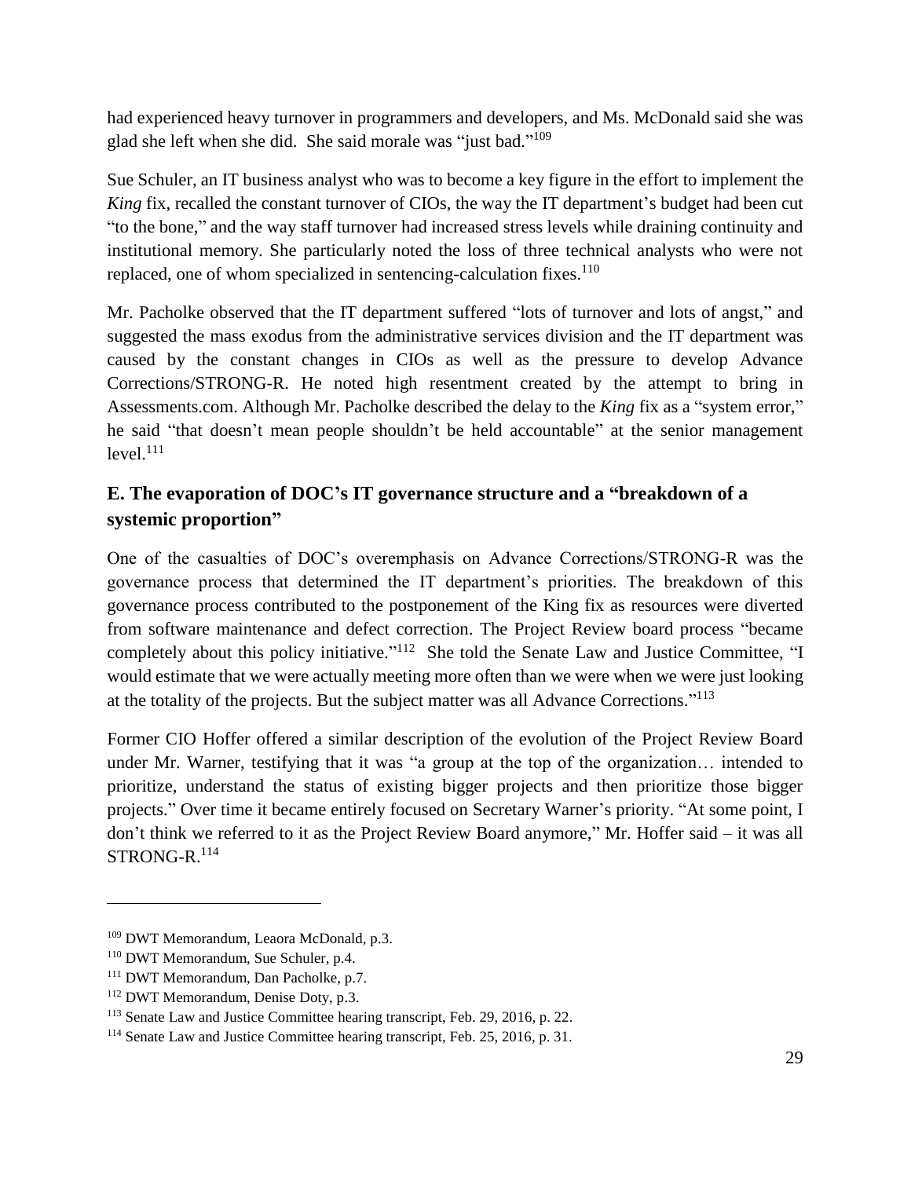had experienced heavy turnover in programmers and developers, and Ms. McDonald said she was glad she left when she did. She said morale was "just bad."[109]

Sue Schuler, an IT business analyst who was to become a key figure in the effort to implement the *King* fix, recalled the constant turnover of CIOs, the way the IT department's budget had been cut "to the bone," and the way staff turnover had increased stress levels while draining continuity and institutional memory. She particularly noted the loss of three technical analysts who were not replaced, one of whom specialized in sentencing-calculation fixes.[110]

Mr. Pacholke observed that the IT department suffered "lots of turnover and lots of angst," and suggested the mass exodus from the administrative services division and the IT department was caused by the constant changes in CIOs as well as the pressure to develop Advance Corrections/STRONG-R. He noted high resentment created by the attempt to bring in Assessments.com. Although Mr. Pacholke described the delay to the *King* fix as a "system error," he said "that doesn't mean people shouldn't be held accountable" at the senior management level.[111]

## E. The evaporation of DOC's IT governance structure and a "breakdown of a systemic proportion"

One of the casualties of DOC's overemphasis on Advance Corrections/STRONG-R was the governance process that determined the IT department's priorities. The breakdown of this governance process contributed to the postponement of the King fix as resources were diverted from software maintenance and defect correction. The Project Review board process "became completely about this policy initiative."[112] She told the Senate Law and Justice Committee, "I would estimate that we were actually meeting more often than we were when we were just looking at the totality of the projects. But the subject matter was all Advance Corrections."[113]

Former CIO Hoffer offered a similar description of the evolution of the Project Review Board under Mr. Warner, testifying that it was "a group at the top of the organization… intended to prioritize, understand the status of existing bigger projects and then prioritize those bigger projects." Over time it became entirely focused on Secretary Warner's priority. "At some point, I don't think we referred to it as the Project Review Board anymore," Mr. Hoffer said – it was all STRONG-R.[114]

---

[109] DWT Memorandum, Leaora McDonald, p.3.

[110] DWT Memorandum, Sue Schuler, p.4.

[111] DWT Memorandum, Dan Pacholke, p.7.

[112] DWT Memorandum, Denise Doty, p.3.

[113] Senate Law and Justice Committee hearing transcript, Feb. 29, 2016, p. 22.

[114] Senate Law and Justice Committee hearing transcript, Feb. 25, 2016, p. 31.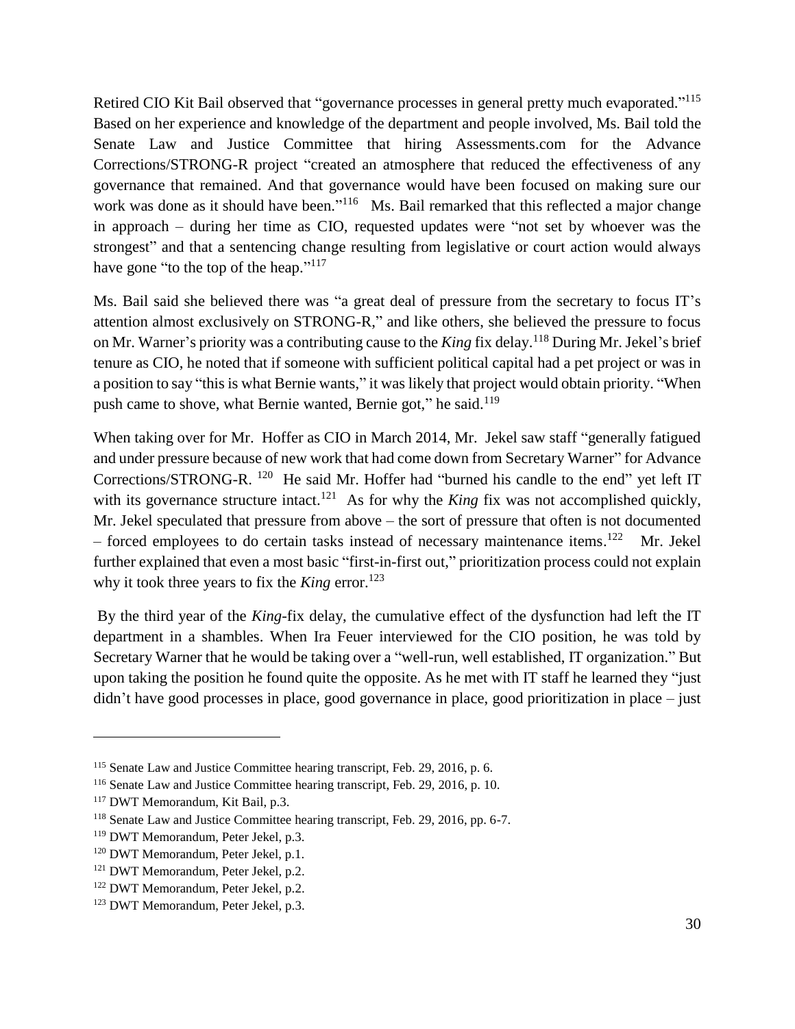Retired CIO Kit Bail observed that "governance processes in general pretty much evaporated."[115] Based on her experience and knowledge of the department and people involved, Ms. Bail told the Senate Law and Justice Committee that hiring Assessments.com for the Advance Corrections/STRONG-R project "created an atmosphere that reduced the effectiveness of any governance that remained. And that governance would have been focused on making sure our work was done as it should have been."[116] Ms. Bail remarked that this reflected a major change in approach – during her time as CIO, requested updates were "not set by whoever was the strongest" and that a sentencing change resulting from legislative or court action would always have gone "to the top of the heap."[117]

Ms. Bail said she believed there was "a great deal of pressure from the secretary to focus IT's attention almost exclusively on STRONG-R," and like others, she believed the pressure to focus on Mr. Warner's priority was a contributing cause to the *King* fix delay.[118] During Mr. Jekel's brief tenure as CIO, he noted that if someone with sufficient political capital had a pet project or was in a position to say "this is what Bernie wants," it was likely that project would obtain priority. "When push came to shove, what Bernie wanted, Bernie got," he said.[119]

When taking over for Mr. Hoffer as CIO in March 2014, Mr. Jekel saw staff "generally fatigued and under pressure because of new work that had come down from Secretary Warner" for Advance Corrections/STRONG-R.[120] He said Mr. Hoffer had "burned his candle to the end" yet left IT with its governance structure intact.[121] As for why the *King* fix was not accomplished quickly, Mr. Jekel speculated that pressure from above – the sort of pressure that often is not documented – forced employees to do certain tasks instead of necessary maintenance items.[122] Mr. Jekel further explained that even a most basic "first-in-first out," prioritization process could not explain why it took three years to fix the *King* error.[123]

By the third year of the *King*-fix delay, the cumulative effect of the dysfunction had left the IT department in a shambles. When Ira Feuer interviewed for the CIO position, he was told by Secretary Warner that he would be taking over a "well-run, well established, IT organization." But upon taking the position he found quite the opposite. As he met with IT staff he learned they "just didn't have good processes in place, good governance in place, good prioritization in place – just

---

[115] Senate Law and Justice Committee hearing transcript, Feb. 29, 2016, p. 6.

[116] Senate Law and Justice Committee hearing transcript, Feb. 29, 2016, p. 10.

[117] DWT Memorandum, Kit Bail, p.3.

[118] Senate Law and Justice Committee hearing transcript, Feb. 29, 2016, pp. 6-7.

[119] DWT Memorandum, Peter Jekel, p.3.

[120] DWT Memorandum, Peter Jekel, p.1.

[121] DWT Memorandum, Peter Jekel, p.2.

[122] DWT Memorandum, Peter Jekel, p.2.

[123] DWT Memorandum, Peter Jekel, p.3.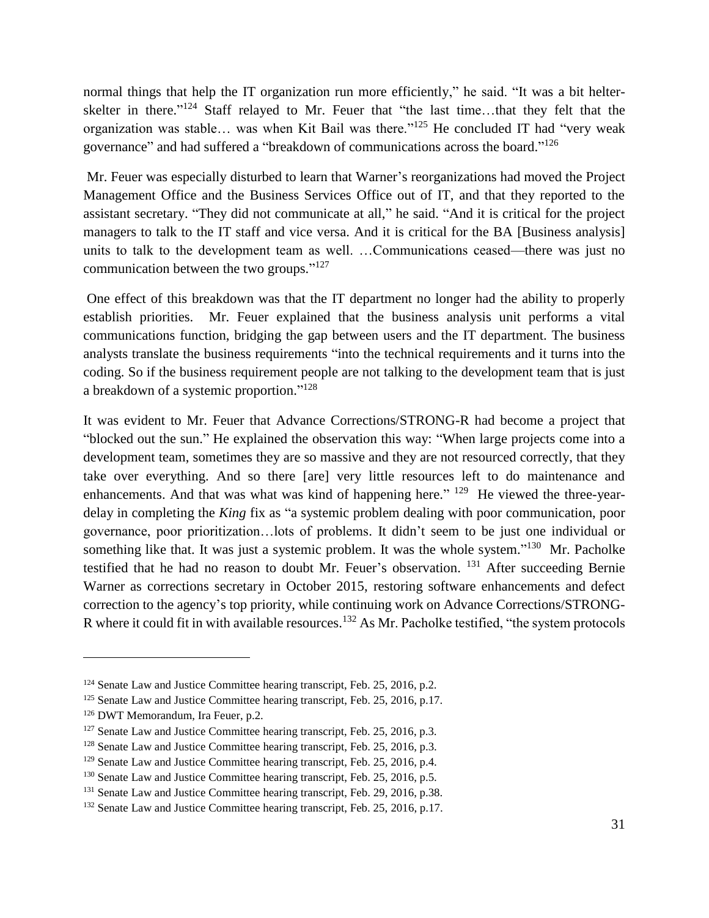normal things that help the IT organization run more efficiently," he said. "It was a bit helter-skelter in there."[124] Staff relayed to Mr. Feuer that "the last time…that they felt that the organization was stable… was when Kit Bail was there."[125] He concluded IT had "very weak governance" and had suffered a "breakdown of communications across the board."[126]

Mr. Feuer was especially disturbed to learn that Warner's reorganizations had moved the Project Management Office and the Business Services Office out of IT, and that they reported to the assistant secretary. "They did not communicate at all," he said. "And it is critical for the project managers to talk to the IT staff and vice versa. And it is critical for the BA [Business analysis] units to talk to the development team as well. …Communications ceased—there was just no communication between the two groups."[127]

One effect of this breakdown was that the IT department no longer had the ability to properly establish priorities. Mr. Feuer explained that the business analysis unit performs a vital communications function, bridging the gap between users and the IT department. The business analysts translate the business requirements "into the technical requirements and it turns into the coding. So if the business requirement people are not talking to the development team that is just a breakdown of a systemic proportion."[128]

It was evident to Mr. Feuer that Advance Corrections/STRONG-R had become a project that "blocked out the sun." He explained the observation this way: "When large projects come into a development team, sometimes they are so massive and they are not resourced correctly, that they take over everything. And so there [are] very little resources left to do maintenance and enhancements. And that was what was kind of happening here." [129] He viewed the three-year-delay in completing the *King* fix as "a systemic problem dealing with poor communication, poor governance, poor prioritization…lots of problems. It didn't seem to be just one individual or something like that. It was just a systemic problem. It was the whole system."[130] Mr. Pacholke testified that he had no reason to doubt Mr. Feuer's observation. [131] After succeeding Bernie Warner as corrections secretary in October 2015, restoring software enhancements and defect correction to the agency's top priority, while continuing work on Advance Corrections/STRONG-R where it could fit in with available resources.[132] As Mr. Pacholke testified, "the system protocols

---

[124] Senate Law and Justice Committee hearing transcript, Feb. 25, 2016, p.2.

[125] Senate Law and Justice Committee hearing transcript, Feb. 25, 2016, p.17.

[126] DWT Memorandum, Ira Feuer, p.2.

[127] Senate Law and Justice Committee hearing transcript, Feb. 25, 2016, p.3.

[128] Senate Law and Justice Committee hearing transcript, Feb. 25, 2016, p.3.

[129] Senate Law and Justice Committee hearing transcript, Feb. 25, 2016, p.4.

[130] Senate Law and Justice Committee hearing transcript, Feb. 25, 2016, p.5.

[131] Senate Law and Justice Committee hearing transcript, Feb. 29, 2016, p.38.

[132] Senate Law and Justice Committee hearing transcript, Feb. 25, 2016, p.17.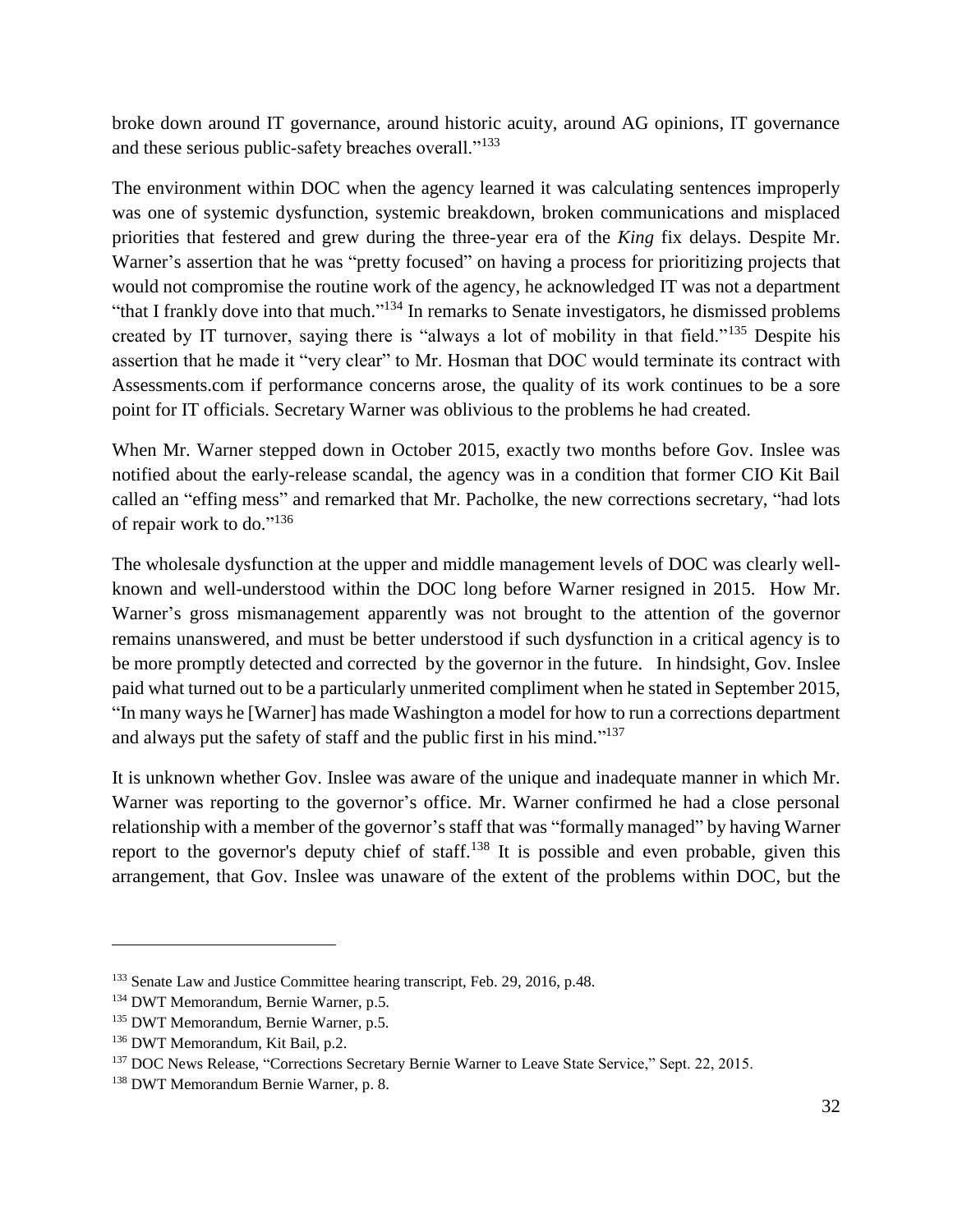broke down around IT governance, around historic acuity, around AG opinions, IT governance and these serious public-safety breaches overall."[133]

The environment within DOC when the agency learned it was calculating sentences improperly was one of systemic dysfunction, systemic breakdown, broken communications and misplaced priorities that festered and grew during the three-year era of the *King* fix delays. Despite Mr. Warner's assertion that he was "pretty focused" on having a process for prioritizing projects that would not compromise the routine work of the agency, he acknowledged IT was not a department "that I frankly dove into that much."[134] In remarks to Senate investigators, he dismissed problems created by IT turnover, saying there is "always a lot of mobility in that field."[135] Despite his assertion that he made it "very clear" to Mr. Hosman that DOC would terminate its contract with Assessments.com if performance concerns arose, the quality of its work continues to be a sore point for IT officials. Secretary Warner was oblivious to the problems he had created.

When Mr. Warner stepped down in October 2015, exactly two months before Gov. Inslee was notified about the early-release scandal, the agency was in a condition that former CIO Kit Bail called an "effing mess" and remarked that Mr. Pacholke, the new corrections secretary, "had lots of repair work to do."[136]

The wholesale dysfunction at the upper and middle management levels of DOC was clearly well-known and well-understood within the DOC long before Warner resigned in 2015. How Mr. Warner's gross mismanagement apparently was not brought to the attention of the governor remains unanswered, and must be better understood if such dysfunction in a critical agency is to be more promptly detected and corrected by the governor in the future. In hindsight, Gov. Inslee paid what turned out to be a particularly unmerited compliment when he stated in September 2015, "In many ways he [Warner] has made Washington a model for how to run a corrections department and always put the safety of staff and the public first in his mind."[137]

It is unknown whether Gov. Inslee was aware of the unique and inadequate manner in which Mr. Warner was reporting to the governor's office. Mr. Warner confirmed he had a close personal relationship with a member of the governor's staff that was "formally managed" by having Warner report to the governor's deputy chief of staff.[138] It is possible and even probable, given this arrangement, that Gov. Inslee was unaware of the extent of the problems within DOC, but the

---

[133] Senate Law and Justice Committee hearing transcript, Feb. 29, 2016, p.48.

[134] DWT Memorandum, Bernie Warner, p.5.

[135] DWT Memorandum, Bernie Warner, p.5.

[136] DWT Memorandum, Kit Bail, p.2.

[137] DOC News Release, "Corrections Secretary Bernie Warner to Leave State Service," Sept. 22, 2015.

[138] DWT Memorandum Bernie Warner, p. 8.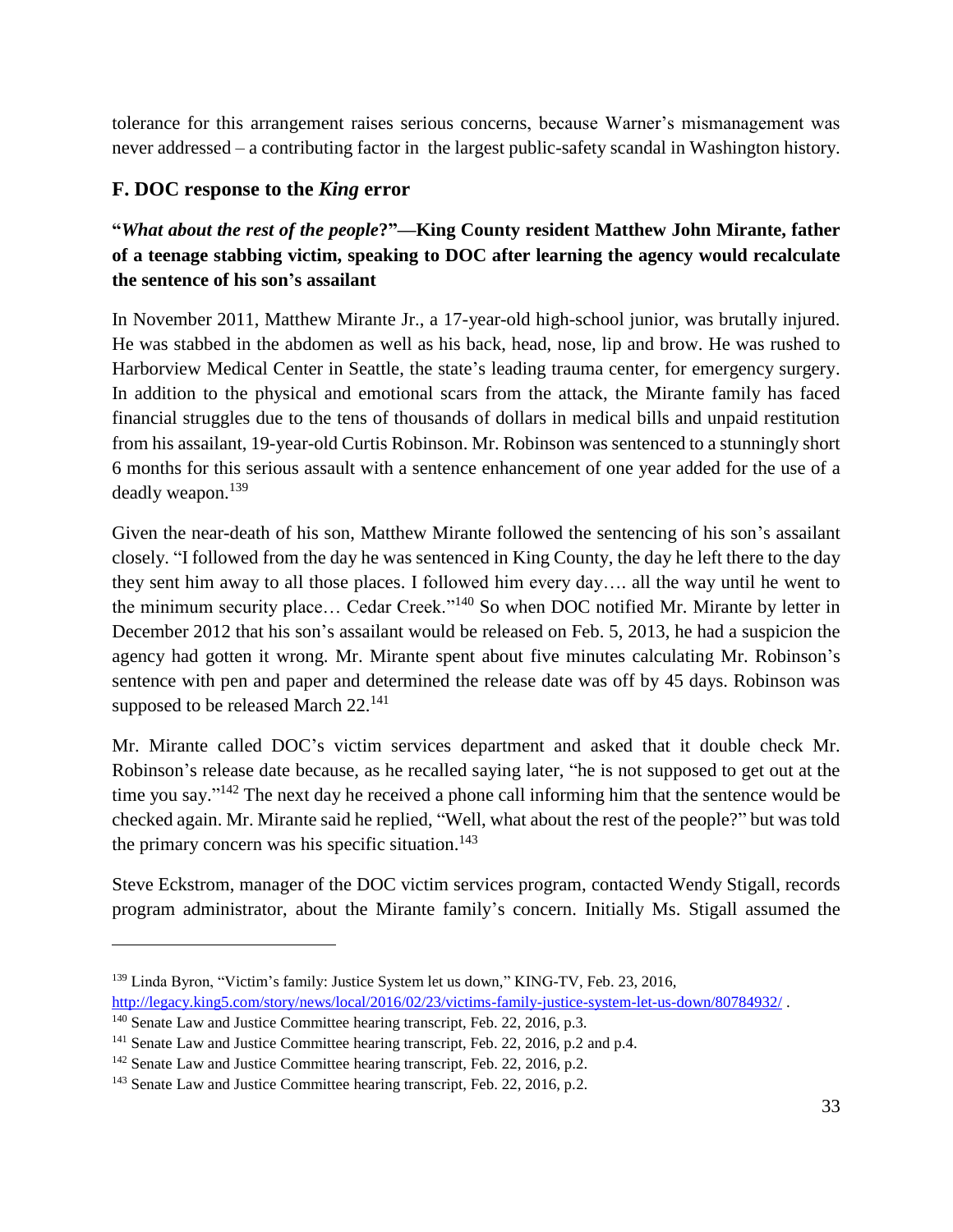tolerance for this arrangement raises serious concerns, because Warner's mismanagement was never addressed – a contributing factor in the largest public-safety scandal in Washington history.

### F. DOC response to the *King* error

**"*What about the rest of the people*?"—King County resident Matthew John Mirante, father of a teenage stabbing victim, speaking to DOC after learning the agency would recalculate the sentence of his son's assailant**

In November 2011, Matthew Mirante Jr., a 17-year-old high-school junior, was brutally injured. He was stabbed in the abdomen as well as his back, head, nose, lip and brow. He was rushed to Harborview Medical Center in Seattle, the state's leading trauma center, for emergency surgery. In addition to the physical and emotional scars from the attack, the Mirante family has faced financial struggles due to the tens of thousands of dollars in medical bills and unpaid restitution from his assailant, 19-year-old Curtis Robinson. Mr. Robinson was sentenced to a stunningly short 6 months for this serious assault with a sentence enhancement of one year added for the use of a deadly weapon.[139]

Given the near-death of his son, Matthew Mirante followed the sentencing of his son's assailant closely. "I followed from the day he was sentenced in King County, the day he left there to the day they sent him away to all those places. I followed him every day…. all the way until he went to the minimum security place… Cedar Creek."[140] So when DOC notified Mr. Mirante by letter in December 2012 that his son's assailant would be released on Feb. 5, 2013, he had a suspicion the agency had gotten it wrong. Mr. Mirante spent about five minutes calculating Mr. Robinson's sentence with pen and paper and determined the release date was off by 45 days. Robinson was supposed to be released March 22.[141]

Mr. Mirante called DOC's victim services department and asked that it double check Mr. Robinson's release date because, as he recalled saying later, "he is not supposed to get out at the time you say."[142] The next day he received a phone call informing him that the sentence would be checked again. Mr. Mirante said he replied, "Well, what about the rest of the people?" but was told the primary concern was his specific situation.[143]

Steve Eckstrom, manager of the DOC victim services program, contacted Wendy Stigall, records program administrator, about the Mirante family's concern. Initially Ms. Stigall assumed the

---

[139] Linda Byron, "Victim's family: Justice System let us down," KING-TV, Feb. 23, 2016, http://legacy.king5.com/story/news/local/2016/02/23/victims-family-justice-system-let-us-down/80784932/ .

[140] Senate Law and Justice Committee hearing transcript, Feb. 22, 2016, p.3.

[141] Senate Law and Justice Committee hearing transcript, Feb. 22, 2016, p.2 and p.4.

[142] Senate Law and Justice Committee hearing transcript, Feb. 22, 2016, p.2.

[143] Senate Law and Justice Committee hearing transcript, Feb. 22, 2016, p.2.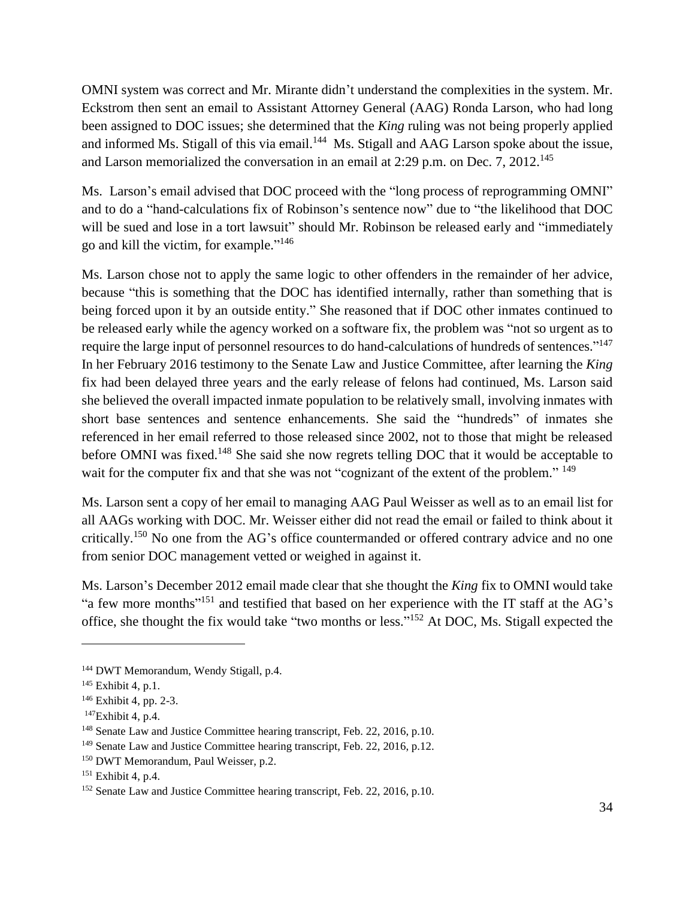OMNI system was correct and Mr. Mirante didn't understand the complexities in the system. Mr. Eckstrom then sent an email to Assistant Attorney General (AAG) Ronda Larson, who had long been assigned to DOC issues; she determined that the *King* ruling was not being properly applied and informed Ms. Stigall of this via email.[144] Ms. Stigall and AAG Larson spoke about the issue, and Larson memorialized the conversation in an email at 2:29 p.m. on Dec. 7, 2012.[145]

Ms. Larson's email advised that DOC proceed with the "long process of reprogramming OMNI" and to do a "hand-calculations fix of Robinson's sentence now" due to "the likelihood that DOC will be sued and lose in a tort lawsuit" should Mr. Robinson be released early and "immediately go and kill the victim, for example."[146]

Ms. Larson chose not to apply the same logic to other offenders in the remainder of her advice, because "this is something that the DOC has identified internally, rather than something that is being forced upon it by an outside entity." She reasoned that if DOC other inmates continued to be released early while the agency worked on a software fix, the problem was "not so urgent as to require the large input of personnel resources to do hand-calculations of hundreds of sentences."[147] In her February 2016 testimony to the Senate Law and Justice Committee, after learning the *King* fix had been delayed three years and the early release of felons had continued, Ms. Larson said she believed the overall impacted inmate population to be relatively small, involving inmates with short base sentences and sentence enhancements. She said the "hundreds" of inmates she referenced in her email referred to those released since 2002, not to those that might be released before OMNI was fixed.[148] She said she now regrets telling DOC that it would be acceptable to wait for the computer fix and that she was not "cognizant of the extent of the problem." [149]

Ms. Larson sent a copy of her email to managing AAG Paul Weisser as well as to an email list for all AAGs working with DOC. Mr. Weisser either did not read the email or failed to think about it critically.[150] No one from the AG's office countermanded or offered contrary advice and no one from senior DOC management vetted or weighed in against it.

Ms. Larson's December 2012 email made clear that she thought the *King* fix to OMNI would take "a few more months"[151] and testified that based on her experience with the IT staff at the AG's office, she thought the fix would take "two months or less."[152] At DOC, Ms. Stigall expected the

---

[144] DWT Memorandum, Wendy Stigall, p.4.

[145] Exhibit 4, p.1.

[146] Exhibit 4, pp. 2-3.

[147] Exhibit 4, p.4.

[148] Senate Law and Justice Committee hearing transcript, Feb. 22, 2016, p.10.

[149] Senate Law and Justice Committee hearing transcript, Feb. 22, 2016, p.12.

[150] DWT Memorandum, Paul Weisser, p.2.

[151] Exhibit 4, p.4.

[152] Senate Law and Justice Committee hearing transcript, Feb. 22, 2016, p.10.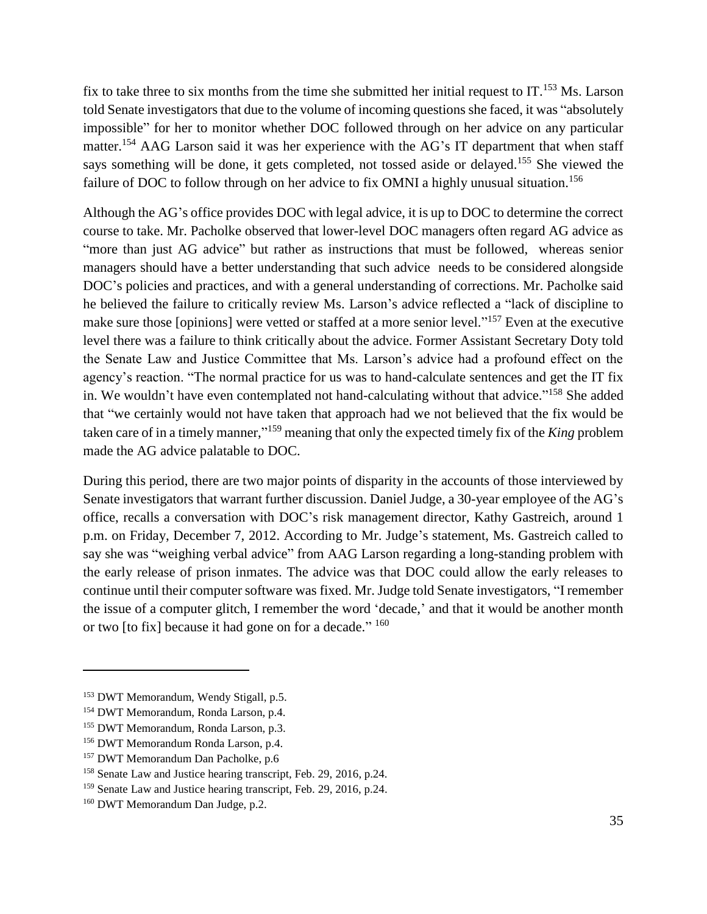fix to take three to six months from the time she submitted her initial request to IT.[153] Ms. Larson told Senate investigators that due to the volume of incoming questions she faced, it was "absolutely impossible" for her to monitor whether DOC followed through on her advice on any particular matter.[154] AAG Larson said it was her experience with the AG's IT department that when staff says something will be done, it gets completed, not tossed aside or delayed.[155] She viewed the failure of DOC to follow through on her advice to fix OMNI a highly unusual situation.[156]

Although the AG's office provides DOC with legal advice, it is up to DOC to determine the correct course to take. Mr. Pacholke observed that lower-level DOC managers often regard AG advice as "more than just AG advice" but rather as instructions that must be followed, whereas senior managers should have a better understanding that such advice needs to be considered alongside DOC's policies and practices, and with a general understanding of corrections. Mr. Pacholke said he believed the failure to critically review Ms. Larson's advice reflected a "lack of discipline to make sure those [opinions] were vetted or staffed at a more senior level."[157] Even at the executive level there was a failure to think critically about the advice. Former Assistant Secretary Doty told the Senate Law and Justice Committee that Ms. Larson's advice had a profound effect on the agency's reaction. "The normal practice for us was to hand-calculate sentences and get the IT fix in. We wouldn't have even contemplated not hand-calculating without that advice."[158] She added that "we certainly would not have taken that approach had we not believed that the fix would be taken care of in a timely manner,"[159] meaning that only the expected timely fix of the *King* problem made the AG advice palatable to DOC.

During this period, there are two major points of disparity in the accounts of those interviewed by Senate investigators that warrant further discussion. Daniel Judge, a 30-year employee of the AG's office, recalls a conversation with DOC's risk management director, Kathy Gastreich, around 1 p.m. on Friday, December 7, 2012. According to Mr. Judge's statement, Ms. Gastreich called to say she was "weighing verbal advice" from AAG Larson regarding a long-standing problem with the early release of prison inmates. The advice was that DOC could allow the early releases to continue until their computer software was fixed. Mr. Judge told Senate investigators, "I remember the issue of a computer glitch, I remember the word 'decade,' and that it would be another month or two [to fix] because it had gone on for a decade."[160]

---

[153] DWT Memorandum, Wendy Stigall, p.5.

[154] DWT Memorandum, Ronda Larson, p.4.

[155] DWT Memorandum, Ronda Larson, p.3.

[156] DWT Memorandum Ronda Larson, p.4.

[157] DWT Memorandum Dan Pacholke, p.6

[158] Senate Law and Justice hearing transcript, Feb. 29, 2016, p.24.

[159] Senate Law and Justice hearing transcript, Feb. 29, 2016, p.24.

[160] DWT Memorandum Dan Judge, p.2.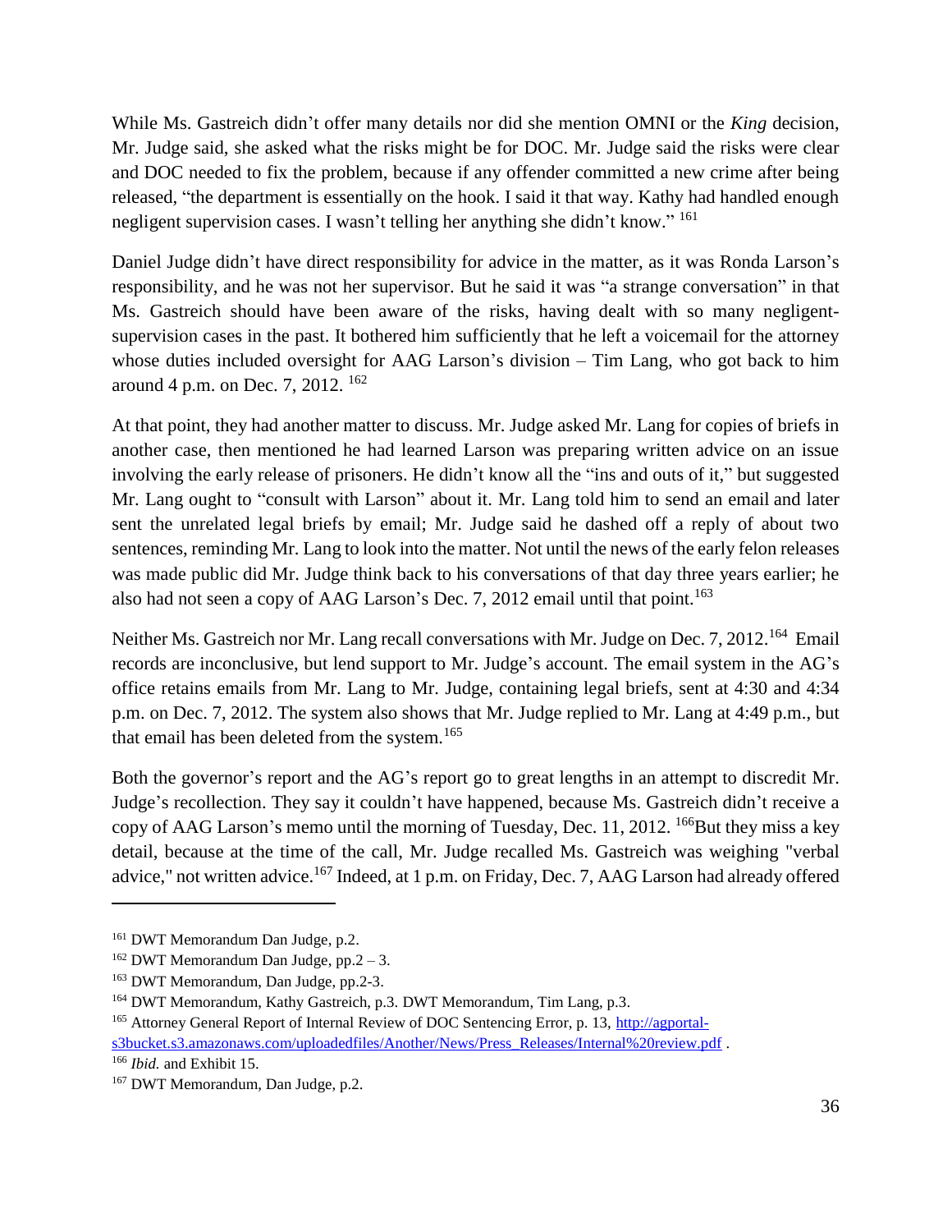While Ms. Gastreich didn't offer many details nor did she mention OMNI or the *King* decision, Mr. Judge said, she asked what the risks might be for DOC. Mr. Judge said the risks were clear and DOC needed to fix the problem, because if any offender committed a new crime after being released, "the department is essentially on the hook. I said it that way. Kathy had handled enough negligent supervision cases. I wasn't telling her anything she didn't know." [161]

Daniel Judge didn't have direct responsibility for advice in the matter, as it was Ronda Larson's responsibility, and he was not her supervisor. But he said it was "a strange conversation" in that Ms. Gastreich should have been aware of the risks, having dealt with so many negligent-supervision cases in the past. It bothered him sufficiently that he left a voicemail for the attorney whose duties included oversight for AAG Larson's division – Tim Lang, who got back to him around 4 p.m. on Dec. 7, 2012. [162]

At that point, they had another matter to discuss. Mr. Judge asked Mr. Lang for copies of briefs in another case, then mentioned he had learned Larson was preparing written advice on an issue involving the early release of prisoners. He didn't know all the "ins and outs of it," but suggested Mr. Lang ought to "consult with Larson" about it. Mr. Lang told him to send an email and later sent the unrelated legal briefs by email; Mr. Judge said he dashed off a reply of about two sentences, reminding Mr. Lang to look into the matter. Not until the news of the early felon releases was made public did Mr. Judge think back to his conversations of that day three years earlier; he also had not seen a copy of AAG Larson's Dec. 7, 2012 email until that point.[163]

Neither Ms. Gastreich nor Mr. Lang recall conversations with Mr. Judge on Dec. 7, 2012.[164] Email records are inconclusive, but lend support to Mr. Judge's account. The email system in the AG's office retains emails from Mr. Lang to Mr. Judge, containing legal briefs, sent at 4:30 and 4:34 p.m. on Dec. 7, 2012. The system also shows that Mr. Judge replied to Mr. Lang at 4:49 p.m., but that email has been deleted from the system.[165]

Both the governor's report and the AG's report go to great lengths in an attempt to discredit Mr. Judge's recollection. They say it couldn't have happened, because Ms. Gastreich didn't receive a copy of AAG Larson's memo until the morning of Tuesday, Dec. 11, 2012. [166]But they miss a key detail, because at the time of the call, Mr. Judge recalled Ms. Gastreich was weighing "verbal advice," not written advice.[167] Indeed, at 1 p.m. on Friday, Dec. 7, AAG Larson had already offered

---

[161] DWT Memorandum Dan Judge, p.2.

[162] DWT Memorandum Dan Judge, pp.2 – 3.

[163] DWT Memorandum, Dan Judge, pp.2-3.

[164] DWT Memorandum, Kathy Gastreich, p.3. DWT Memorandum, Tim Lang, p.3.

[165] Attorney General Report of Internal Review of DOC Sentencing Error, p. 13, [http://agportal-s3bucket.s3.amazonaws.com/uploadedfiles/Another/News/Press_Releases/Internal%20review.pdf](http://agportal-s3bucket.s3.amazonaws.com/uploadedfiles/Another/News/Press_Releases/Internal%20review.pdf) .

[166] *Ibid.* and Exhibit 15.

[167] DWT Memorandum, Dan Judge, p.2.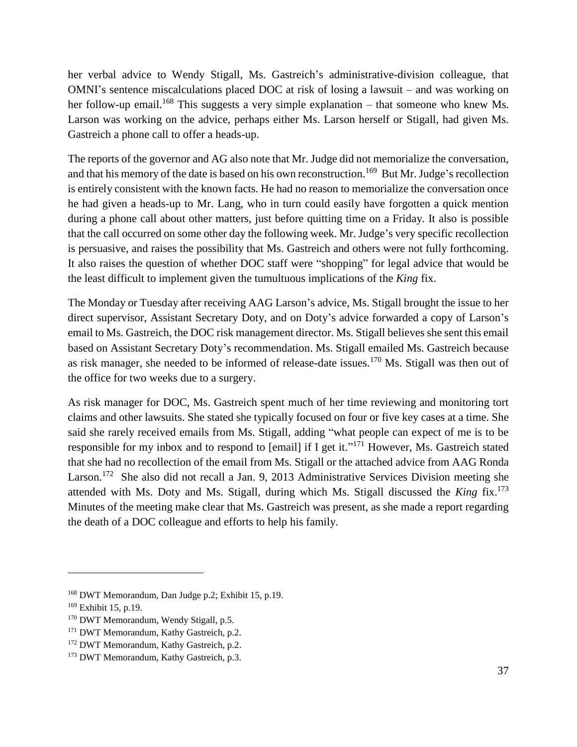her verbal advice to Wendy Stigall, Ms. Gastreich's administrative-division colleague, that OMNI's sentence miscalculations placed DOC at risk of losing a lawsuit – and was working on her follow-up email.[168] This suggests a very simple explanation – that someone who knew Ms. Larson was working on the advice, perhaps either Ms. Larson herself or Stigall, had given Ms. Gastreich a phone call to offer a heads-up.

The reports of the governor and AG also note that Mr. Judge did not memorialize the conversation, and that his memory of the date is based on his own reconstruction.[169] But Mr. Judge's recollection is entirely consistent with the known facts. He had no reason to memorialize the conversation once he had given a heads-up to Mr. Lang, who in turn could easily have forgotten a quick mention during a phone call about other matters, just before quitting time on a Friday. It also is possible that the call occurred on some other day the following week. Mr. Judge's very specific recollection is persuasive, and raises the possibility that Ms. Gastreich and others were not fully forthcoming. It also raises the question of whether DOC staff were "shopping" for legal advice that would be the least difficult to implement given the tumultuous implications of the *King* fix.

The Monday or Tuesday after receiving AAG Larson's advice, Ms. Stigall brought the issue to her direct supervisor, Assistant Secretary Doty, and on Doty's advice forwarded a copy of Larson's email to Ms. Gastreich, the DOC risk management director. Ms. Stigall believes she sent this email based on Assistant Secretary Doty's recommendation. Ms. Stigall emailed Ms. Gastreich because as risk manager, she needed to be informed of release-date issues.[170] Ms. Stigall was then out of the office for two weeks due to a surgery.

As risk manager for DOC, Ms. Gastreich spent much of her time reviewing and monitoring tort claims and other lawsuits. She stated she typically focused on four or five key cases at a time. She said she rarely received emails from Ms. Stigall, adding "what people can expect of me is to be responsible for my inbox and to respond to [email] if I get it."[171] However, Ms. Gastreich stated that she had no recollection of the email from Ms. Stigall or the attached advice from AAG Ronda Larson.[172] She also did not recall a Jan. 9, 2013 Administrative Services Division meeting she attended with Ms. Doty and Ms. Stigall, during which Ms. Stigall discussed the *King* fix.[173] Minutes of the meeting make clear that Ms. Gastreich was present, as she made a report regarding the death of a DOC colleague and efforts to help his family.

---

[168] DWT Memorandum, Dan Judge p.2; Exhibit 15, p.19.

[169] Exhibit 15, p.19.

[170] DWT Memorandum, Wendy Stigall, p.5.

[171] DWT Memorandum, Kathy Gastreich, p.2.

[172] DWT Memorandum, Kathy Gastreich, p.2.

[173] DWT Memorandum, Kathy Gastreich, p.3.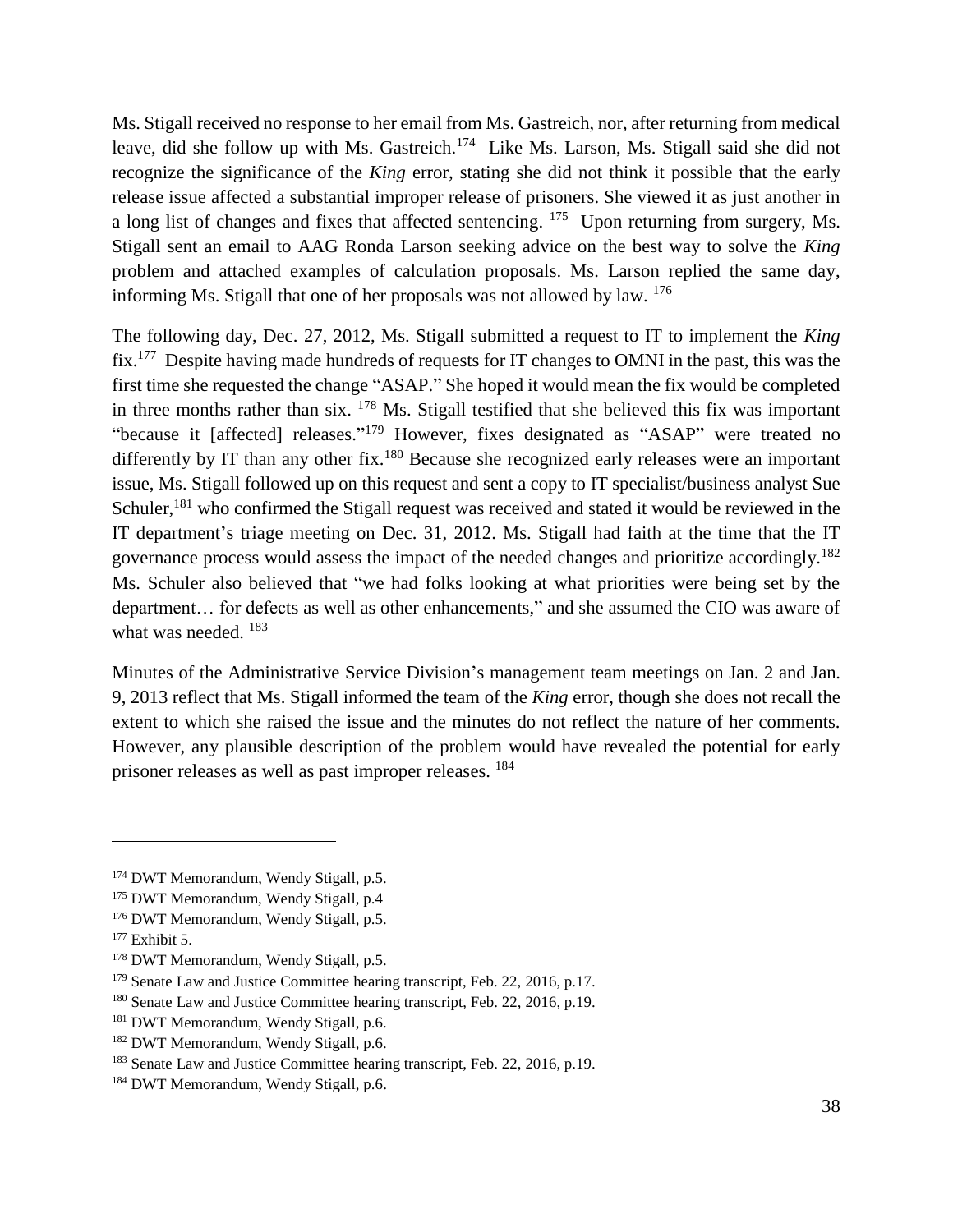Ms. Stigall received no response to her email from Ms. Gastreich, nor, after returning from medical leave, did she follow up with Ms. Gastreich.[174] Like Ms. Larson, Ms. Stigall said she did not recognize the significance of the *King* error, stating she did not think it possible that the early release issue affected a substantial improper release of prisoners. She viewed it as just another in a long list of changes and fixes that affected sentencing. [175] Upon returning from surgery, Ms. Stigall sent an email to AAG Ronda Larson seeking advice on the best way to solve the *King* problem and attached examples of calculation proposals. Ms. Larson replied the same day, informing Ms. Stigall that one of her proposals was not allowed by law. [176]

The following day, Dec. 27, 2012, Ms. Stigall submitted a request to IT to implement the *King* fix.[177] Despite having made hundreds of requests for IT changes to OMNI in the past, this was the first time she requested the change "ASAP." She hoped it would mean the fix would be completed in three months rather than six. [178] Ms. Stigall testified that she believed this fix was important "because it [affected] releases."[179] However, fixes designated as "ASAP" were treated no differently by IT than any other fix.[180] Because she recognized early releases were an important issue, Ms. Stigall followed up on this request and sent a copy to IT specialist/business analyst Sue Schuler,[181] who confirmed the Stigall request was received and stated it would be reviewed in the IT department's triage meeting on Dec. 31, 2012. Ms. Stigall had faith at the time that the IT governance process would assess the impact of the needed changes and prioritize accordingly.[182] Ms. Schuler also believed that "we had folks looking at what priorities were being set by the department… for defects as well as other enhancements," and she assumed the CIO was aware of what was needed. [183]

Minutes of the Administrative Service Division's management team meetings on Jan. 2 and Jan. 9, 2013 reflect that Ms. Stigall informed the team of the *King* error, though she does not recall the extent to which she raised the issue and the minutes do not reflect the nature of her comments. However, any plausible description of the problem would have revealed the potential for early prisoner releases as well as past improper releases. [184]

---

[174] DWT Memorandum, Wendy Stigall, p.5.
[175] DWT Memorandum, Wendy Stigall, p.4
[176] DWT Memorandum, Wendy Stigall, p.5.
[177] Exhibit 5.
[178] DWT Memorandum, Wendy Stigall, p.5.
[179] Senate Law and Justice Committee hearing transcript, Feb. 22, 2016, p.17.
[180] Senate Law and Justice Committee hearing transcript, Feb. 22, 2016, p.19.
[181] DWT Memorandum, Wendy Stigall, p.6.
[182] DWT Memorandum, Wendy Stigall, p.6.
[183] Senate Law and Justice Committee hearing transcript, Feb. 22, 2016, p.19.
[184] DWT Memorandum, Wendy Stigall, p.6.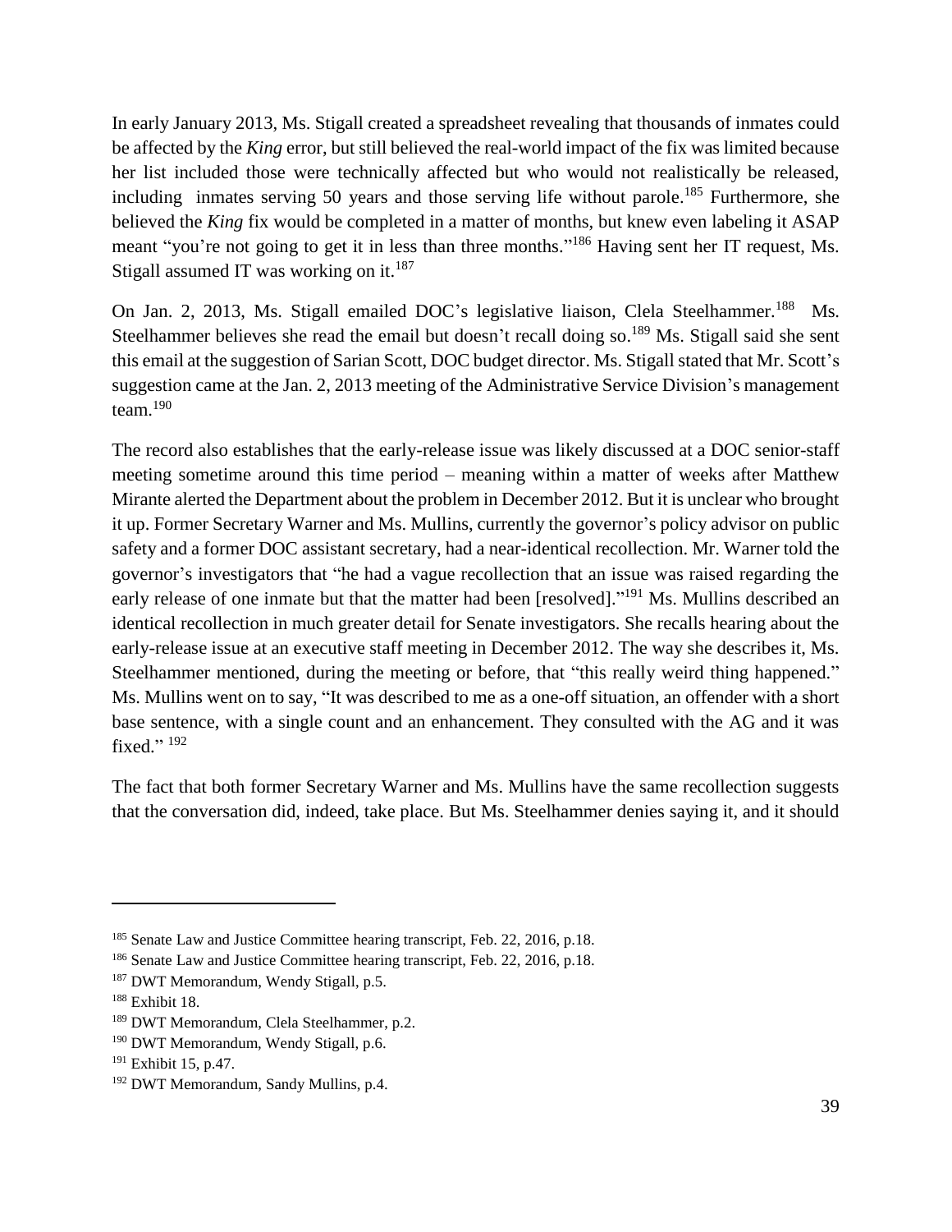In early January 2013, Ms. Stigall created a spreadsheet revealing that thousands of inmates could be affected by the *King* error, but still believed the real-world impact of the fix was limited because her list included those were technically affected but who would not realistically be released, including inmates serving 50 years and those serving life without parole.[185] Furthermore, she believed the *King* fix would be completed in a matter of months, but knew even labeling it ASAP meant "you're not going to get it in less than three months."[186] Having sent her IT request, Ms. Stigall assumed IT was working on it.[187]

On Jan. 2, 2013, Ms. Stigall emailed DOC's legislative liaison, Clela Steelhammer.[188] Ms. Steelhammer believes she read the email but doesn't recall doing so.[189] Ms. Stigall said she sent this email at the suggestion of Sarian Scott, DOC budget director. Ms. Stigall stated that Mr. Scott's suggestion came at the Jan. 2, 2013 meeting of the Administrative Service Division's management team.[190]

The record also establishes that the early-release issue was likely discussed at a DOC senior-staff meeting sometime around this time period – meaning within a matter of weeks after Matthew Mirante alerted the Department about the problem in December 2012. But it is unclear who brought it up. Former Secretary Warner and Ms. Mullins, currently the governor's policy advisor on public safety and a former DOC assistant secretary, had a near-identical recollection. Mr. Warner told the governor's investigators that "he had a vague recollection that an issue was raised regarding the early release of one inmate but that the matter had been [resolved]."[191] Ms. Mullins described an identical recollection in much greater detail for Senate investigators. She recalls hearing about the early-release issue at an executive staff meeting in December 2012. The way she describes it, Ms. Steelhammer mentioned, during the meeting or before, that "this really weird thing happened." Ms. Mullins went on to say, "It was described to me as a one-off situation, an offender with a short base sentence, with a single count and an enhancement. They consulted with the AG and it was fixed." [192]

The fact that both former Secretary Warner and Ms. Mullins have the same recollection suggests that the conversation did, indeed, take place. But Ms. Steelhammer denies saying it, and it should

---

[185] Senate Law and Justice Committee hearing transcript, Feb. 22, 2016, p.18.

[186] Senate Law and Justice Committee hearing transcript, Feb. 22, 2016, p.18.

[187] DWT Memorandum, Wendy Stigall, p.5.

[188] Exhibit 18.

[189] DWT Memorandum, Clela Steelhammer, p.2.

[190] DWT Memorandum, Wendy Stigall, p.6.

[191] Exhibit 15, p.47.

[192] DWT Memorandum, Sandy Mullins, p.4.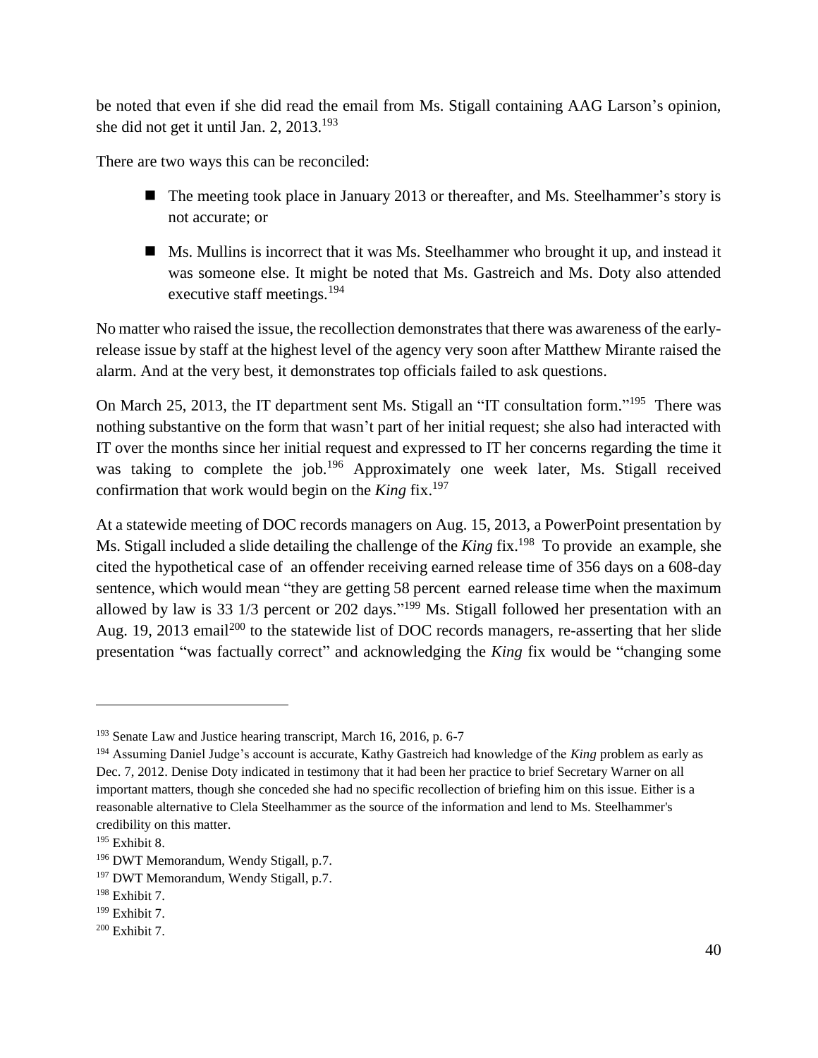be noted that even if she did read the email from Ms. Stigall containing AAG Larson's opinion, she did not get it until Jan. 2, 2013.[193]

There are two ways this can be reconciled:

- The meeting took place in January 2013 or thereafter, and Ms. Steelhammer's story is not accurate; or
- Ms. Mullins is incorrect that it was Ms. Steelhammer who brought it up, and instead it was someone else. It might be noted that Ms. Gastreich and Ms. Doty also attended executive staff meetings.[194]

No matter who raised the issue, the recollection demonstrates that there was awareness of the early-release issue by staff at the highest level of the agency very soon after Matthew Mirante raised the alarm. And at the very best, it demonstrates top officials failed to ask questions.

On March 25, 2013, the IT department sent Ms. Stigall an "IT consultation form."[195] There was nothing substantive on the form that wasn't part of her initial request; she also had interacted with IT over the months since her initial request and expressed to IT her concerns regarding the time it was taking to complete the job.[196] Approximately one week later, Ms. Stigall received confirmation that work would begin on the *King* fix.[197]

At a statewide meeting of DOC records managers on Aug. 15, 2013, a PowerPoint presentation by Ms. Stigall included a slide detailing the challenge of the *King* fix.[198] To provide an example, she cited the hypothetical case of an offender receiving earned release time of 356 days on a 608-day sentence, which would mean "they are getting 58 percent earned release time when the maximum allowed by law is 33 1/3 percent or 202 days."[199] Ms. Stigall followed her presentation with an Aug. 19, 2013 email[200] to the statewide list of DOC records managers, re-asserting that her slide presentation "was factually correct" and acknowledging the *King* fix would be "changing some

---

[193] Senate Law and Justice hearing transcript, March 16, 2016, p. 6-7

[194] Assuming Daniel Judge's account is accurate, Kathy Gastreich had knowledge of the *King* problem as early as Dec. 7, 2012. Denise Doty indicated in testimony that it had been her practice to brief Secretary Warner on all important matters, though she conceded she had no specific recollection of briefing him on this issue. Either is a reasonable alternative to Clela Steelhammer as the source of the information and lend to Ms. Steelhammer's credibility on this matter.

[195] Exhibit 8.

[196] DWT Memorandum, Wendy Stigall, p.7.

[197] DWT Memorandum, Wendy Stigall, p.7.

[198] Exhibit 7.

[199] Exhibit 7.

[200] Exhibit 7.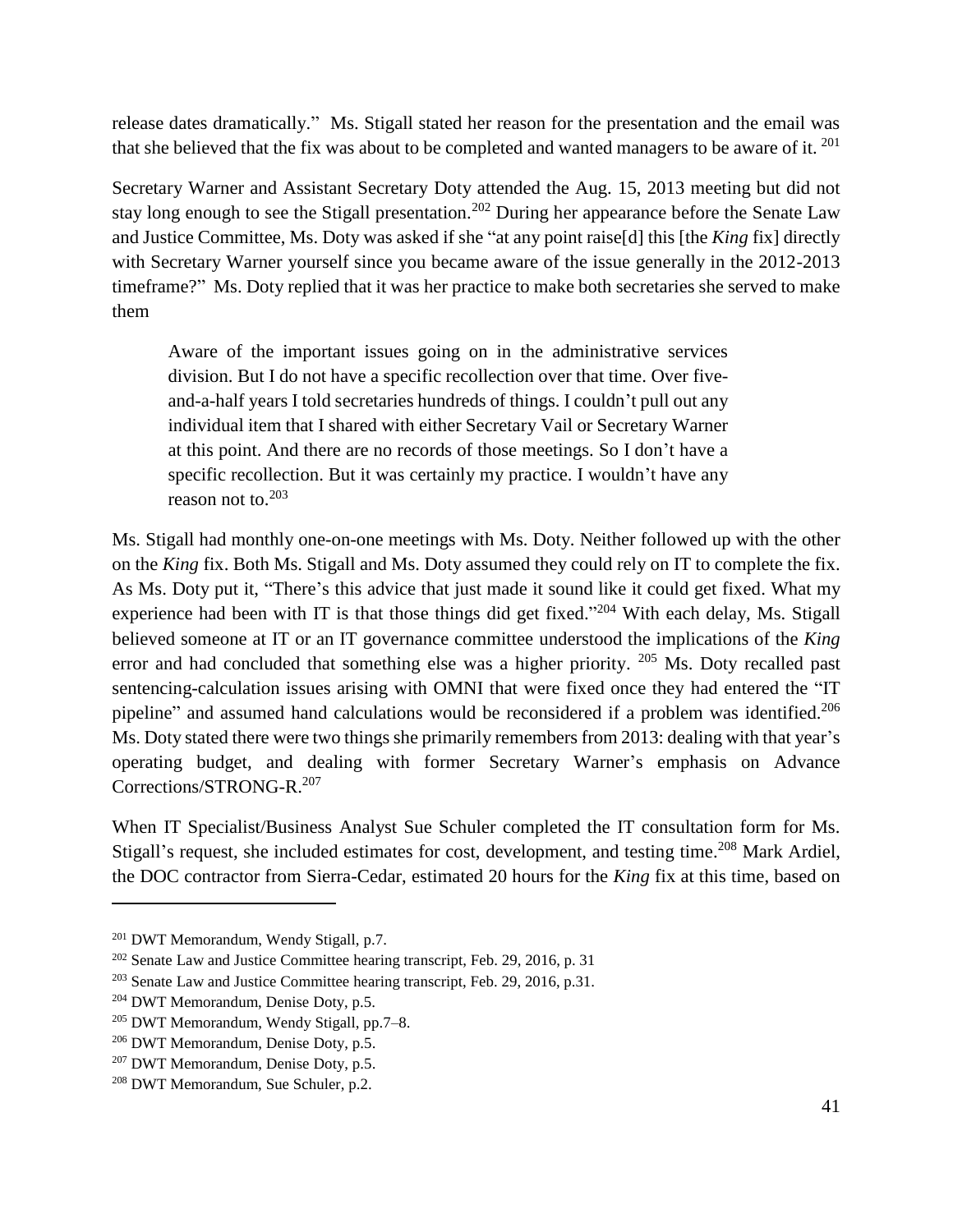release dates dramatically." Ms. Stigall stated her reason for the presentation and the email was that she believed that the fix was about to be completed and wanted managers to be aware of it. [201]

Secretary Warner and Assistant Secretary Doty attended the Aug. 15, 2013 meeting but did not stay long enough to see the Stigall presentation.[202] During her appearance before the Senate Law and Justice Committee, Ms. Doty was asked if she "at any point raise[d] this [the *King* fix] directly with Secretary Warner yourself since you became aware of the issue generally in the 2012-2013 timeframe?" Ms. Doty replied that it was her practice to make both secretaries she served to make them

> Aware of the important issues going on in the administrative services division. But I do not have a specific recollection over that time. Over five-and-a-half years I told secretaries hundreds of things. I couldn't pull out any individual item that I shared with either Secretary Vail or Secretary Warner at this point. And there are no records of those meetings. So I don't have a specific recollection. But it was certainly my practice. I wouldn't have any reason not to.[203]

Ms. Stigall had monthly one-on-one meetings with Ms. Doty. Neither followed up with the other on the *King* fix. Both Ms. Stigall and Ms. Doty assumed they could rely on IT to complete the fix. As Ms. Doty put it, "There's this advice that just made it sound like it could get fixed. What my experience had been with IT is that those things did get fixed."[204] With each delay, Ms. Stigall believed someone at IT or an IT governance committee understood the implications of the *King* error and had concluded that something else was a higher priority. [205] Ms. Doty recalled past sentencing-calculation issues arising with OMNI that were fixed once they had entered the "IT pipeline" and assumed hand calculations would be reconsidered if a problem was identified.[206] Ms. Doty stated there were two things she primarily remembers from 2013: dealing with that year's operating budget, and dealing with former Secretary Warner's emphasis on Advance Corrections/STRONG-R.[207]

When IT Specialist/Business Analyst Sue Schuler completed the IT consultation form for Ms. Stigall's request, she included estimates for cost, development, and testing time.[208] Mark Ardiel, the DOC contractor from Sierra-Cedar, estimated 20 hours for the *King* fix at this time, based on

---

[201] DWT Memorandum, Wendy Stigall, p.7.

[202] Senate Law and Justice Committee hearing transcript, Feb. 29, 2016, p. 31

[203] Senate Law and Justice Committee hearing transcript, Feb. 29, 2016, p.31.

[204] DWT Memorandum, Denise Doty, p.5.

[205] DWT Memorandum, Wendy Stigall, pp.7–8.

[206] DWT Memorandum, Denise Doty, p.5.

[207] DWT Memorandum, Denise Doty, p.5.

[208] DWT Memorandum, Sue Schuler, p.2.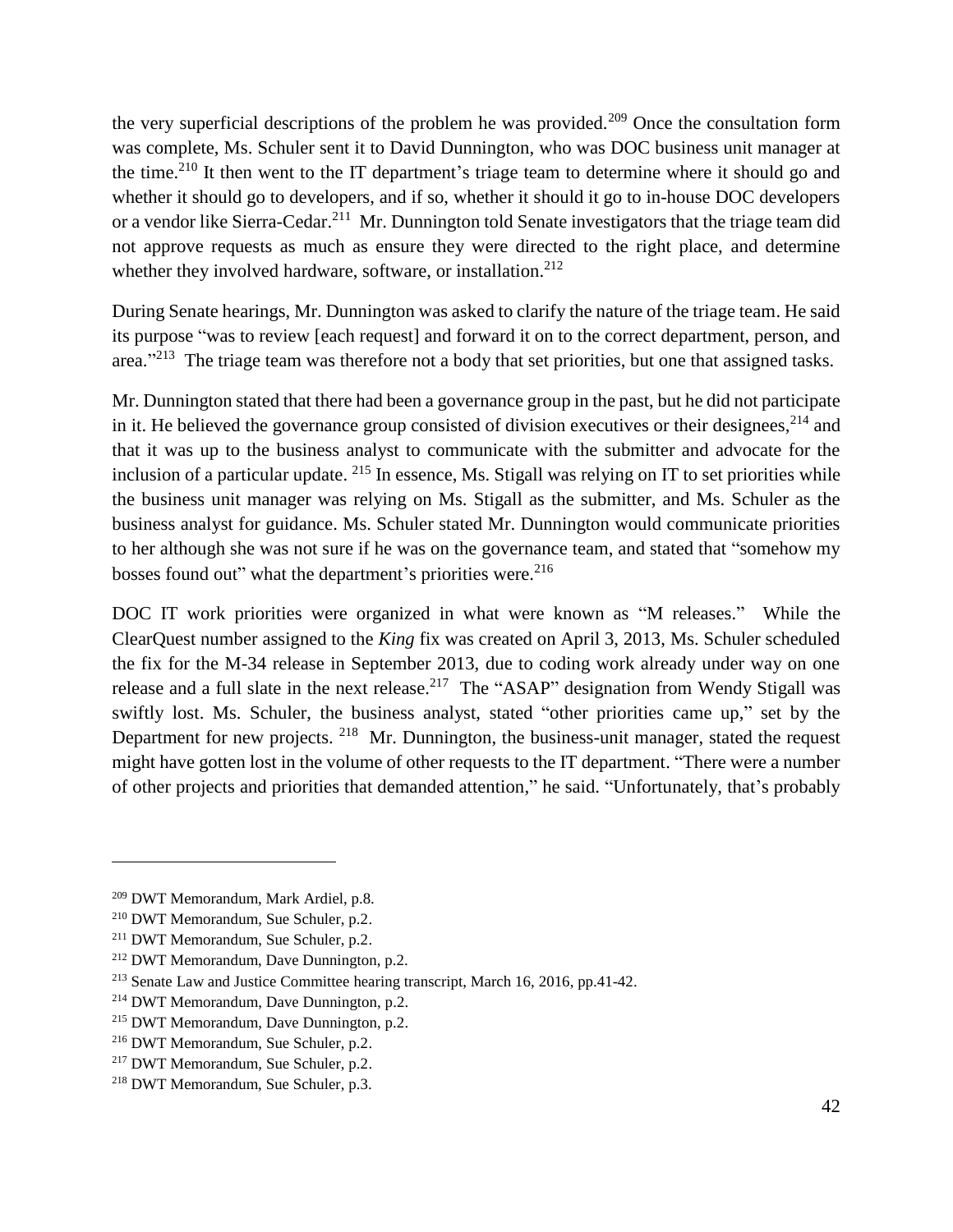the very superficial descriptions of the problem he was provided.[209] Once the consultation form was complete, Ms. Schuler sent it to David Dunnington, who was DOC business unit manager at the time.[210] It then went to the IT department's triage team to determine where it should go and whether it should go to developers, and if so, whether it should it go to in-house DOC developers or a vendor like Sierra-Cedar.[211] Mr. Dunnington told Senate investigators that the triage team did not approve requests as much as ensure they were directed to the right place, and determine whether they involved hardware, software, or installation.[212]

During Senate hearings, Mr. Dunnington was asked to clarify the nature of the triage team. He said its purpose "was to review [each request] and forward it on to the correct department, person, and area."[213] The triage team was therefore not a body that set priorities, but one that assigned tasks.

Mr. Dunnington stated that there had been a governance group in the past, but he did not participate in it. He believed the governance group consisted of division executives or their designees,[214] and that it was up to the business analyst to communicate with the submitter and advocate for the inclusion of a particular update. [215] In essence, Ms. Stigall was relying on IT to set priorities while the business unit manager was relying on Ms. Stigall as the submitter, and Ms. Schuler as the business analyst for guidance. Ms. Schuler stated Mr. Dunnington would communicate priorities to her although she was not sure if he was on the governance team, and stated that "somehow my bosses found out" what the department's priorities were.[216]

DOC IT work priorities were organized in what were known as "M releases." While the ClearQuest number assigned to the *King* fix was created on April 3, 2013, Ms. Schuler scheduled the fix for the M-34 release in September 2013, due to coding work already under way on one release and a full slate in the next release.[217] The "ASAP" designation from Wendy Stigall was swiftly lost. Ms. Schuler, the business analyst, stated "other priorities came up," set by the Department for new projects. [218] Mr. Dunnington, the business-unit manager, stated the request might have gotten lost in the volume of other requests to the IT department. "There were a number of other projects and priorities that demanded attention," he said. "Unfortunately, that's probably

---

[209] DWT Memorandum, Mark Ardiel, p.8.

[210] DWT Memorandum, Sue Schuler, p.2.

[211] DWT Memorandum, Sue Schuler, p.2.

[212] DWT Memorandum, Dave Dunnington, p.2.

[213] Senate Law and Justice Committee hearing transcript, March 16, 2016, pp.41-42.

[214] DWT Memorandum, Dave Dunnington, p.2.

[215] DWT Memorandum, Dave Dunnington, p.2.

[216] DWT Memorandum, Sue Schuler, p.2.

[217] DWT Memorandum, Sue Schuler, p.2.

[218] DWT Memorandum, Sue Schuler, p.3.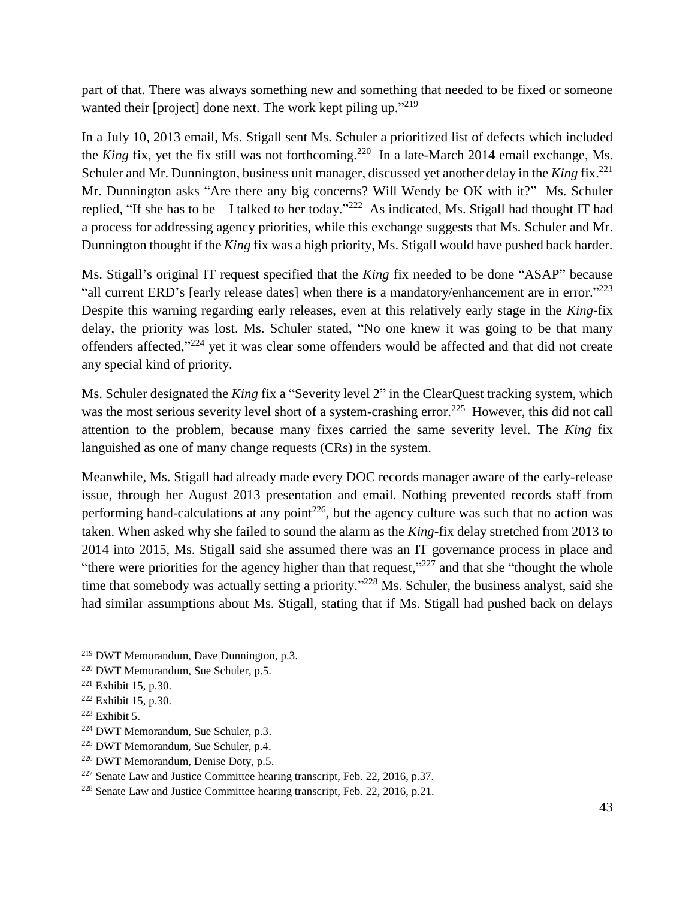part of that. There was always something new and something that needed to be fixed or someone wanted their [project] done next. The work kept piling up."[219]

In a July 10, 2013 email, Ms. Stigall sent Ms. Schuler a prioritized list of defects which included the *King* fix, yet the fix still was not forthcoming.[220] In a late-March 2014 email exchange, Ms. Schuler and Mr. Dunnington, business unit manager, discussed yet another delay in the *King* fix.[221] Mr. Dunnington asks "Are there any big concerns? Will Wendy be OK with it?" Ms. Schuler replied, "If she has to be—I talked to her today."[222] As indicated, Ms. Stigall had thought IT had a process for addressing agency priorities, while this exchange suggests that Ms. Schuler and Mr. Dunnington thought if the *King* fix was a high priority, Ms. Stigall would have pushed back harder.

Ms. Stigall's original IT request specified that the *King* fix needed to be done "ASAP" because "all current ERD's [early release dates] when there is a mandatory/enhancement are in error."[223] Despite this warning regarding early releases, even at this relatively early stage in the *King*-fix delay, the priority was lost. Ms. Schuler stated, "No one knew it was going to be that many offenders affected,"[224] yet it was clear some offenders would be affected and that did not create any special kind of priority.

Ms. Schuler designated the *King* fix a "Severity level 2" in the ClearQuest tracking system, which was the most serious severity level short of a system-crashing error.[225] However, this did not call attention to the problem, because many fixes carried the same severity level. The *King* fix languished as one of many change requests (CRs) in the system.

Meanwhile, Ms. Stigall had already made every DOC records manager aware of the early-release issue, through her August 2013 presentation and email. Nothing prevented records staff from performing hand-calculations at any point[226], but the agency culture was such that no action was taken. When asked why she failed to sound the alarm as the *King*-fix delay stretched from 2013 to 2014 into 2015, Ms. Stigall said she assumed there was an IT governance process in place and "there were priorities for the agency higher than that request,"[227] and that she "thought the whole time that somebody was actually setting a priority."[228] Ms. Schuler, the business analyst, said she had similar assumptions about Ms. Stigall, stating that if Ms. Stigall had pushed back on delays

---

[219] DWT Memorandum, Dave Dunnington, p.3.

[220] DWT Memorandum, Sue Schuler, p.5.

[221] Exhibit 15, p.30.

[222] Exhibit 15, p.30.

[223] Exhibit 5.

[224] DWT Memorandum, Sue Schuler, p.3.

[225] DWT Memorandum, Sue Schuler, p.4.

[226] DWT Memorandum, Denise Doty, p.5.

[227] Senate Law and Justice Committee hearing transcript, Feb. 22, 2016, p.37.

[228] Senate Law and Justice Committee hearing transcript, Feb. 22, 2016, p.21.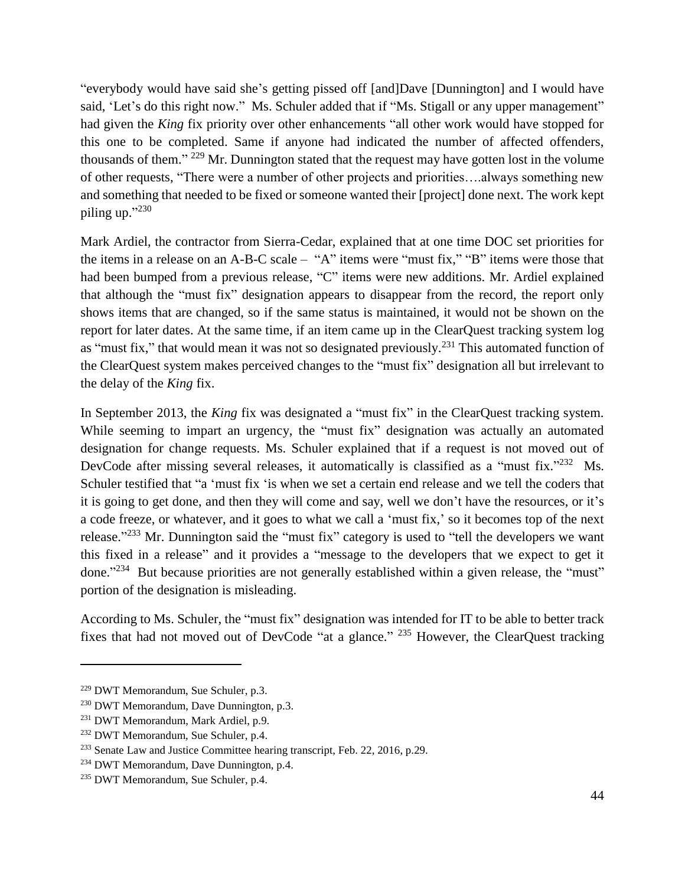"everybody would have said she's getting pissed off [and]Dave [Dunnington] and I would have said, 'Let's do this right now." Ms. Schuler added that if "Ms. Stigall or any upper management" had given the *King* fix priority over other enhancements "all other work would have stopped for this one to be completed. Same if anyone had indicated the number of affected offenders, thousands of them." [229] Mr. Dunnington stated that the request may have gotten lost in the volume of other requests, "There were a number of other projects and priorities….always something new and something that needed to be fixed or someone wanted their [project] done next. The work kept piling up."[230]

Mark Ardiel, the contractor from Sierra-Cedar, explained that at one time DOC set priorities for the items in a release on an A-B-C scale – "A" items were "must fix," "B" items were those that had been bumped from a previous release, "C" items were new additions. Mr. Ardiel explained that although the "must fix" designation appears to disappear from the record, the report only shows items that are changed, so if the same status is maintained, it would not be shown on the report for later dates. At the same time, if an item came up in the ClearQuest tracking system log as "must fix," that would mean it was not so designated previously.[231] This automated function of the ClearQuest system makes perceived changes to the "must fix" designation all but irrelevant to the delay of the *King* fix.

In September 2013, the *King* fix was designated a "must fix" in the ClearQuest tracking system. While seeming to impart an urgency, the "must fix" designation was actually an automated designation for change requests. Ms. Schuler explained that if a request is not moved out of DevCode after missing several releases, it automatically is classified as a "must fix."[232] Ms. Schuler testified that "a 'must fix 'is when we set a certain end release and we tell the coders that it is going to get done, and then they will come and say, well we don't have the resources, or it's a code freeze, or whatever, and it goes to what we call a 'must fix,' so it becomes top of the next release."[233] Mr. Dunnington said the "must fix" category is used to "tell the developers we want this fixed in a release" and it provides a "message to the developers that we expect to get it done."[234] But because priorities are not generally established within a given release, the "must" portion of the designation is misleading.

According to Ms. Schuler, the "must fix" designation was intended for IT to be able to better track fixes that had not moved out of DevCode "at a glance." [235] However, the ClearQuest tracking

---

[229] DWT Memorandum, Sue Schuler, p.3.

[230] DWT Memorandum, Dave Dunnington, p.3.

[231] DWT Memorandum, Mark Ardiel, p.9.

[232] DWT Memorandum, Sue Schuler, p.4.

[233] Senate Law and Justice Committee hearing transcript, Feb. 22, 2016, p.29.

[234] DWT Memorandum, Dave Dunnington, p.4.

[235] DWT Memorandum, Sue Schuler, p.4.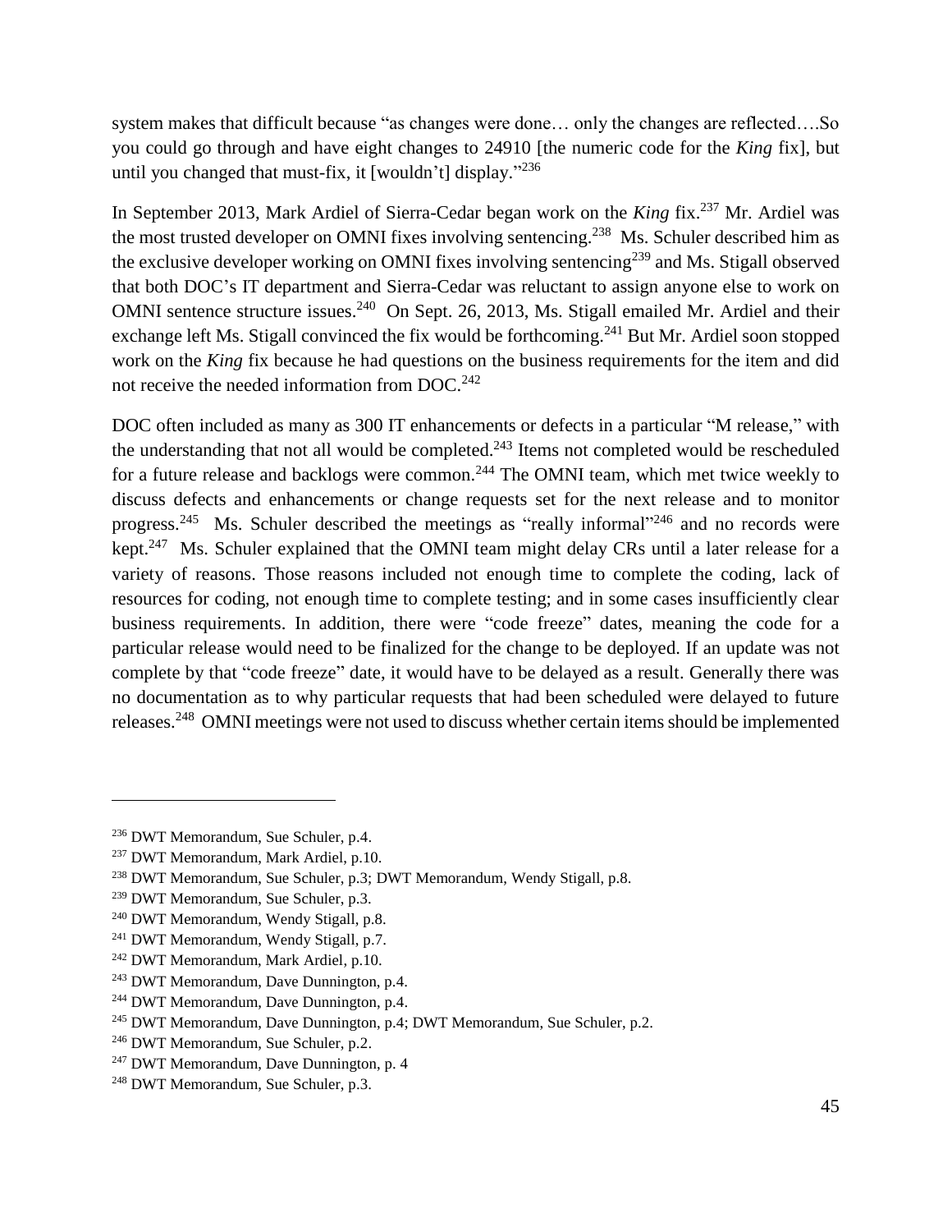system makes that difficult because "as changes were done… only the changes are reflected….So you could go through and have eight changes to 24910 [the numeric code for the *King* fix], but until you changed that must-fix, it [wouldn't] display."[236]

In September 2013, Mark Ardiel of Sierra-Cedar began work on the *King* fix.[237] Mr. Ardiel was the most trusted developer on OMNI fixes involving sentencing.[238] Ms. Schuler described him as the exclusive developer working on OMNI fixes involving sentencing[239] and Ms. Stigall observed that both DOC's IT department and Sierra-Cedar was reluctant to assign anyone else to work on OMNI sentence structure issues.[240] On Sept. 26, 2013, Ms. Stigall emailed Mr. Ardiel and their exchange left Ms. Stigall convinced the fix would be forthcoming.[241] But Mr. Ardiel soon stopped work on the *King* fix because he had questions on the business requirements for the item and did not receive the needed information from DOC.[242]

DOC often included as many as 300 IT enhancements or defects in a particular "M release," with the understanding that not all would be completed.[243] Items not completed would be rescheduled for a future release and backlogs were common.[244] The OMNI team, which met twice weekly to discuss defects and enhancements or change requests set for the next release and to monitor progress.[245] Ms. Schuler described the meetings as "really informal"[246] and no records were kept.[247] Ms. Schuler explained that the OMNI team might delay CRs until a later release for a variety of reasons. Those reasons included not enough time to complete the coding, lack of resources for coding, not enough time to complete testing; and in some cases insufficiently clear business requirements. In addition, there were "code freeze" dates, meaning the code for a particular release would need to be finalized for the change to be deployed. If an update was not complete by that "code freeze" date, it would have to be delayed as a result. Generally there was no documentation as to why particular requests that had been scheduled were delayed to future releases.[248] OMNI meetings were not used to discuss whether certain items should be implemented

---

[236] DWT Memorandum, Sue Schuler, p.4.
[237] DWT Memorandum, Mark Ardiel, p.10.
[238] DWT Memorandum, Sue Schuler, p.3; DWT Memorandum, Wendy Stigall, p.8.
[239] DWT Memorandum, Sue Schuler, p.3.
[240] DWT Memorandum, Wendy Stigall, p.8.
[241] DWT Memorandum, Wendy Stigall, p.7.
[242] DWT Memorandum, Mark Ardiel, p.10.
[243] DWT Memorandum, Dave Dunnington, p.4.
[244] DWT Memorandum, Dave Dunnington, p.4.
[245] DWT Memorandum, Dave Dunnington, p.4; DWT Memorandum, Sue Schuler, p.2.
[246] DWT Memorandum, Sue Schuler, p.2.
[247] DWT Memorandum, Dave Dunnington, p. 4
[248] DWT Memorandum, Sue Schuler, p.3.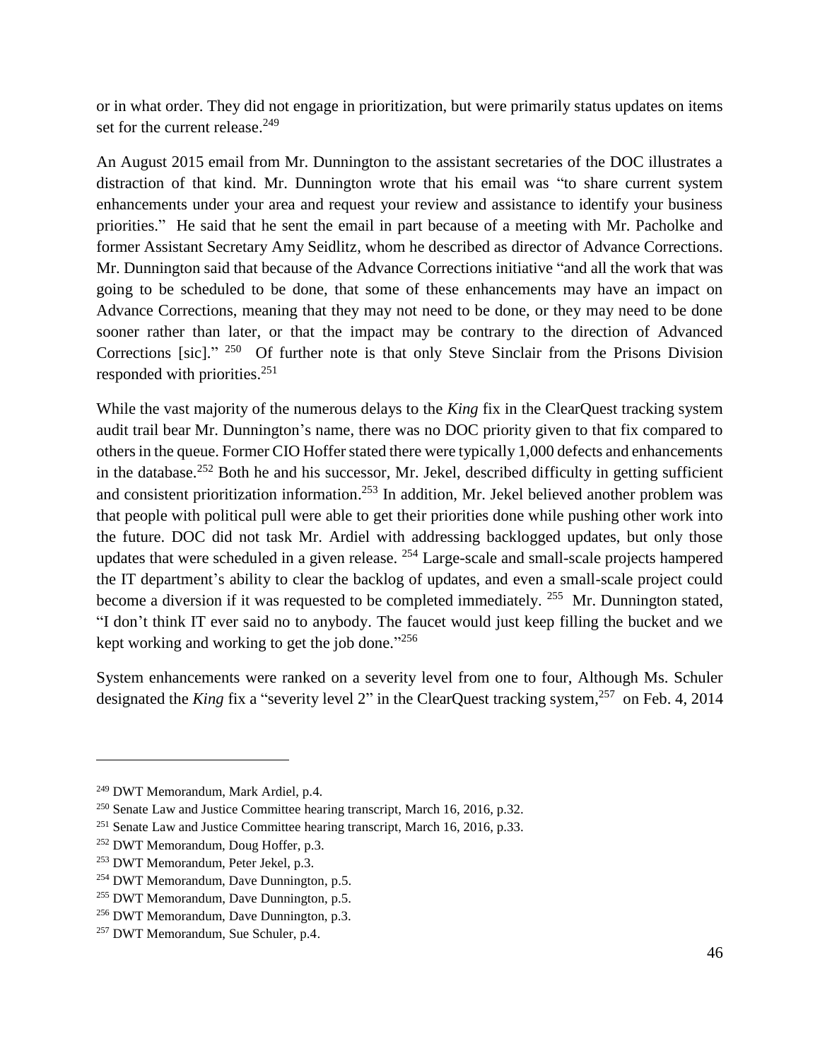or in what order. They did not engage in prioritization, but were primarily status updates on items set for the current release.[249]

An August 2015 email from Mr. Dunnington to the assistant secretaries of the DOC illustrates a distraction of that kind. Mr. Dunnington wrote that his email was "to share current system enhancements under your area and request your review and assistance to identify your business priorities." He said that he sent the email in part because of a meeting with Mr. Pacholke and former Assistant Secretary Amy Seidlitz, whom he described as director of Advance Corrections. Mr. Dunnington said that because of the Advance Corrections initiative "and all the work that was going to be scheduled to be done, that some of these enhancements may have an impact on Advance Corrections, meaning that they may not need to be done, or they may need to be done sooner rather than later, or that the impact may be contrary to the direction of Advanced Corrections [sic]." [250] Of further note is that only Steve Sinclair from the Prisons Division responded with priorities.[251]

While the vast majority of the numerous delays to the *King* fix in the ClearQuest tracking system audit trail bear Mr. Dunnington's name, there was no DOC priority given to that fix compared to others in the queue. Former CIO Hoffer stated there were typically 1,000 defects and enhancements in the database.[252] Both he and his successor, Mr. Jekel, described difficulty in getting sufficient and consistent prioritization information.[253] In addition, Mr. Jekel believed another problem was that people with political pull were able to get their priorities done while pushing other work into the future. DOC did not task Mr. Ardiel with addressing backlogged updates, but only those updates that were scheduled in a given release. [254] Large-scale and small-scale projects hampered the IT department's ability to clear the backlog of updates, and even a small-scale project could become a diversion if it was requested to be completed immediately. [255] Mr. Dunnington stated, "I don't think IT ever said no to anybody. The faucet would just keep filling the bucket and we kept working and working to get the job done."[256]

System enhancements were ranked on a severity level from one to four, Although Ms. Schuler designated the *King* fix a "severity level 2" in the ClearQuest tracking system,[257] on Feb. 4, 2014

---

[249] DWT Memorandum, Mark Ardiel, p.4.

[250] Senate Law and Justice Committee hearing transcript, March 16, 2016, p.32.

[251] Senate Law and Justice Committee hearing transcript, March 16, 2016, p.33.

[252] DWT Memorandum, Doug Hoffer, p.3.

[253] DWT Memorandum, Peter Jekel, p.3.

[254] DWT Memorandum, Dave Dunnington, p.5.

[255] DWT Memorandum, Dave Dunnington, p.5.

[256] DWT Memorandum, Dave Dunnington, p.3.

[257] DWT Memorandum, Sue Schuler, p.4.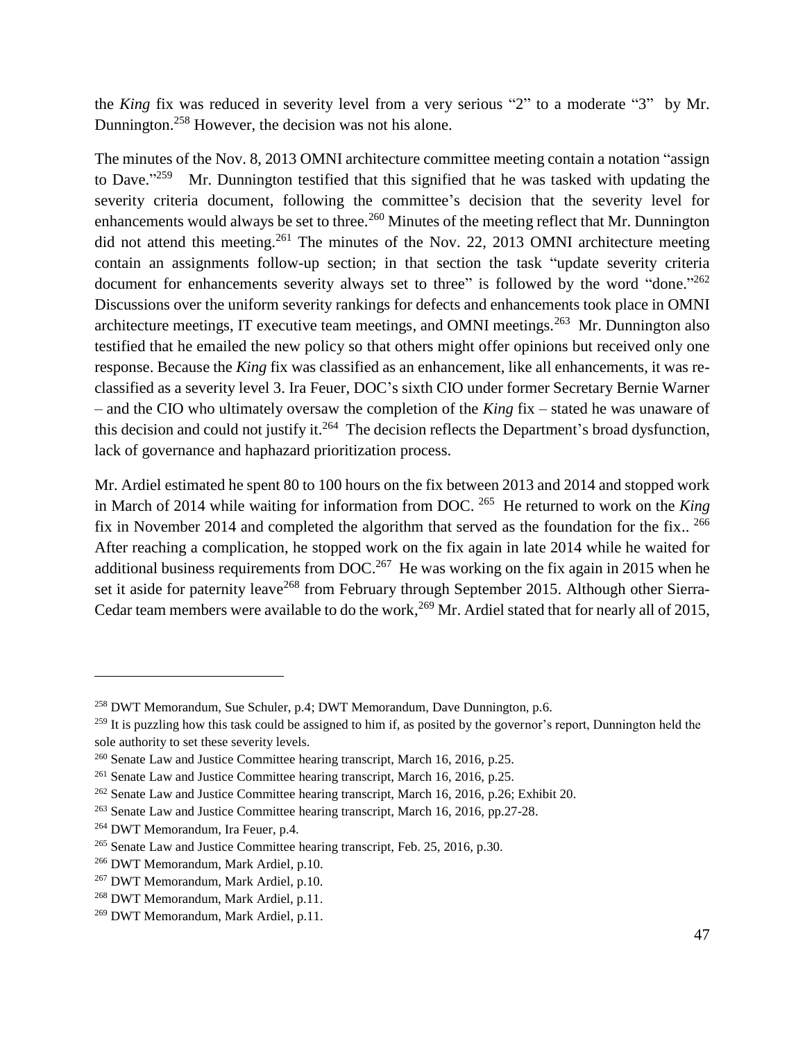the *King* fix was reduced in severity level from a very serious "2" to a moderate "3" by Mr. Dunnington.[258] However, the decision was not his alone.

The minutes of the Nov. 8, 2013 OMNI architecture committee meeting contain a notation "assign to Dave."[259] Mr. Dunnington testified that this signified that he was tasked with updating the severity criteria document, following the committee's decision that the severity level for enhancements would always be set to three.[260] Minutes of the meeting reflect that Mr. Dunnington did not attend this meeting.[261] The minutes of the Nov. 22, 2013 OMNI architecture meeting contain an assignments follow-up section; in that section the task "update severity criteria document for enhancements severity always set to three" is followed by the word "done."[262] Discussions over the uniform severity rankings for defects and enhancements took place in OMNI architecture meetings, IT executive team meetings, and OMNI meetings.[263] Mr. Dunnington also testified that he emailed the new policy so that others might offer opinions but received only one response. Because the *King* fix was classified as an enhancement, like all enhancements, it was re-classified as a severity level 3. Ira Feuer, DOC's sixth CIO under former Secretary Bernie Warner – and the CIO who ultimately oversaw the completion of the *King* fix – stated he was unaware of this decision and could not justify it.[264] The decision reflects the Department's broad dysfunction, lack of governance and haphazard prioritization process.

Mr. Ardiel estimated he spent 80 to 100 hours on the fix between 2013 and 2014 and stopped work in March of 2014 while waiting for information from DOC.[265] He returned to work on the *King* fix in November 2014 and completed the algorithm that served as the foundation for the fix..[266] After reaching a complication, he stopped work on the fix again in late 2014 while he waited for additional business requirements from DOC.[267] He was working on the fix again in 2015 when he set it aside for paternity leave[268] from February through September 2015. Although other Sierra-Cedar team members were available to do the work,[269] Mr. Ardiel stated that for nearly all of 2015,

---

[258] DWT Memorandum, Sue Schuler, p.4; DWT Memorandum, Dave Dunnington, p.6.

[259] It is puzzling how this task could be assigned to him if, as posited by the governor's report, Dunnington held the sole authority to set these severity levels.

[260] Senate Law and Justice Committee hearing transcript, March 16, 2016, p.25.

[261] Senate Law and Justice Committee hearing transcript, March 16, 2016, p.25.

[262] Senate Law and Justice Committee hearing transcript, March 16, 2016, p.26; Exhibit 20.

[263] Senate Law and Justice Committee hearing transcript, March 16, 2016, pp.27-28.

[264] DWT Memorandum, Ira Feuer, p.4.

[265] Senate Law and Justice Committee hearing transcript, Feb. 25, 2016, p.30.

[266] DWT Memorandum, Mark Ardiel, p.10.

[267] DWT Memorandum, Mark Ardiel, p.10.

[268] DWT Memorandum, Mark Ardiel, p.11.

[269] DWT Memorandum, Mark Ardiel, p.11.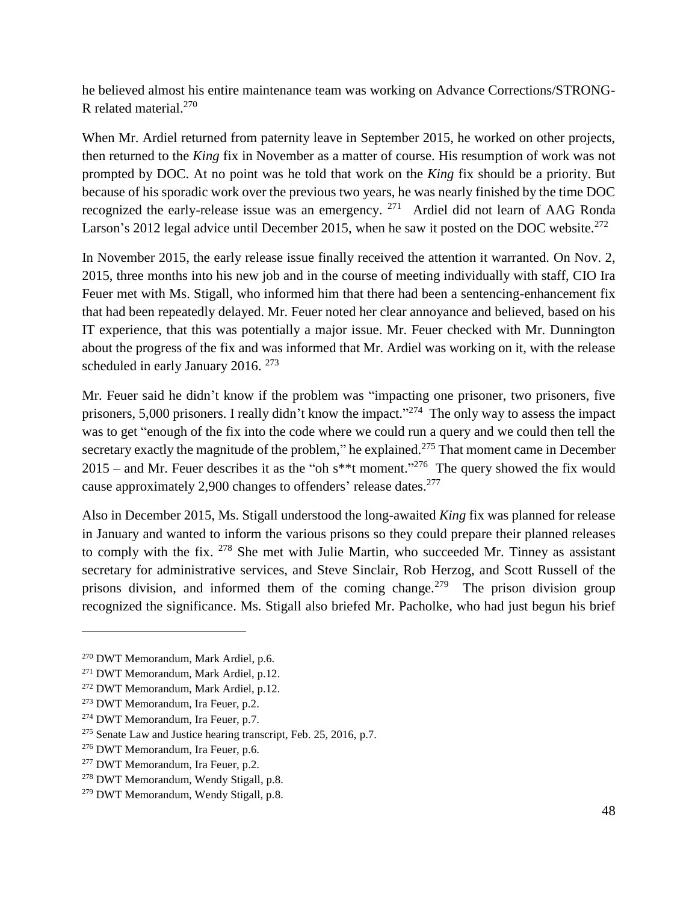he believed almost his entire maintenance team was working on Advance Corrections/STRONG-R related material.[270]

When Mr. Ardiel returned from paternity leave in September 2015, he worked on other projects, then returned to the *King* fix in November as a matter of course. His resumption of work was not prompted by DOC. At no point was he told that work on the *King* fix should be a priority. But because of his sporadic work over the previous two years, he was nearly finished by the time DOC recognized the early-release issue was an emergency. [271] Ardiel did not learn of AAG Ronda Larson's 2012 legal advice until December 2015, when he saw it posted on the DOC website.[272]

In November 2015, the early release issue finally received the attention it warranted. On Nov. 2, 2015, three months into his new job and in the course of meeting individually with staff, CIO Ira Feuer met with Ms. Stigall, who informed him that there had been a sentencing-enhancement fix that had been repeatedly delayed. Mr. Feuer noted her clear annoyance and believed, based on his IT experience, that this was potentially a major issue. Mr. Feuer checked with Mr. Dunnington about the progress of the fix and was informed that Mr. Ardiel was working on it, with the release scheduled in early January 2016. [273]

Mr. Feuer said he didn't know if the problem was "impacting one prisoner, two prisoners, five prisoners, 5,000 prisoners. I really didn't know the impact."[274] The only way to assess the impact was to get "enough of the fix into the code where we could run a query and we could then tell the secretary exactly the magnitude of the problem," he explained.[275] That moment came in December 2015 – and Mr. Feuer describes it as the "oh s**t moment."[276] The query showed the fix would cause approximately 2,900 changes to offenders' release dates.[277]

Also in December 2015, Ms. Stigall understood the long-awaited *King* fix was planned for release in January and wanted to inform the various prisons so they could prepare their planned releases to comply with the fix. [278] She met with Julie Martin, who succeeded Mr. Tinney as assistant secretary for administrative services, and Steve Sinclair, Rob Herzog, and Scott Russell of the prisons division, and informed them of the coming change.[279] The prison division group recognized the significance. Ms. Stigall also briefed Mr. Pacholke, who had just begun his brief

---

[270] DWT Memorandum, Mark Ardiel, p.6.

[271] DWT Memorandum, Mark Ardiel, p.12.

[272] DWT Memorandum, Mark Ardiel, p.12.

[273] DWT Memorandum, Ira Feuer, p.2.

[274] DWT Memorandum, Ira Feuer, p.7.

[275] Senate Law and Justice hearing transcript, Feb. 25, 2016, p.7.

[276] DWT Memorandum, Ira Feuer, p.6.

[277] DWT Memorandum, Ira Feuer, p.2.

[278] DWT Memorandum, Wendy Stigall, p.8.

[279] DWT Memorandum, Wendy Stigall, p.8.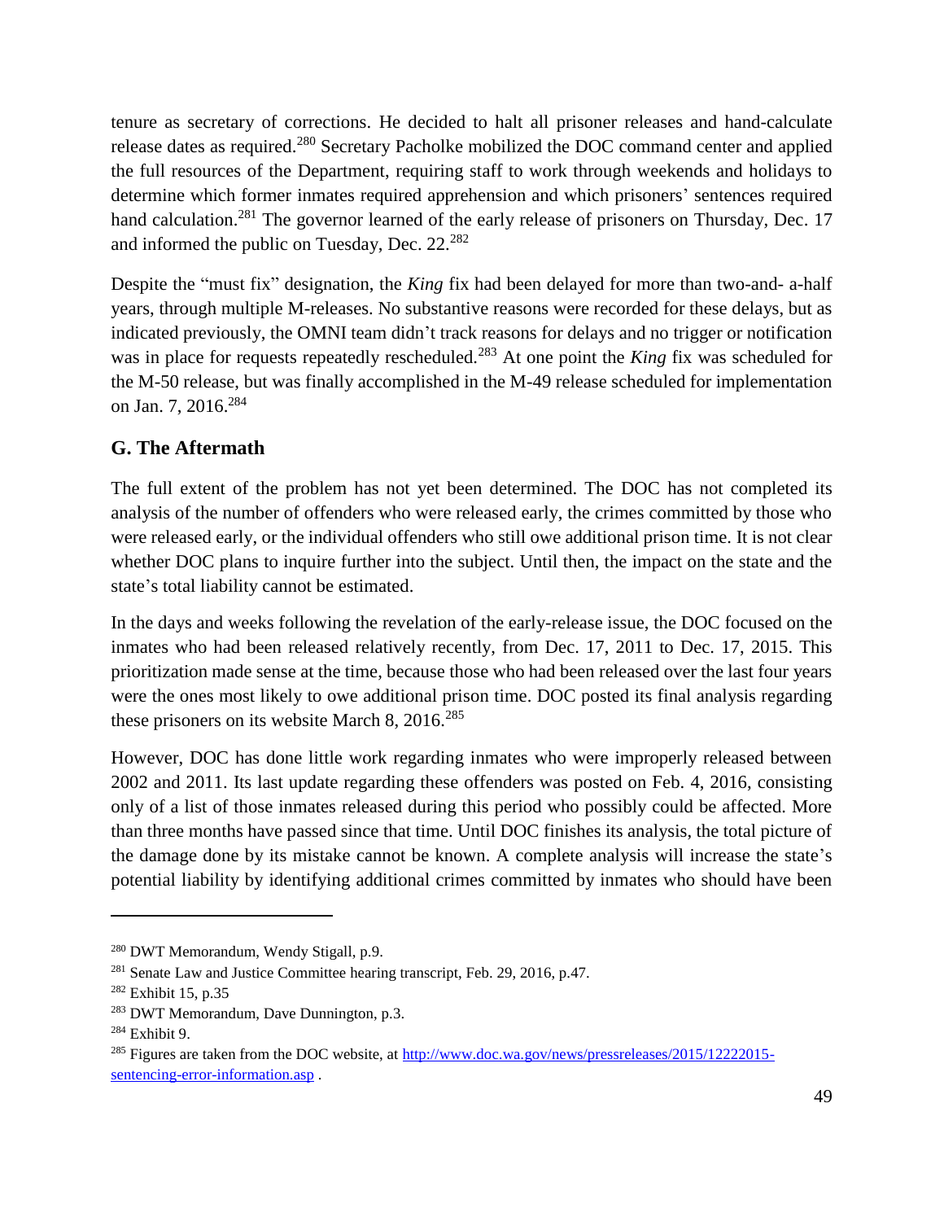tenure as secretary of corrections. He decided to halt all prisoner releases and hand-calculate release dates as required.[280] Secretary Pacholke mobilized the DOC command center and applied the full resources of the Department, requiring staff to work through weekends and holidays to determine which former inmates required apprehension and which prisoners' sentences required hand calculation.[281] The governor learned of the early release of prisoners on Thursday, Dec. 17 and informed the public on Tuesday, Dec. 22.[282]

Despite the "must fix" designation, the *King* fix had been delayed for more than two-and- a-half years, through multiple M-releases. No substantive reasons were recorded for these delays, but as indicated previously, the OMNI team didn't track reasons for delays and no trigger or notification was in place for requests repeatedly rescheduled.[283] At one point the *King* fix was scheduled for the M-50 release, but was finally accomplished in the M-49 release scheduled for implementation on Jan. 7, 2016.[284]

## G. The Aftermath

The full extent of the problem has not yet been determined. The DOC has not completed its analysis of the number of offenders who were released early, the crimes committed by those who were released early, or the individual offenders who still owe additional prison time. It is not clear whether DOC plans to inquire further into the subject. Until then, the impact on the state and the state's total liability cannot be estimated.

In the days and weeks following the revelation of the early-release issue, the DOC focused on the inmates who had been released relatively recently, from Dec. 17, 2011 to Dec. 17, 2015. This prioritization made sense at the time, because those who had been released over the last four years were the ones most likely to owe additional prison time. DOC posted its final analysis regarding these prisoners on its website March 8, 2016.[285]

However, DOC has done little work regarding inmates who were improperly released between 2002 and 2011. Its last update regarding these offenders was posted on Feb. 4, 2016, consisting only of a list of those inmates released during this period who possibly could be affected. More than three months have passed since that time. Until DOC finishes its analysis, the total picture of the damage done by its mistake cannot be known. A complete analysis will increase the state's potential liability by identifying additional crimes committed by inmates who should have been

---

[280] DWT Memorandum, Wendy Stigall, p.9.

[281] Senate Law and Justice Committee hearing transcript, Feb. 29, 2016, p.47.

[282] Exhibit 15, p.35

[283] DWT Memorandum, Dave Dunnington, p.3.

[284] Exhibit 9.

[285] Figures are taken from the DOC website, at http://www.doc.wa.gov/news/pressreleases/2015/12222015-sentencing-error-information.asp .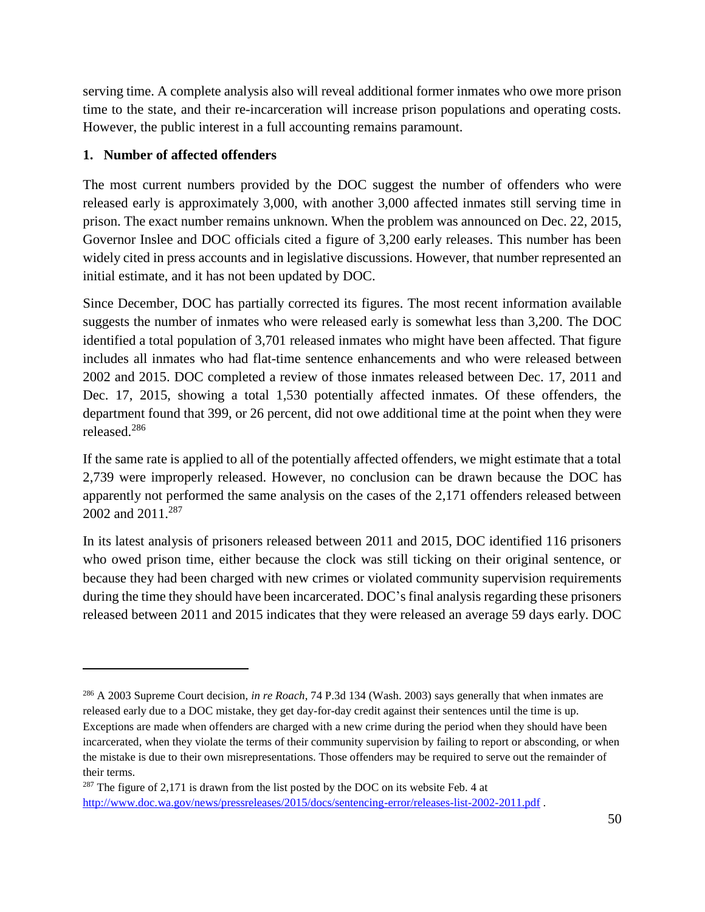serving time. A complete analysis also will reveal additional former inmates who owe more prison time to the state, and their re-incarceration will increase prison populations and operating costs. However, the public interest in a full accounting remains paramount.

**1. Number of affected offenders**

The most current numbers provided by the DOC suggest the number of offenders who were released early is approximately 3,000, with another 3,000 affected inmates still serving time in prison. The exact number remains unknown. When the problem was announced on Dec. 22, 2015, Governor Inslee and DOC officials cited a figure of 3,200 early releases. This number has been widely cited in press accounts and in legislative discussions. However, that number represented an initial estimate, and it has not been updated by DOC.

Since December, DOC has partially corrected its figures. The most recent information available suggests the number of inmates who were released early is somewhat less than 3,200. The DOC identified a total population of 3,701 released inmates who might have been affected. That figure includes all inmates who had flat-time sentence enhancements and who were released between 2002 and 2015. DOC completed a review of those inmates released between Dec. 17, 2011 and Dec. 17, 2015, showing a total 1,530 potentially affected inmates. Of these offenders, the department found that 399, or 26 percent, did not owe additional time at the point when they were released.[286]

If the same rate is applied to all of the potentially affected offenders, we might estimate that a total 2,739 were improperly released. However, no conclusion can be drawn because the DOC has apparently not performed the same analysis on the cases of the 2,171 offenders released between 2002 and 2011.[287]

In its latest analysis of prisoners released between 2011 and 2015, DOC identified 116 prisoners who owed prison time, either because the clock was still ticking on their original sentence, or because they had been charged with new crimes or violated community supervision requirements during the time they should have been incarcerated. DOC's final analysis regarding these prisoners released between 2011 and 2015 indicates that they were released an average 59 days early. DOC

---

[286] A 2003 Supreme Court decision, *in re Roach*, 74 P.3d 134 (Wash. 2003) says generally that when inmates are released early due to a DOC mistake, they get day-for-day credit against their sentences until the time is up. Exceptions are made when offenders are charged with a new crime during the period when they should have been incarcerated, when they violate the terms of their community supervision by failing to report or absconding, or when the mistake is due to their own misrepresentations. Those offenders may be required to serve out the remainder of their terms.

[287] The figure of 2,171 is drawn from the list posted by the DOC on its website Feb. 4 at http://www.doc.wa.gov/news/pressreleases/2015/docs/sentencing-error/releases-list-2002-2011.pdf .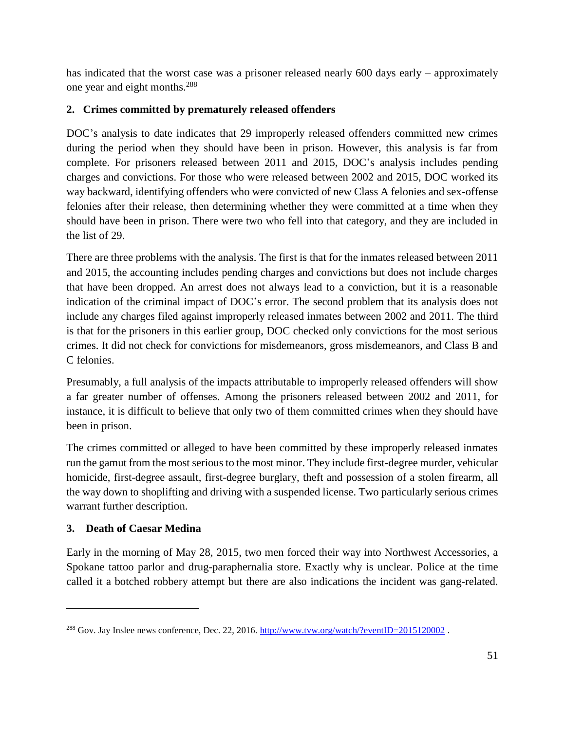has indicated that the worst case was a prisoner released nearly 600 days early – approximately one year and eight months.[288]

### 2. Crimes committed by prematurely released offenders

DOC's analysis to date indicates that 29 improperly released offenders committed new crimes during the period when they should have been in prison. However, this analysis is far from complete. For prisoners released between 2011 and 2015, DOC's analysis includes pending charges and convictions. For those who were released between 2002 and 2015, DOC worked its way backward, identifying offenders who were convicted of new Class A felonies and sex-offense felonies after their release, then determining whether they were committed at a time when they should have been in prison. There were two who fell into that category, and they are included in the list of 29.

There are three problems with the analysis. The first is that for the inmates released between 2011 and 2015, the accounting includes pending charges and convictions but does not include charges that have been dropped. An arrest does not always lead to a conviction, but it is a reasonable indication of the criminal impact of DOC's error. The second problem that its analysis does not include any charges filed against improperly released inmates between 2002 and 2011. The third is that for the prisoners in this earlier group, DOC checked only convictions for the most serious crimes. It did not check for convictions for misdemeanors, gross misdemeanors, and Class B and C felonies.

Presumably, a full analysis of the impacts attributable to improperly released offenders will show a far greater number of offenses. Among the prisoners released between 2002 and 2011, for instance, it is difficult to believe that only two of them committed crimes when they should have been in prison.

The crimes committed or alleged to have been committed by these improperly released inmates run the gamut from the most serious to the most minor. They include first-degree murder, vehicular homicide, first-degree assault, first-degree burglary, theft and possession of a stolen firearm, all the way down to shoplifting and driving with a suspended license. Two particularly serious crimes warrant further description.

### 3. Death of Caesar Medina

Early in the morning of May 28, 2015, two men forced their way into Northwest Accessories, a Spokane tattoo parlor and drug-paraphernalia store. Exactly why is unclear. Police at the time called it a botched robbery attempt but there are also indications the incident was gang-related.

---

[288] Gov. Jay Inslee news conference, Dec. 22, 2016. http://www.tvw.org/watch/?eventID=2015120002 .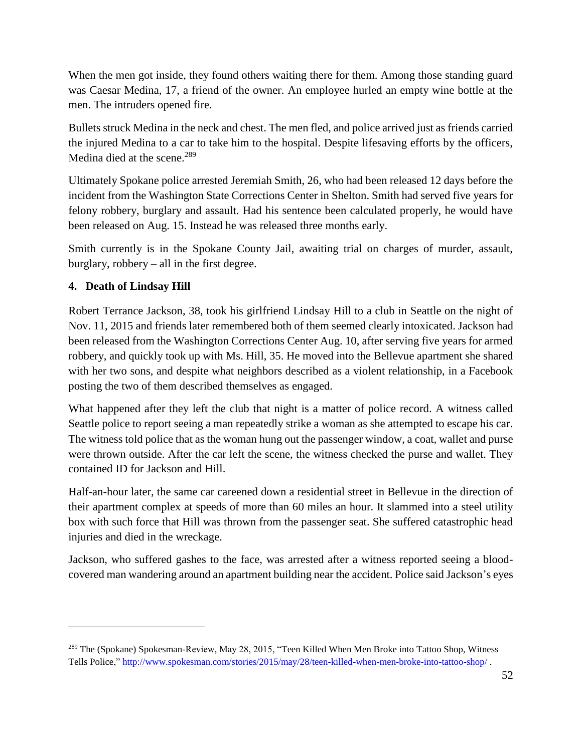When the men got inside, they found others waiting there for them. Among those standing guard was Caesar Medina, 17, a friend of the owner. An employee hurled an empty wine bottle at the men. The intruders opened fire.

Bullets struck Medina in the neck and chest. The men fled, and police arrived just as friends carried the injured Medina to a car to take him to the hospital. Despite lifesaving efforts by the officers, Medina died at the scene.[289]

Ultimately Spokane police arrested Jeremiah Smith, 26, who had been released 12 days before the incident from the Washington State Corrections Center in Shelton. Smith had served five years for felony robbery, burglary and assault. Had his sentence been calculated properly, he would have been released on Aug. 15. Instead he was released three months early.

Smith currently is in the Spokane County Jail, awaiting trial on charges of murder, assault, burglary, robbery – all in the first degree.

### 4. Death of Lindsay Hill

Robert Terrance Jackson, 38, took his girlfriend Lindsay Hill to a club in Seattle on the night of Nov. 11, 2015 and friends later remembered both of them seemed clearly intoxicated. Jackson had been released from the Washington Corrections Center Aug. 10, after serving five years for armed robbery, and quickly took up with Ms. Hill, 35. He moved into the Bellevue apartment she shared with her two sons, and despite what neighbors described as a violent relationship, in a Facebook posting the two of them described themselves as engaged.

What happened after they left the club that night is a matter of police record. A witness called Seattle police to report seeing a man repeatedly strike a woman as she attempted to escape his car. The witness told police that as the woman hung out the passenger window, a coat, wallet and purse were thrown outside. After the car left the scene, the witness checked the purse and wallet. They contained ID for Jackson and Hill.

Half-an-hour later, the same car careened down a residential street in Bellevue in the direction of their apartment complex at speeds of more than 60 miles an hour. It slammed into a steel utility box with such force that Hill was thrown from the passenger seat. She suffered catastrophic head injuries and died in the wreckage.

Jackson, who suffered gashes to the face, was arrested after a witness reported seeing a blood-covered man wandering around an apartment building near the accident. Police said Jackson's eyes

---

[289] The (Spokane) Spokesman-Review, May 28, 2015, "Teen Killed When Men Broke into Tattoo Shop, Witness Tells Police," http://www.spokesman.com/stories/2015/may/28/teen-killed-when-men-broke-into-tattoo-shop/ .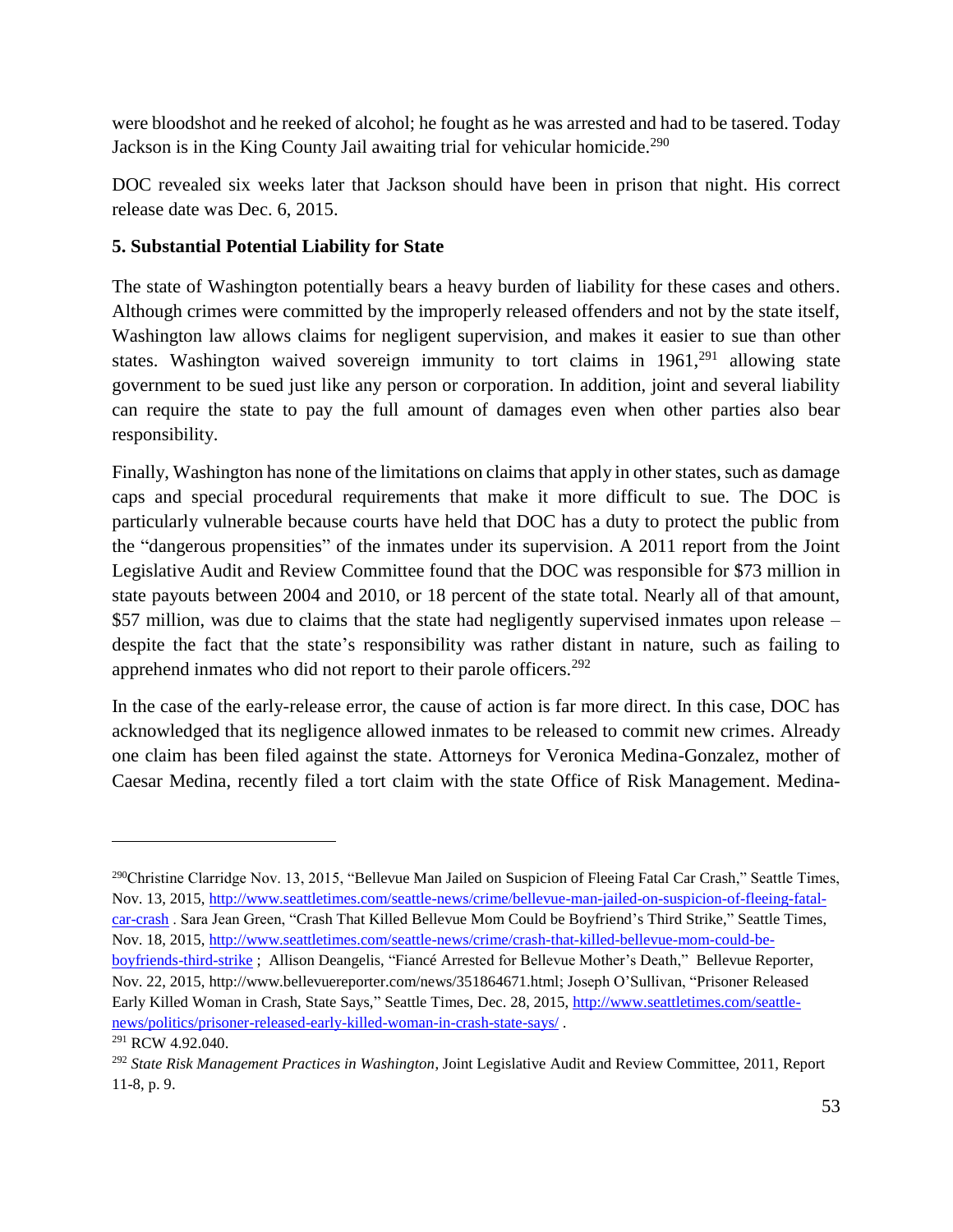were bloodshot and he reeked of alcohol; he fought as he was arrested and had to be tasered. Today Jackson is in the King County Jail awaiting trial for vehicular homicide.[290]

DOC revealed six weeks later that Jackson should have been in prison that night. His correct release date was Dec. 6, 2015.

**5. Substantial Potential Liability for State**

The state of Washington potentially bears a heavy burden of liability for these cases and others. Although crimes were committed by the improperly released offenders and not by the state itself, Washington law allows claims for negligent supervision, and makes it easier to sue than other states. Washington waived sovereign immunity to tort claims in 1961,[291] allowing state government to be sued just like any person or corporation. In addition, joint and several liability can require the state to pay the full amount of damages even when other parties also bear responsibility.

Finally, Washington has none of the limitations on claims that apply in other states, such as damage caps and special procedural requirements that make it more difficult to sue. The DOC is particularly vulnerable because courts have held that DOC has a duty to protect the public from the "dangerous propensities" of the inmates under its supervision. A 2011 report from the Joint Legislative Audit and Review Committee found that the DOC was responsible for $73 million in state payouts between 2004 and 2010, or 18 percent of the state total. Nearly all of that amount, $57 million, was due to claims that the state had negligently supervised inmates upon release – despite the fact that the state's responsibility was rather distant in nature, such as failing to apprehend inmates who did not report to their parole officers.[292]

In the case of the early-release error, the cause of action is far more direct. In this case, DOC has acknowledged that its negligence allowed inmates to be released to commit new crimes. Already one claim has been filed against the state. Attorneys for Veronica Medina-Gonzalez, mother of Caesar Medina, recently filed a tort claim with the state Office of Risk Management. Medina-

---

[290] Christine Clarridge Nov. 13, 2015, "Bellevue Man Jailed on Suspicion of Fleeing Fatal Car Crash," Seattle Times, Nov. 13, 2015, http://www.seattletimes.com/seattle-news/crime/bellevue-man-jailed-on-suspicion-of-fleeing-fatal-car-crash . Sara Jean Green, "Crash That Killed Bellevue Mom Could be Boyfriend's Third Strike," Seattle Times, Nov. 18, 2015, http://www.seattletimes.com/seattle-news/crime/crash-that-killed-bellevue-mom-could-be-boyfriends-third-strike ; Allison Deangelis, "Fiancé Arrested for Bellevue Mother's Death," Bellevue Reporter, Nov. 22, 2015, http://www.bellevuereporter.com/news/351864671.html; Joseph O'Sullivan, "Prisoner Released Early Killed Woman in Crash, State Says," Seattle Times, Dec. 28, 2015, http://www.seattletimes.com/seattle-news/politics/prisoner-released-early-killed-woman-in-crash-state-says/ .

[291] RCW 4.92.040.

[292] *State Risk Management Practices in Washington*, Joint Legislative Audit and Review Committee, 2011, Report 11-8, p. 9.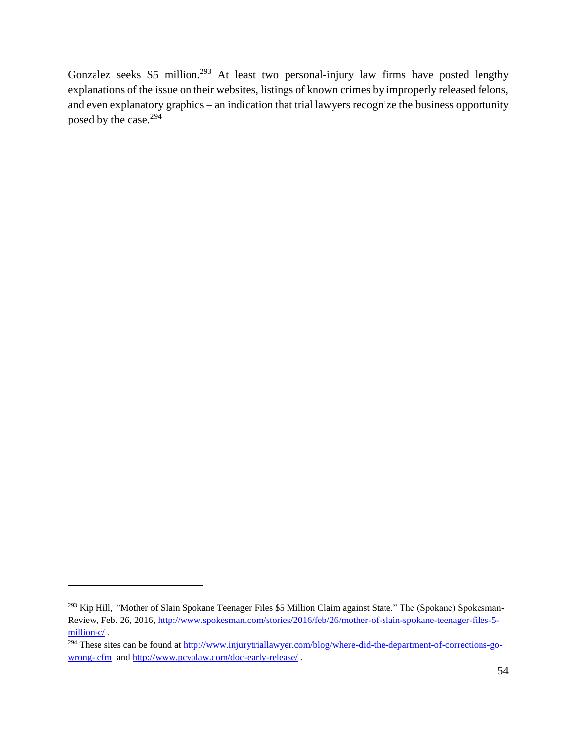Gonzalez seeks $5 million.[293] At least two personal-injury law firms have posted lengthy explanations of the issue on their websites, listings of known crimes by improperly released felons, and even explanatory graphics – an indication that trial lawyers recognize the business opportunity posed by the case.[294]

---

[293] Kip Hill, "Mother of Slain Spokane Teenager Files $5 Million Claim against State." The (Spokane) Spokesman-Review, Feb. 26, 2016, http://www.spokesman.com/stories/2016/feb/26/mother-of-slain-spokane-teenager-files-5-million-c/ .

[294] These sites can be found at http://www.injurytriallawyer.com/blog/where-did-the-department-of-corrections-go-wrong-.cfm and http://www.pcvalaw.com/doc-early-release/ .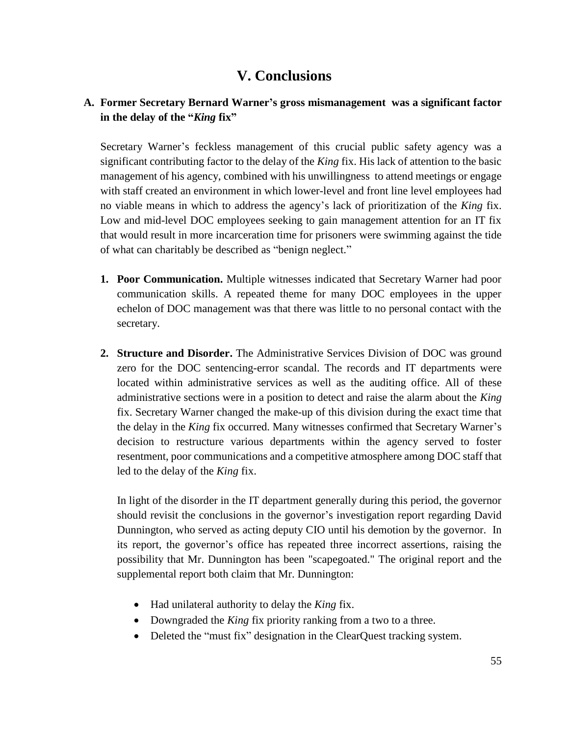# V. Conclusions

## A. Former Secretary Bernard Warner's gross mismanagement was a significant factor in the delay of the "*King* fix"

Secretary Warner's feckless management of this crucial public safety agency was a significant contributing factor to the delay of the *King* fix. His lack of attention to the basic management of his agency, combined with his unwillingness to attend meetings or engage with staff created an environment in which lower-level and front line level employees had no viable means in which to address the agency's lack of prioritization of the *King* fix. Low and mid-level DOC employees seeking to gain management attention for an IT fix that would result in more incarceration time for prisoners were swimming against the tide of what can charitably be described as "benign neglect."

1. **Poor Communication.** Multiple witnesses indicated that Secretary Warner had poor communication skills. A repeated theme for many DOC employees in the upper echelon of DOC management was that there was little to no personal contact with the secretary.

2. **Structure and Disorder.** The Administrative Services Division of DOC was ground zero for the DOC sentencing-error scandal. The records and IT departments were located within administrative services as well as the auditing office. All of these administrative sections were in a position to detect and raise the alarm about the *King* fix. Secretary Warner changed the make-up of this division during the exact time that the delay in the *King* fix occurred. Many witnesses confirmed that Secretary Warner's decision to restructure various departments within the agency served to foster resentment, poor communications and a competitive atmosphere among DOC staff that led to the delay of the *King* fix.

   In light of the disorder in the IT department generally during this period, the governor should revisit the conclusions in the governor's investigation report regarding David Dunnington, who served as acting deputy CIO until his demotion by the governor. In its report, the governor's office has repeated three incorrect assertions, raising the possibility that Mr. Dunnington has been "scapegoated." The original report and the supplemental report both claim that Mr. Dunnington:

   - Had unilateral authority to delay the *King* fix.
   - Downgraded the *King* fix priority ranking from a two to a three.
   - Deleted the "must fix" designation in the ClearQuest tracking system.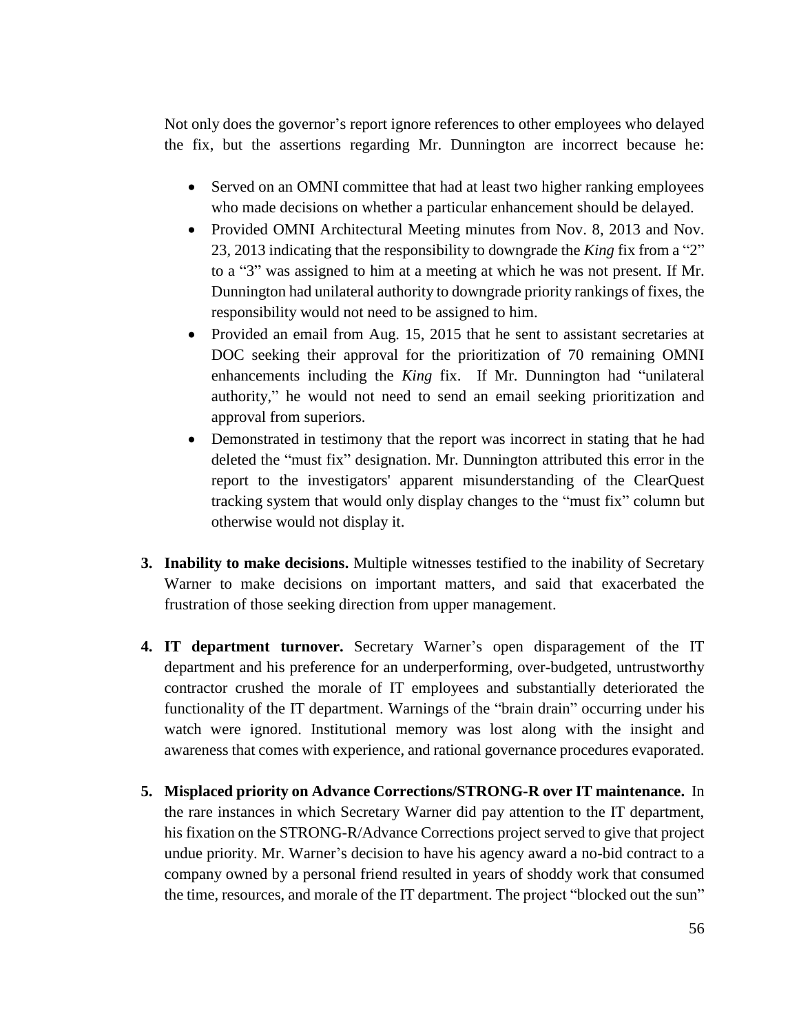Not only does the governor's report ignore references to other employees who delayed the fix, but the assertions regarding Mr. Dunnington are incorrect because he:

- Served on an OMNI committee that had at least two higher ranking employees who made decisions on whether a particular enhancement should be delayed.
- Provided OMNI Architectural Meeting minutes from Nov. 8, 2013 and Nov. 23, 2013 indicating that the responsibility to downgrade the *King* fix from a "2" to a "3" was assigned to him at a meeting at which he was not present. If Mr. Dunnington had unilateral authority to downgrade priority rankings of fixes, the responsibility would not need to be assigned to him.
- Provided an email from Aug. 15, 2015 that he sent to assistant secretaries at DOC seeking their approval for the prioritization of 70 remaining OMNI enhancements including the *King* fix. If Mr. Dunnington had "unilateral authority," he would not need to send an email seeking prioritization and approval from superiors.
- Demonstrated in testimony that the report was incorrect in stating that he had deleted the "must fix" designation. Mr. Dunnington attributed this error in the report to the investigators' apparent misunderstanding of the ClearQuest tracking system that would only display changes to the "must fix" column but otherwise would not display it.

3. **Inability to make decisions.** Multiple witnesses testified to the inability of Secretary Warner to make decisions on important matters, and said that exacerbated the frustration of those seeking direction from upper management.

4. **IT department turnover.** Secretary Warner's open disparagement of the IT department and his preference for an underperforming, over-budgeted, untrustworthy contractor crushed the morale of IT employees and substantially deteriorated the functionality of the IT department. Warnings of the "brain drain" occurring under his watch were ignored. Institutional memory was lost along with the insight and awareness that comes with experience, and rational governance procedures evaporated.

5. **Misplaced priority on Advance Corrections/STRONG-R over IT maintenance.** In the rare instances in which Secretary Warner did pay attention to the IT department, his fixation on the STRONG-R/Advance Corrections project served to give that project undue priority. Mr. Warner's decision to have his agency award a no-bid contract to a company owned by a personal friend resulted in years of shoddy work that consumed the time, resources, and morale of the IT department. The project "blocked out the sun"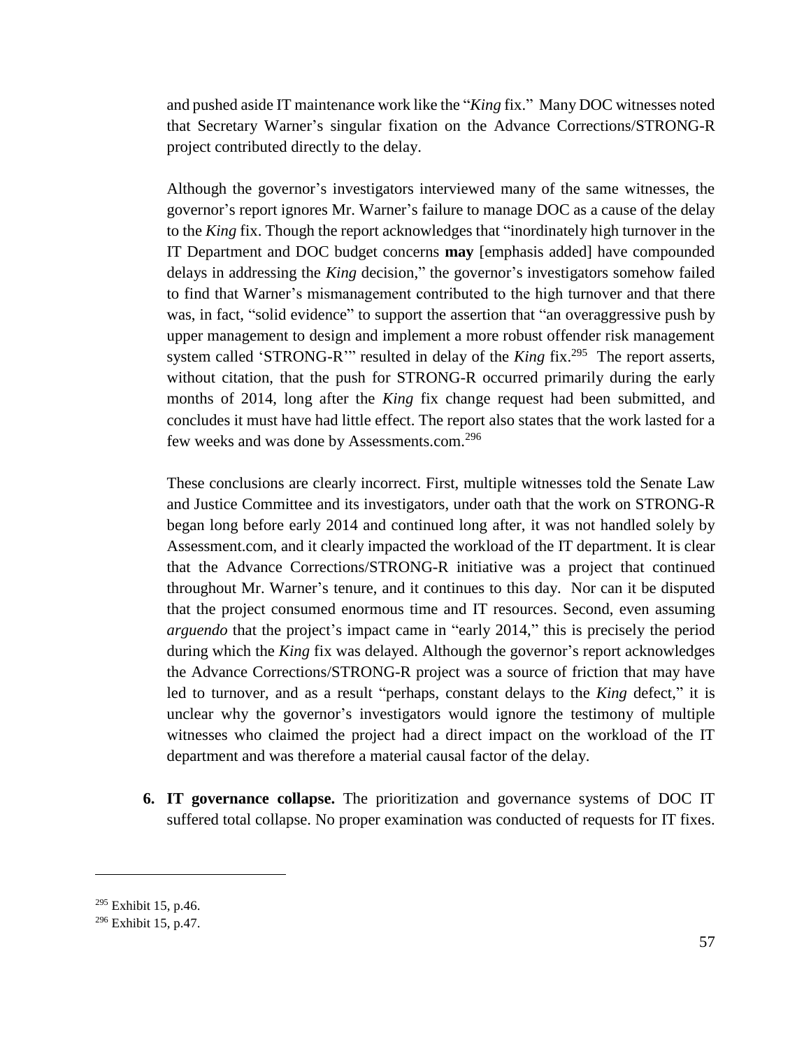and pushed aside IT maintenance work like the "*King* fix." Many DOC witnesses noted that Secretary Warner's singular fixation on the Advance Corrections/STRONG-R project contributed directly to the delay.

Although the governor's investigators interviewed many of the same witnesses, the governor's report ignores Mr. Warner's failure to manage DOC as a cause of the delay to the *King* fix. Though the report acknowledges that "inordinately high turnover in the IT Department and DOC budget concerns **may** [emphasis added] have compounded delays in addressing the *King* decision," the governor's investigators somehow failed to find that Warner's mismanagement contributed to the high turnover and that there was, in fact, "solid evidence" to support the assertion that "an overaggressive push by upper management to design and implement a more robust offender risk management system called 'STRONG-R'" resulted in delay of the *King* fix.[295] The report asserts, without citation, that the push for STRONG-R occurred primarily during the early months of 2014, long after the *King* fix change request had been submitted, and concludes it must have had little effect. The report also states that the work lasted for a few weeks and was done by Assessments.com.[296]

These conclusions are clearly incorrect. First, multiple witnesses told the Senate Law and Justice Committee and its investigators, under oath that the work on STRONG-R began long before early 2014 and continued long after, it was not handled solely by Assessment.com, and it clearly impacted the workload of the IT department. It is clear that the Advance Corrections/STRONG-R initiative was a project that continued throughout Mr. Warner's tenure, and it continues to this day. Nor can it be disputed that the project consumed enormous time and IT resources. Second, even assuming *arguendo* that the project's impact came in "early 2014," this is precisely the period during which the *King* fix was delayed. Although the governor's report acknowledges the Advance Corrections/STRONG-R project was a source of friction that may have led to turnover, and as a result "perhaps, constant delays to the *King* defect," it is unclear why the governor's investigators would ignore the testimony of multiple witnesses who claimed the project had a direct impact on the workload of the IT department and was therefore a material causal factor of the delay.

6. **IT governance collapse.** The prioritization and governance systems of DOC IT suffered total collapse. No proper examination was conducted of requests for IT fixes.

---

[295] Exhibit 15, p.46.

[296] Exhibit 15, p.47.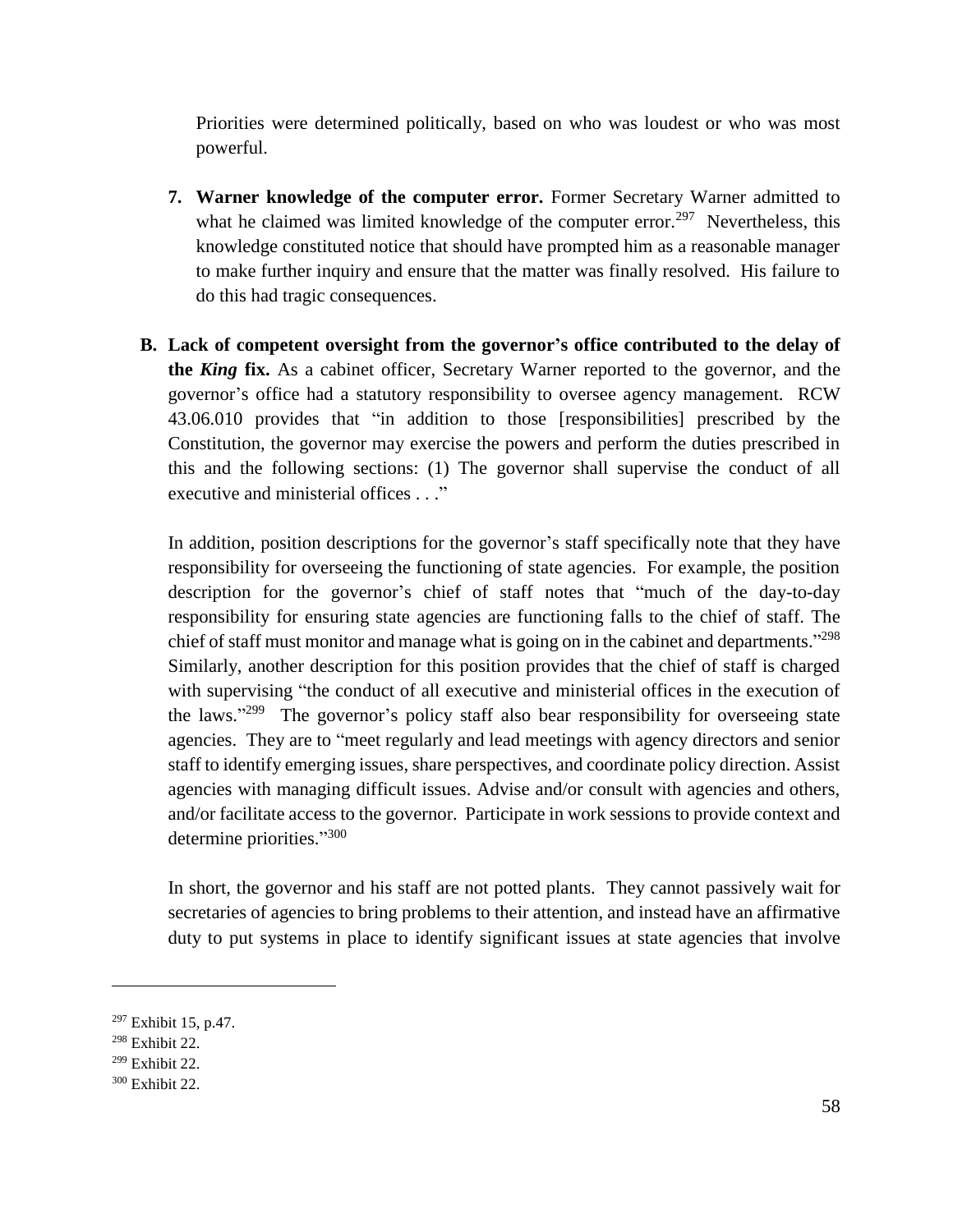Priorities were determined politically, based on who was loudest or who was most powerful.

7. **Warner knowledge of the computer error.** Former Secretary Warner admitted to what he claimed was limited knowledge of the computer error.[297] Nevertheless, this knowledge constituted notice that should have prompted him as a reasonable manager to make further inquiry and ensure that the matter was finally resolved. His failure to do this had tragic consequences.

**B. Lack of competent oversight from the governor's office contributed to the delay of the *King* fix.** As a cabinet officer, Secretary Warner reported to the governor, and the governor's office had a statutory responsibility to oversee agency management. RCW 43.06.010 provides that "in addition to those [responsibilities] prescribed by the Constitution, the governor may exercise the powers and perform the duties prescribed in this and the following sections: (1) The governor shall supervise the conduct of all executive and ministerial offices . . ."

In addition, position descriptions for the governor's staff specifically note that they have responsibility for overseeing the functioning of state agencies. For example, the position description for the governor's chief of staff notes that "much of the day-to-day responsibility for ensuring state agencies are functioning falls to the chief of staff. The chief of staff must monitor and manage what is going on in the cabinet and departments."[298] Similarly, another description for this position provides that the chief of staff is charged with supervising "the conduct of all executive and ministerial offices in the execution of the laws."[299] The governor's policy staff also bear responsibility for overseeing state agencies. They are to "meet regularly and lead meetings with agency directors and senior staff to identify emerging issues, share perspectives, and coordinate policy direction. Assist agencies with managing difficult issues. Advise and/or consult with agencies and others, and/or facilitate access to the governor. Participate in work sessions to provide context and determine priorities."[300]

In short, the governor and his staff are not potted plants. They cannot passively wait for secretaries of agencies to bring problems to their attention, and instead have an affirmative duty to put systems in place to identify significant issues at state agencies that involve

---

[297] Exhibit 15, p.47.

[298] Exhibit 22.

[299] Exhibit 22.

[300] Exhibit 22.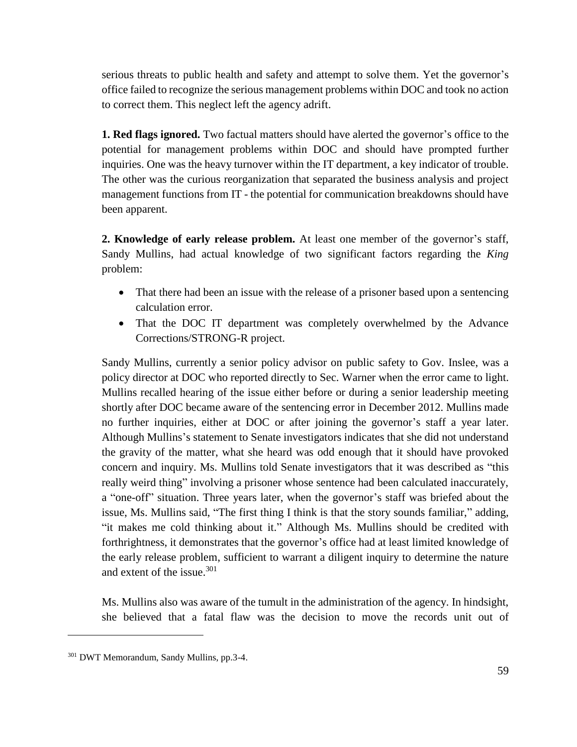serious threats to public health and safety and attempt to solve them. Yet the governor's office failed to recognize the serious management problems within DOC and took no action to correct them. This neglect left the agency adrift.

**1. Red flags ignored.** Two factual matters should have alerted the governor's office to the potential for management problems within DOC and should have prompted further inquiries. One was the heavy turnover within the IT department, a key indicator of trouble. The other was the curious reorganization that separated the business analysis and project management functions from IT - the potential for communication breakdowns should have been apparent.

**2. Knowledge of early release problem.** At least one member of the governor's staff, Sandy Mullins, had actual knowledge of two significant factors regarding the *King* problem:

- That there had been an issue with the release of a prisoner based upon a sentencing calculation error.
- That the DOC IT department was completely overwhelmed by the Advance Corrections/STRONG-R project.

Sandy Mullins, currently a senior policy advisor on public safety to Gov. Inslee, was a policy director at DOC who reported directly to Sec. Warner when the error came to light. Mullins recalled hearing of the issue either before or during a senior leadership meeting shortly after DOC became aware of the sentencing error in December 2012. Mullins made no further inquiries, either at DOC or after joining the governor's staff a year later. Although Mullins's statement to Senate investigators indicates that she did not understand the gravity of the matter, what she heard was odd enough that it should have provoked concern and inquiry. Ms. Mullins told Senate investigators that it was described as "this really weird thing" involving a prisoner whose sentence had been calculated inaccurately, a "one-off" situation. Three years later, when the governor's staff was briefed about the issue, Ms. Mullins said, "The first thing I think is that the story sounds familiar," adding, "it makes me cold thinking about it." Although Ms. Mullins should be credited with forthrightness, it demonstrates that the governor's office had at least limited knowledge of the early release problem, sufficient to warrant a diligent inquiry to determine the nature and extent of the issue.[301]

Ms. Mullins also was aware of the tumult in the administration of the agency. In hindsight, she believed that a fatal flaw was the decision to move the records unit out of

---

[301] DWT Memorandum, Sandy Mullins, pp.3-4.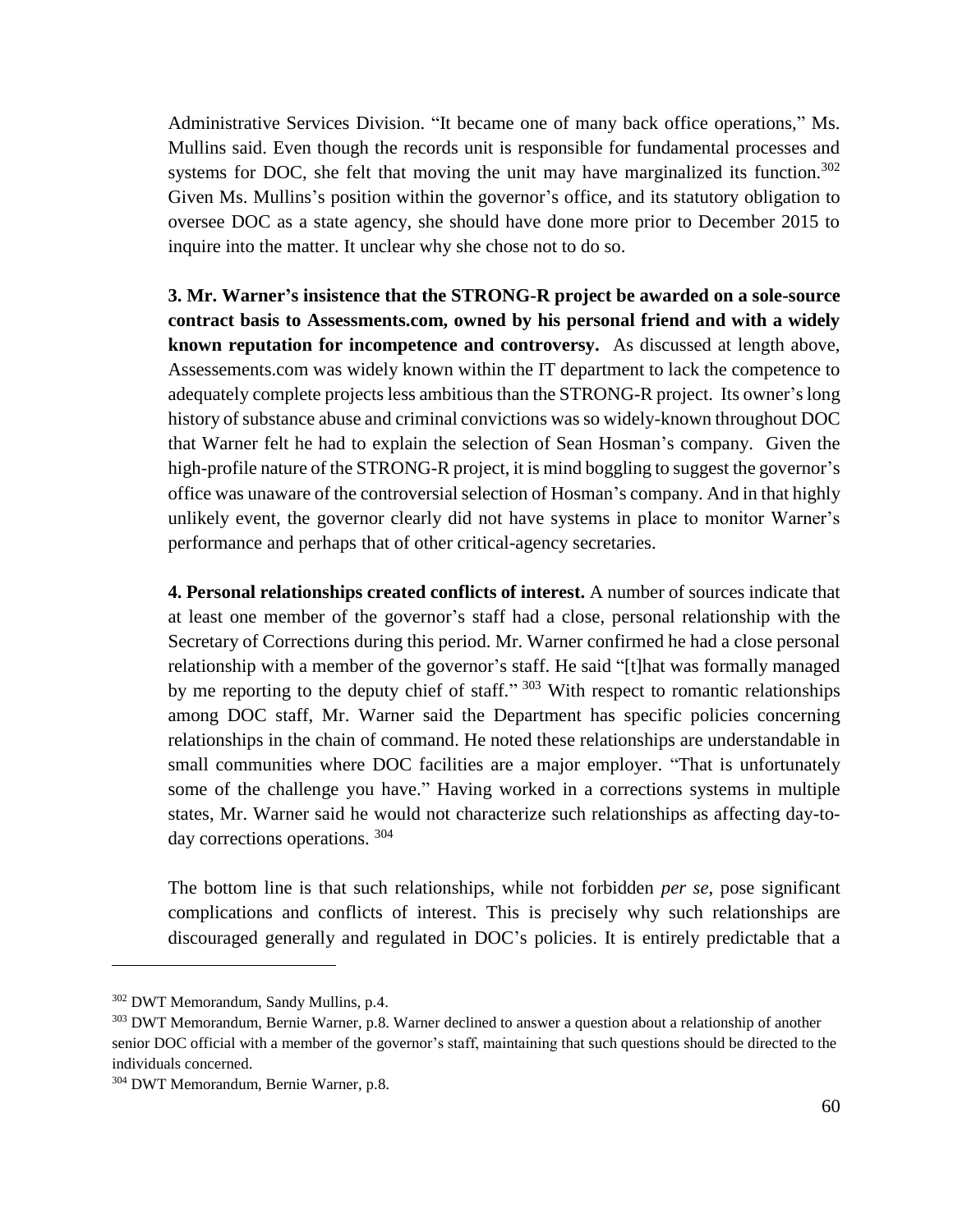Administrative Services Division. "It became one of many back office operations," Ms. Mullins said. Even though the records unit is responsible for fundamental processes and systems for DOC, she felt that moving the unit may have marginalized its function.[302] Given Ms. Mullins's position within the governor's office, and its statutory obligation to oversee DOC as a state agency, she should have done more prior to December 2015 to inquire into the matter. It unclear why she chose not to do so.

**3. Mr. Warner's insistence that the STRONG-R project be awarded on a sole-source contract basis to Assessments.com, owned by his personal friend and with a widely known reputation for incompetence and controversy.** As discussed at length above, Assessements.com was widely known within the IT department to lack the competence to adequately complete projects less ambitious than the STRONG-R project. Its owner's long history of substance abuse and criminal convictions was so widely-known throughout DOC that Warner felt he had to explain the selection of Sean Hosman's company. Given the high-profile nature of the STRONG-R project, it is mind boggling to suggest the governor's office was unaware of the controversial selection of Hosman's company. And in that highly unlikely event, the governor clearly did not have systems in place to monitor Warner's performance and perhaps that of other critical-agency secretaries.

**4. Personal relationships created conflicts of interest.** A number of sources indicate that at least one member of the governor's staff had a close, personal relationship with the Secretary of Corrections during this period. Mr. Warner confirmed he had a close personal relationship with a member of the governor's staff. He said "[t]hat was formally managed by me reporting to the deputy chief of staff." [303] With respect to romantic relationships among DOC staff, Mr. Warner said the Department has specific policies concerning relationships in the chain of command. He noted these relationships are understandable in small communities where DOC facilities are a major employer. "That is unfortunately some of the challenge you have." Having worked in a corrections systems in multiple states, Mr. Warner said he would not characterize such relationships as affecting day-to-day corrections operations. [304]

The bottom line is that such relationships, while not forbidden *per se*, pose significant complications and conflicts of interest. This is precisely why such relationships are discouraged generally and regulated in DOC's policies. It is entirely predictable that a

---

[302] DWT Memorandum, Sandy Mullins, p.4.

[303] DWT Memorandum, Bernie Warner, p.8. Warner declined to answer a question about a relationship of another senior DOC official with a member of the governor's staff, maintaining that such questions should be directed to the individuals concerned.

[304] DWT Memorandum, Bernie Warner, p.8.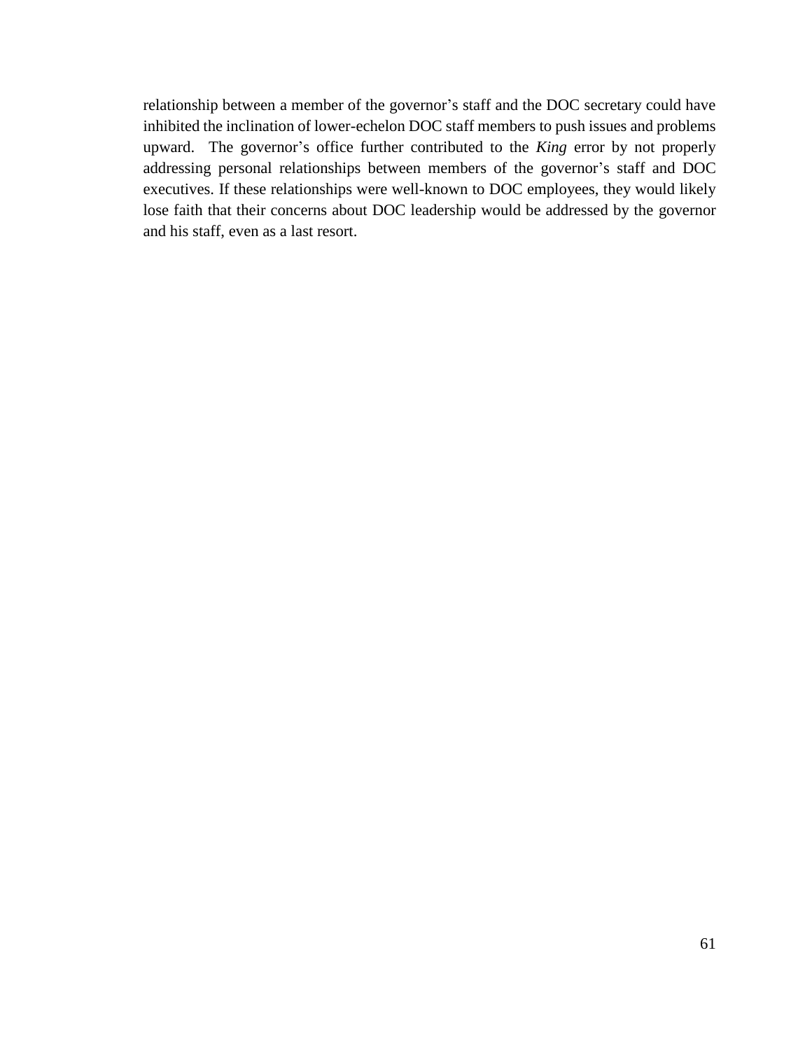relationship between a member of the governor's staff and the DOC secretary could have inhibited the inclination of lower-echelon DOC staff members to push issues and problems upward. The governor's office further contributed to the *King* error by not properly addressing personal relationships between members of the governor's staff and DOC executives. If these relationships were well-known to DOC employees, they would likely lose faith that their concerns about DOC leadership would be addressed by the governor and his staff, even as a last resort.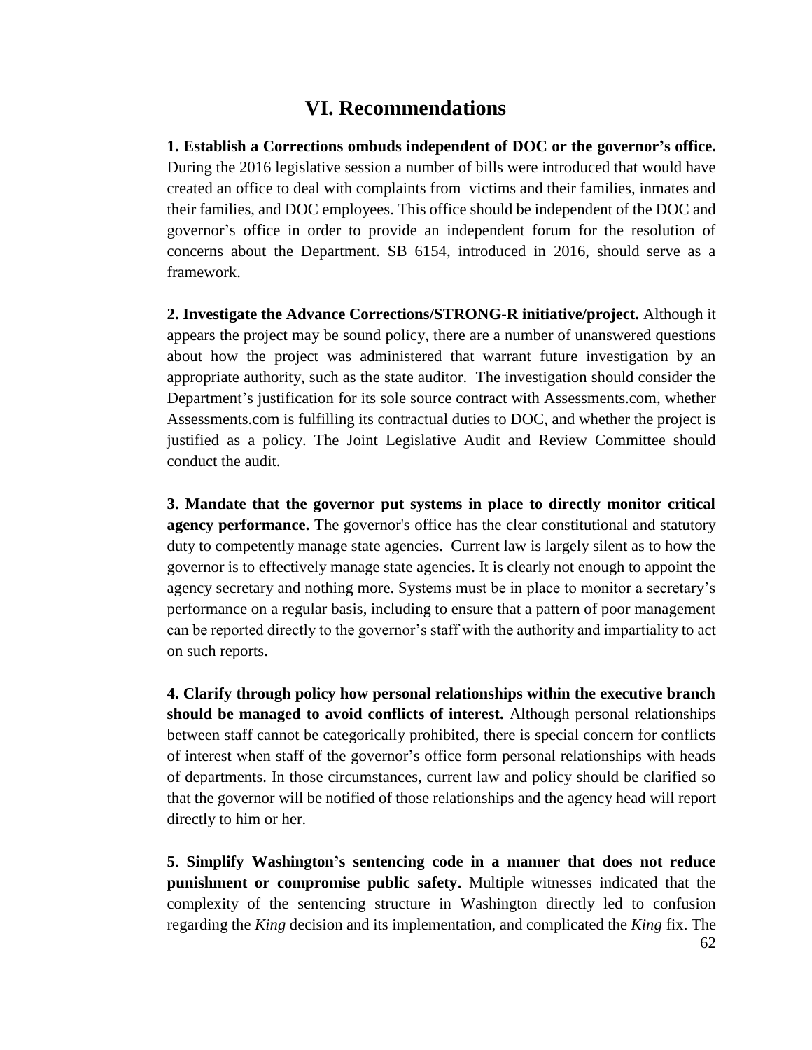# VI. Recommendations

**1. Establish a Corrections ombuds independent of DOC or the governor's office.** During the 2016 legislative session a number of bills were introduced that would have created an office to deal with complaints from victims and their families, inmates and their families, and DOC employees. This office should be independent of the DOC and governor's office in order to provide an independent forum for the resolution of concerns about the Department. SB 6154, introduced in 2016, should serve as a framework.

**2. Investigate the Advance Corrections/STRONG-R initiative/project.** Although it appears the project may be sound policy, there are a number of unanswered questions about how the project was administered that warrant future investigation by an appropriate authority, such as the state auditor. The investigation should consider the Department's justification for its sole source contract with Assessments.com, whether Assessments.com is fulfilling its contractual duties to DOC, and whether the project is justified as a policy. The Joint Legislative Audit and Review Committee should conduct the audit.

**3. Mandate that the governor put systems in place to directly monitor critical agency performance.** The governor's office has the clear constitutional and statutory duty to competently manage state agencies. Current law is largely silent as to how the governor is to effectively manage state agencies. It is clearly not enough to appoint the agency secretary and nothing more. Systems must be in place to monitor a secretary's performance on a regular basis, including to ensure that a pattern of poor management can be reported directly to the governor's staff with the authority and impartiality to act on such reports.

**4. Clarify through policy how personal relationships within the executive branch should be managed to avoid conflicts of interest.** Although personal relationships between staff cannot be categorically prohibited, there is special concern for conflicts of interest when staff of the governor's office form personal relationships with heads of departments. In those circumstances, current law and policy should be clarified so that the governor will be notified of those relationships and the agency head will report directly to him or her.

**5. Simplify Washington's sentencing code in a manner that does not reduce punishment or compromise public safety.** Multiple witnesses indicated that the complexity of the sentencing structure in Washington directly led to confusion regarding the *King* decision and its implementation, and complicated the *King* fix. The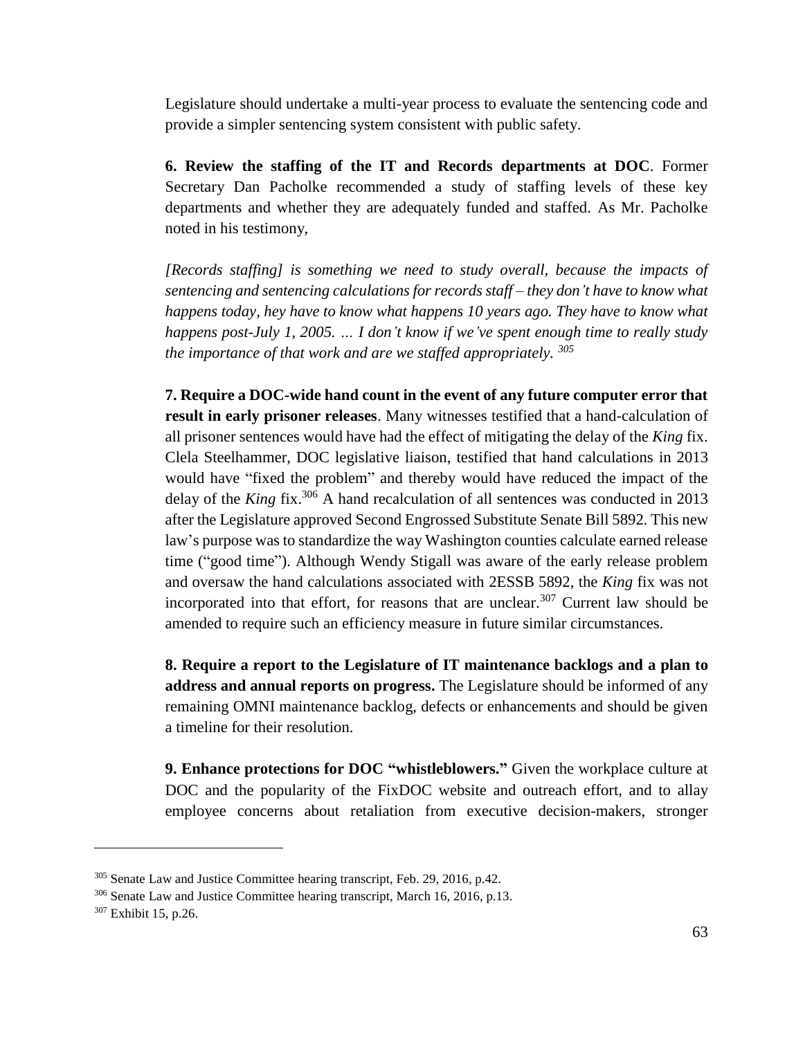Legislature should undertake a multi-year process to evaluate the sentencing code and provide a simpler sentencing system consistent with public safety.

**6. Review the staffing of the IT and Records departments at DOC**. Former Secretary Dan Pacholke recommended a study of staffing levels of these key departments and whether they are adequately funded and staffed. As Mr. Pacholke noted in his testimony,

*[Records staffing] is something we need to study overall, because the impacts of sentencing and sentencing calculations for records staff – they don't have to know what happens today, hey have to know what happens 10 years ago. They have to know what happens post-July 1, 2005. … I don't know if we've spent enough time to really study the importance of that work and are we staffed appropriately.* [305]

**7. Require a DOC-wide hand count in the event of any future computer error that result in early prisoner releases**. Many witnesses testified that a hand-calculation of all prisoner sentences would have had the effect of mitigating the delay of the *King* fix. Clela Steelhammer, DOC legislative liaison, testified that hand calculations in 2013 would have "fixed the problem" and thereby would have reduced the impact of the delay of the *King* fix.[306] A hand recalculation of all sentences was conducted in 2013 after the Legislature approved Second Engrossed Substitute Senate Bill 5892. This new law's purpose was to standardize the way Washington counties calculate earned release time ("good time"). Although Wendy Stigall was aware of the early release problem and oversaw the hand calculations associated with 2ESSB 5892, the *King* fix was not incorporated into that effort, for reasons that are unclear.[307] Current law should be amended to require such an efficiency measure in future similar circumstances.

**8. Require a report to the Legislature of IT maintenance backlogs and a plan to address and annual reports on progress.** The Legislature should be informed of any remaining OMNI maintenance backlog, defects or enhancements and should be given a timeline for their resolution.

**9. Enhance protections for DOC "whistleblowers."** Given the workplace culture at DOC and the popularity of the FixDOC website and outreach effort, and to allay employee concerns about retaliation from executive decision-makers, stronger

---

[305] Senate Law and Justice Committee hearing transcript, Feb. 29, 2016, p.42.

[306] Senate Law and Justice Committee hearing transcript, March 16, 2016, p.13.

[307] Exhibit 15, p.26.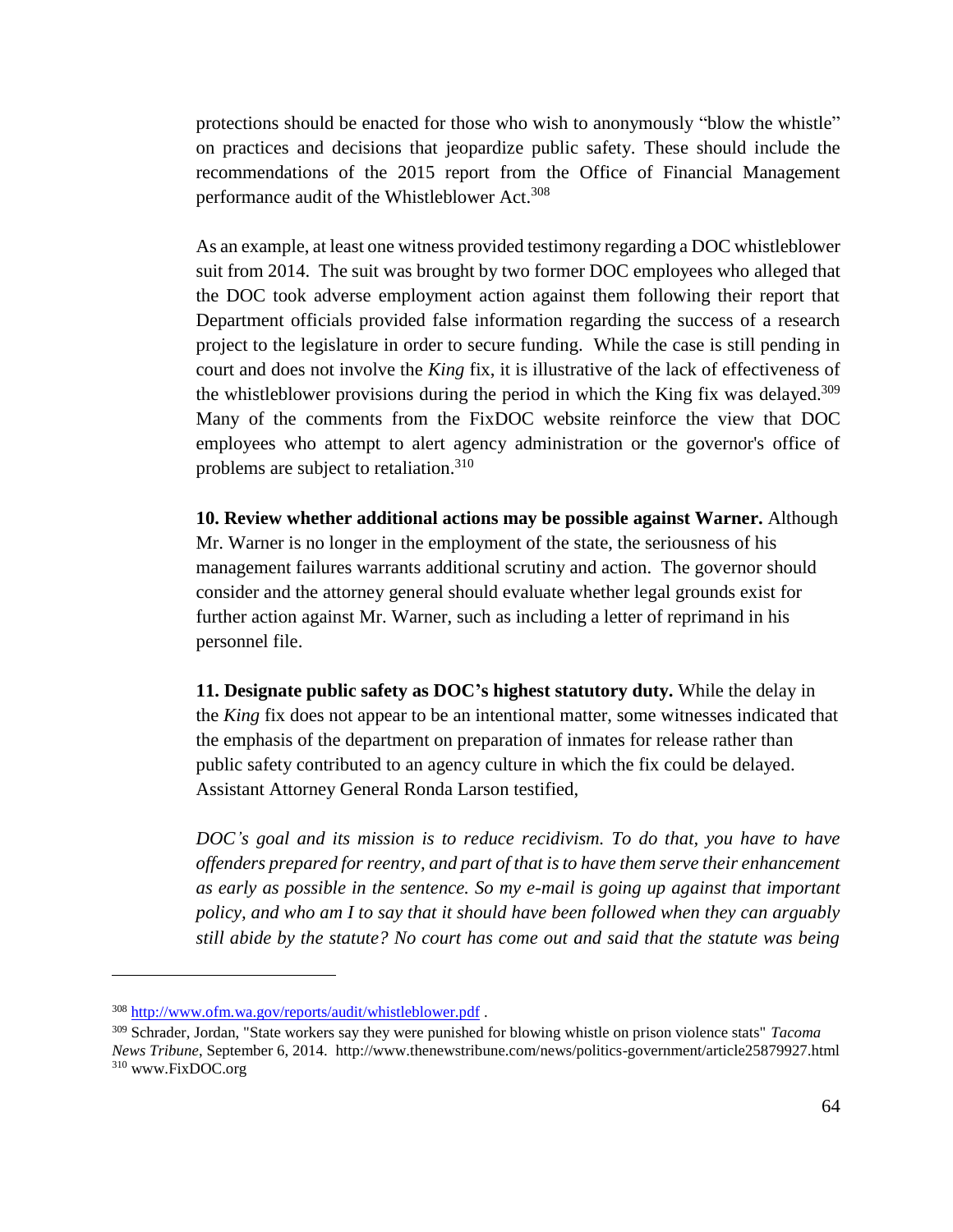protections should be enacted for those who wish to anonymously "blow the whistle" on practices and decisions that jeopardize public safety. These should include the recommendations of the 2015 report from the Office of Financial Management performance audit of the Whistleblower Act.[308]

As an example, at least one witness provided testimony regarding a DOC whistleblower suit from 2014. The suit was brought by two former DOC employees who alleged that the DOC took adverse employment action against them following their report that Department officials provided false information regarding the success of a research project to the legislature in order to secure funding. While the case is still pending in court and does not involve the *King* fix, it is illustrative of the lack of effectiveness of the whistleblower provisions during the period in which the King fix was delayed.[309] Many of the comments from the FixDOC website reinforce the view that DOC employees who attempt to alert agency administration or the governor's office of problems are subject to retaliation.[310]

**10. Review whether additional actions may be possible against Warner.** Although Mr. Warner is no longer in the employment of the state, the seriousness of his management failures warrants additional scrutiny and action. The governor should consider and the attorney general should evaluate whether legal grounds exist for further action against Mr. Warner, such as including a letter of reprimand in his personnel file.

**11. Designate public safety as DOC's highest statutory duty.** While the delay in the *King* fix does not appear to be an intentional matter, some witnesses indicated that the emphasis of the department on preparation of inmates for release rather than public safety contributed to an agency culture in which the fix could be delayed. Assistant Attorney General Ronda Larson testified,

*DOC's goal and its mission is to reduce recidivism. To do that, you have to have offenders prepared for reentry, and part of that is to have them serve their enhancement as early as possible in the sentence. So my e-mail is going up against that important policy, and who am I to say that it should have been followed when they can arguably still abide by the statute? No court has come out and said that the statute was being*

---

[308] http://www.ofm.wa.gov/reports/audit/whistleblower.pdf .

[309] Schrader, Jordan, "State workers say they were punished for blowing whistle on prison violence stats" *Tacoma News Tribune*, September 6, 2014. http://www.thenewstribune.com/news/politics-government/article25879927.html

[310] www.FixDOC.org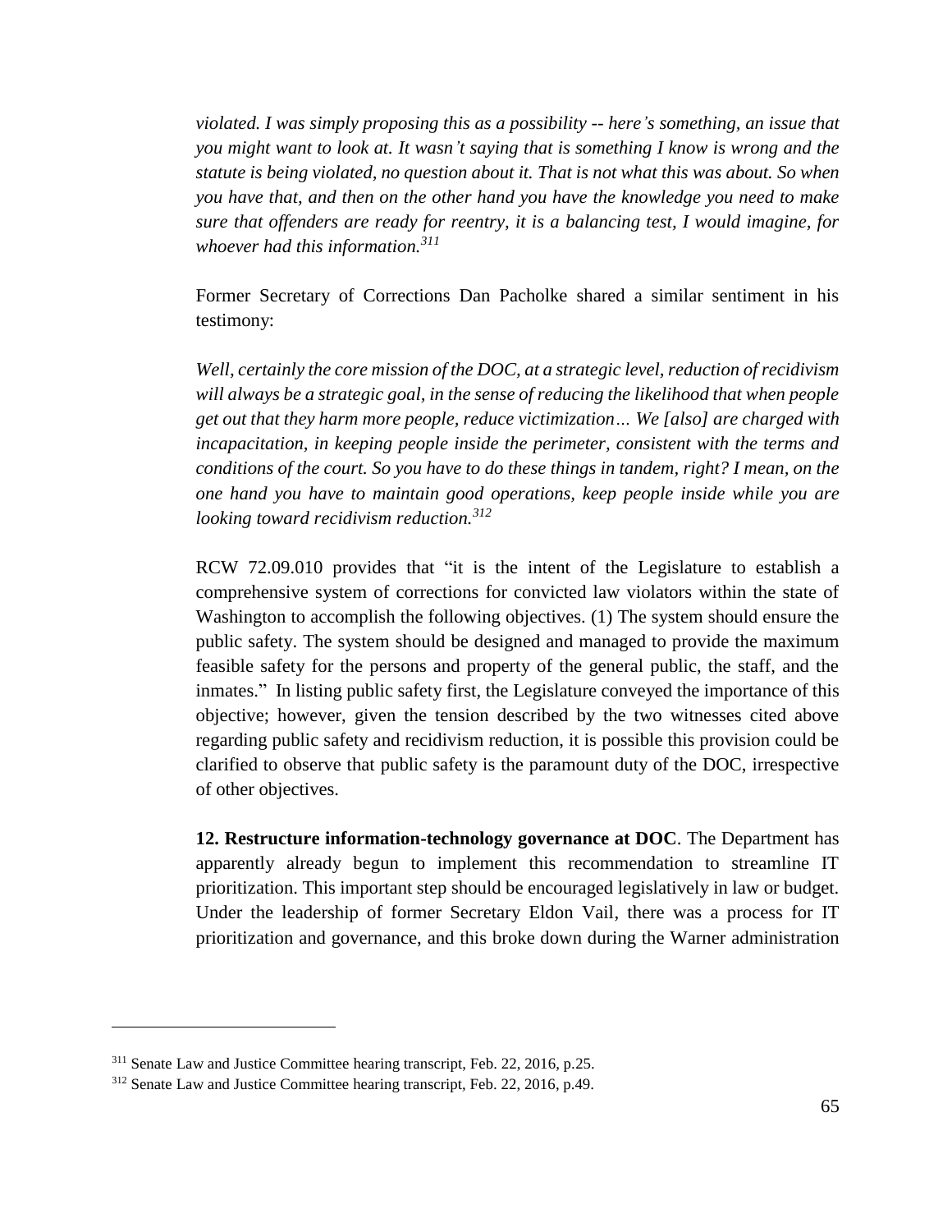*violated. I was simply proposing this as a possibility -- here's something, an issue that you might want to look at. It wasn't saying that is something I know is wrong and the statute is being violated, no question about it. That is not what this was about. So when you have that, and then on the other hand you have the knowledge you need to make sure that offenders are ready for reentry, it is a balancing test, I would imagine, for whoever had this information.*[311]

Former Secretary of Corrections Dan Pacholke shared a similar sentiment in his testimony:

*Well, certainly the core mission of the DOC, at a strategic level, reduction of recidivism will always be a strategic goal, in the sense of reducing the likelihood that when people get out that they harm more people, reduce victimization… We [also] are charged with incapacitation, in keeping people inside the perimeter, consistent with the terms and conditions of the court. So you have to do these things in tandem, right? I mean, on the one hand you have to maintain good operations, keep people inside while you are looking toward recidivism reduction.*[312]

RCW 72.09.010 provides that "it is the intent of the Legislature to establish a comprehensive system of corrections for convicted law violators within the state of Washington to accomplish the following objectives. (1) The system should ensure the public safety. The system should be designed and managed to provide the maximum feasible safety for the persons and property of the general public, the staff, and the inmates." In listing public safety first, the Legislature conveyed the importance of this objective; however, given the tension described by the two witnesses cited above regarding public safety and recidivism reduction, it is possible this provision could be clarified to observe that public safety is the paramount duty of the DOC, irrespective of other objectives.

**12. Restructure information-technology governance at DOC**. The Department has apparently already begun to implement this recommendation to streamline IT prioritization. This important step should be encouraged legislatively in law or budget. Under the leadership of former Secretary Eldon Vail, there was a process for IT prioritization and governance, and this broke down during the Warner administration

[311] Senate Law and Justice Committee hearing transcript, Feb. 22, 2016, p.25.

[312] Senate Law and Justice Committee hearing transcript, Feb. 22, 2016, p.49.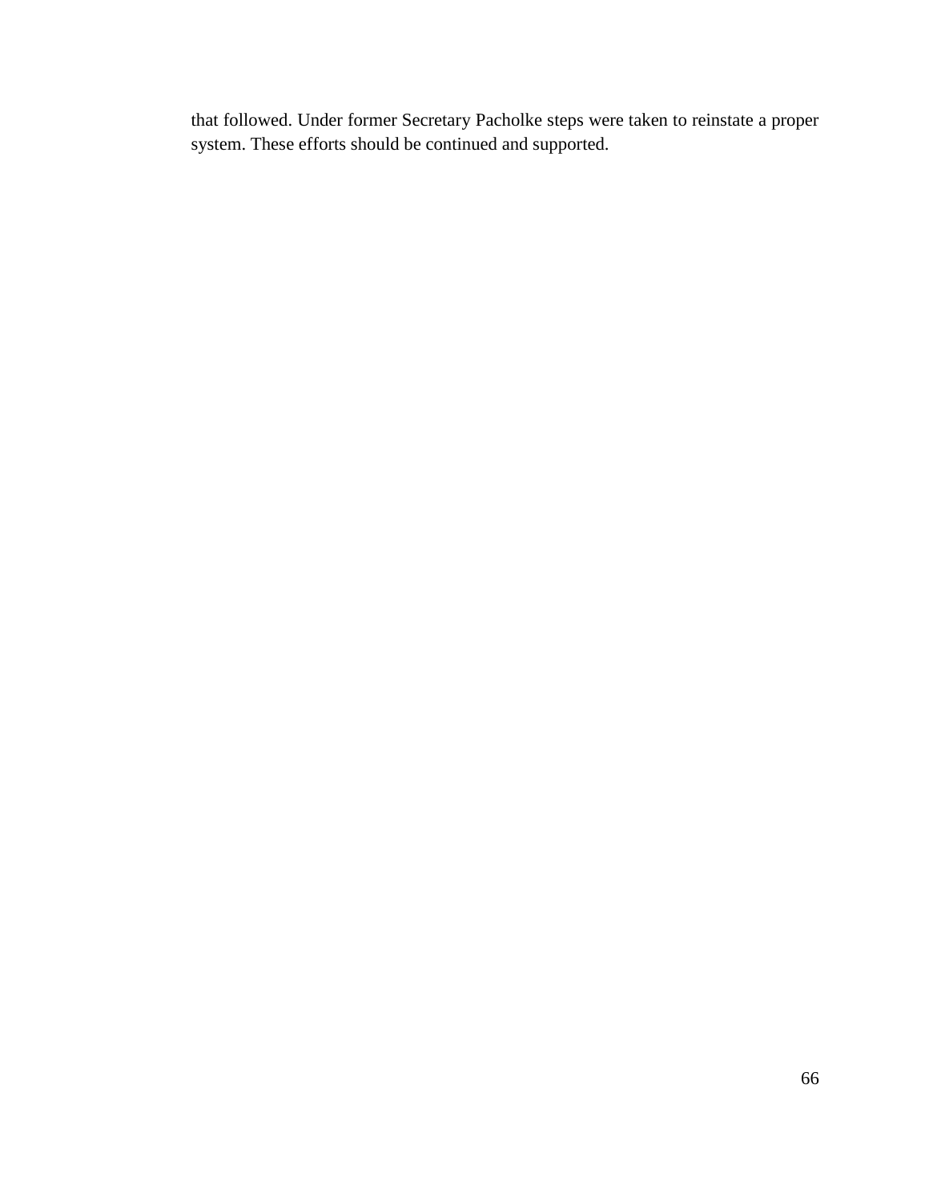that followed. Under former Secretary Pacholke steps were taken to reinstate a proper system. These efforts should be continued and supported.